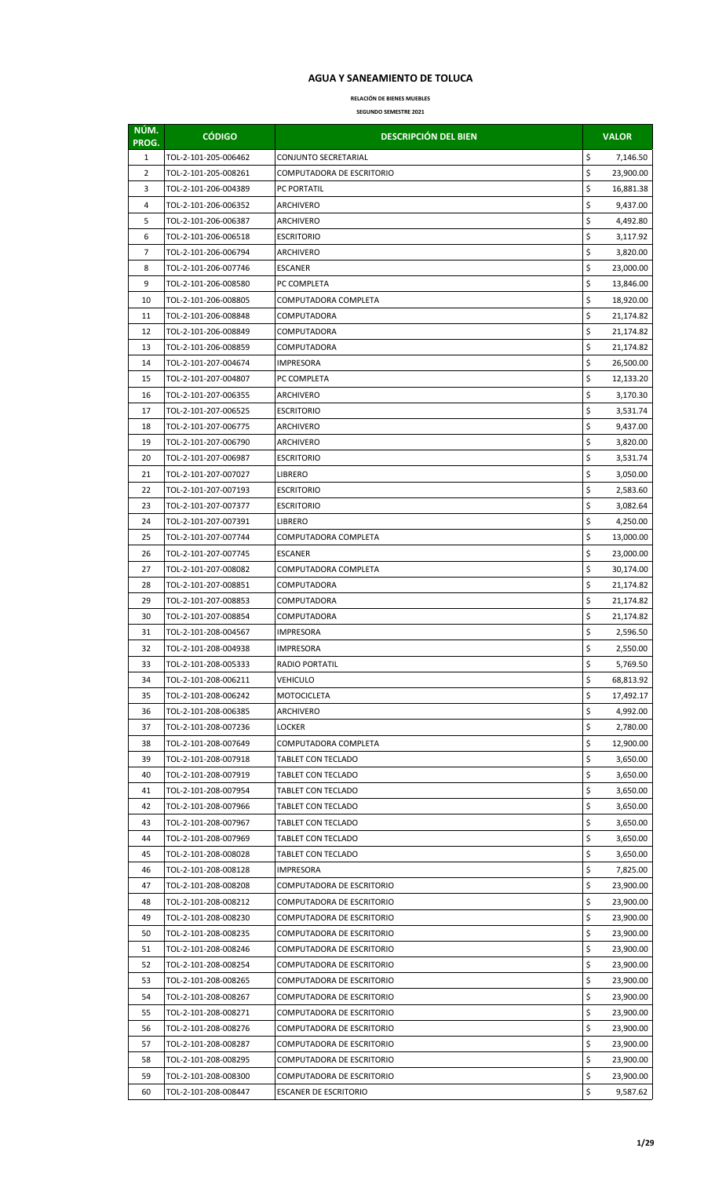# AGUA Y SANEAMIENTO DE TOLUCA

**RELACIÓN DE BIENES MUEBLES**

**SEGUNDO SEMESTRE 2021**

| NÚM. PROG. | CÓDIGO | DESCRIPCIÓN DEL BIEN | VALOR |
|---|---|---|---|
| 1 | TOL-2-101-205-006462 | CONJUNTO SECRETARIAL | $ 7,146.50 |
| 2 | TOL-2-101-205-008261 | COMPUTADORA DE ESCRITORIO | $ 23,900.00 |
| 3 | TOL-2-101-206-004389 | PC PORTATIL | $ 16,881.38 |
| 4 | TOL-2-101-206-006352 | ARCHIVERO | $ 9,437.00 |
| 5 | TOL-2-101-206-006387 | ARCHIVERO | $ 4,492.80 |
| 6 | TOL-2-101-206-006518 | ESCRITORIO | $ 3,117.92 |
| 7 | TOL-2-101-206-006794 | ARCHIVERO | $ 3,820.00 |
| 8 | TOL-2-101-206-007746 | ESCANER | $ 23,000.00 |
| 9 | TOL-2-101-206-008580 | PC COMPLETA | $ 13,846.00 |
| 10 | TOL-2-101-206-008805 | COMPUTADORA COMPLETA | $ 18,920.00 |
| 11 | TOL-2-101-206-008848 | COMPUTADORA | $ 21,174.82 |
| 12 | TOL-2-101-206-008849 | COMPUTADORA | $ 21,174.82 |
| 13 | TOL-2-101-206-008859 | COMPUTADORA | $ 21,174.82 |
| 14 | TOL-2-101-207-004674 | IMPRESORA | $ 26,500.00 |
| 15 | TOL-2-101-207-004807 | PC COMPLETA | $ 12,133.20 |
| 16 | TOL-2-101-207-006355 | ARCHIVERO | $ 3,170.30 |
| 17 | TOL-2-101-207-006525 | ESCRITORIO | $ 3,531.74 |
| 18 | TOL-2-101-207-006775 | ARCHIVERO | $ 9,437.00 |
| 19 | TOL-2-101-207-006790 | ARCHIVERO | $ 3,820.00 |
| 20 | TOL-2-101-207-006987 | ESCRITORIO | $ 3,531.74 |
| 21 | TOL-2-101-207-007027 | LIBRERO | $ 3,050.00 |
| 22 | TOL-2-101-207-007193 | ESCRITORIO | $ 2,583.60 |
| 23 | TOL-2-101-207-007377 | ESCRITORIO | $ 3,082.64 |
| 24 | TOL-2-101-207-007391 | LIBRERO | $ 4,250.00 |
| 25 | TOL-2-101-207-007744 | COMPUTADORA COMPLETA | $ 13,000.00 |
| 26 | TOL-2-101-207-007745 | ESCANER | $ 23,000.00 |
| 27 | TOL-2-101-207-008082 | COMPUTADORA COMPLETA | $ 30,174.00 |
| 28 | TOL-2-101-207-008851 | COMPUTADORA | $ 21,174.82 |
| 29 | TOL-2-101-207-008853 | COMPUTADORA | $ 21,174.82 |
| 30 | TOL-2-101-207-008854 | COMPUTADORA | $ 21,174.82 |
| 31 | TOL-2-101-208-004567 | IMPRESORA | $ 2,596.50 |
| 32 | TOL-2-101-208-004938 | IMPRESORA | $ 2,550.00 |
| 33 | TOL-2-101-208-005333 | RADIO PORTATIL | $ 5,769.50 |
| 34 | TOL-2-101-208-006211 | VEHICULO | $ 68,813.92 |
| 35 | TOL-2-101-208-006242 | MOTOCICLETA | $ 17,492.17 |
| 36 | TOL-2-101-208-006385 | ARCHIVERO | $ 4,992.00 |
| 37 | TOL-2-101-208-007236 | LOCKER | $ 2,780.00 |
| 38 | TOL-2-101-208-007649 | COMPUTADORA COMPLETA | $ 12,900.00 |
| 39 | TOL-2-101-208-007918 | TABLET CON TECLADO | $ 3,650.00 |
| 40 | TOL-2-101-208-007919 | TABLET CON TECLADO | $ 3,650.00 |
| 41 | TOL-2-101-208-007954 | TABLET CON TECLADO | $ 3,650.00 |
| 42 | TOL-2-101-208-007966 | TABLET CON TECLADO | $ 3,650.00 |
| 43 | TOL-2-101-208-007967 | TABLET CON TECLADO | $ 3,650.00 |
| 44 | TOL-2-101-208-007969 | TABLET CON TECLADO | $ 3,650.00 |
| 45 | TOL-2-101-208-008028 | TABLET CON TECLADO | $ 3,650.00 |
| 46 | TOL-2-101-208-008128 | IMPRESORA | $ 7,825.00 |
| 47 | TOL-2-101-208-008208 | COMPUTADORA DE ESCRITORIO | $ 23,900.00 |
| 48 | TOL-2-101-208-008212 | COMPUTADORA DE ESCRITORIO | $ 23,900.00 |
| 49 | TOL-2-101-208-008230 | COMPUTADORA DE ESCRITORIO | $ 23,900.00 |
| 50 | TOL-2-101-208-008235 | COMPUTADORA DE ESCRITORIO | $ 23,900.00 |
| 51 | TOL-2-101-208-008246 | COMPUTADORA DE ESCRITORIO | $ 23,900.00 |
| 52 | TOL-2-101-208-008254 | COMPUTADORA DE ESCRITORIO | $ 23,900.00 |
| 53 | TOL-2-101-208-008265 | COMPUTADORA DE ESCRITORIO | $ 23,900.00 |
| 54 | TOL-2-101-208-008267 | COMPUTADORA DE ESCRITORIO | $ 23,900.00 |
| 55 | TOL-2-101-208-008271 | COMPUTADORA DE ESCRITORIO | $ 23,900.00 |
| 56 | TOL-2-101-208-008276 | COMPUTADORA DE ESCRITORIO | $ 23,900.00 |
| 57 | TOL-2-101-208-008287 | COMPUTADORA DE ESCRITORIO | $ 23,900.00 |
| 58 | TOL-2-101-208-008295 | COMPUTADORA DE ESCRITORIO | $ 23,900.00 |
| 59 | TOL-2-101-208-008300 | COMPUTADORA DE ESCRITORIO | $ 23,900.00 |
| 60 | TOL-2-101-208-008447 | ESCANER DE ESCRITORIO | $ 9,587.62 |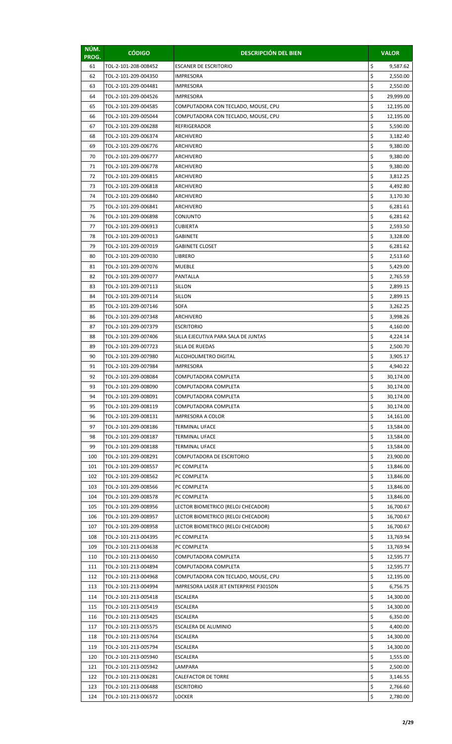| NÚM. PROG. | CÓDIGO | DESCRIPCIÓN DEL BIEN | VALOR |
|---|---|---|---|
| 61 | TOL-2-101-208-008452 | ESCANER DE ESCRITORIO | $ 9,587.62 |
| 62 | TOL-2-101-209-004350 | IMPRESORA | $ 2,550.00 |
| 63 | TOL-2-101-209-004481 | IMPRESORA | $ 2,550.00 |
| 64 | TOL-2-101-209-004526 | IMPRESORA | $ 29,999.00 |
| 65 | TOL-2-101-209-004585 | COMPUTADORA CON TECLADO, MOUSE, CPU | $ 12,195.00 |
| 66 | TOL-2-101-209-005044 | COMPUTADORA CON TECLADO, MOUSE, CPU | $ 12,195.00 |
| 67 | TOL-2-101-209-006288 | REFRIGERADOR | $ 5,590.00 |
| 68 | TOL-2-101-209-006374 | ARCHIVERO | $ 3,182.40 |
| 69 | TOL-2-101-209-006776 | ARCHIVERO | $ 9,380.00 |
| 70 | TOL-2-101-209-006777 | ARCHIVERO | $ 9,380.00 |
| 71 | TOL-2-101-209-006778 | ARCHIVERO | $ 9,380.00 |
| 72 | TOL-2-101-209-006815 | ARCHIVERO | $ 3,812.25 |
| 73 | TOL-2-101-209-006818 | ARCHIVERO | $ 4,492.80 |
| 74 | TOL-2-101-209-006840 | ARCHIVERO | $ 3,170.30 |
| 75 | TOL-2-101-209-006841 | ARCHIVERO | $ 6,281.61 |
| 76 | TOL-2-101-209-006898 | CONJUNTO | $ 6,281.62 |
| 77 | TOL-2-101-209-006913 | CUBIERTA | $ 2,593.50 |
| 78 | TOL-2-101-209-007013 | GABINETE | $ 3,328.00 |
| 79 | TOL-2-101-209-007019 | GABINETE CLOSET | $ 6,281.62 |
| 80 | TOL-2-101-209-007030 | LIBRERO | $ 2,513.60 |
| 81 | TOL-2-101-209-007076 | MUEBLE | $ 5,429.00 |
| 82 | TOL-2-101-209-007077 | PANTALLA | $ 2,765.59 |
| 83 | TOL-2-101-209-007113 | SILLON | $ 2,899.15 |
| 84 | TOL-2-101-209-007114 | SILLON | $ 2,899.15 |
| 85 | TOL-2-101-209-007146 | SOFA | $ 3,262.25 |
| 86 | TOL-2-101-209-007348 | ARCHIVERO | $ 3,998.26 |
| 87 | TOL-2-101-209-007379 | ESCRITORIO | $ 4,160.00 |
| 88 | TOL-2-101-209-007406 | SILLA EJECUTIVA PARA SALA DE JUNTAS | $ 4,224.14 |
| 89 | TOL-2-101-209-007723 | SILLA DE RUEDAS | $ 2,500.70 |
| 90 | TOL-2-101-209-007980 | ALCOHOLIMETRO DIGITAL | $ 3,905.17 |
| 91 | TOL-2-101-209-007984 | IMPRESORA | $ 4,940.22 |
| 92 | TOL-2-101-209-008084 | COMPUTADORA COMPLETA | $ 30,174.00 |
| 93 | TOL-2-101-209-008090 | COMPUTADORA COMPLETA | $ 30,174.00 |
| 94 | TOL-2-101-209-008091 | COMPUTADORA COMPLETA | $ 30,174.00 |
| 95 | TOL-2-101-209-008119 | COMPUTADORA COMPLETA | $ 30,174.00 |
| 96 | TOL-2-101-209-008131 | IMPRESORA A COLOR | $ 14,161.00 |
| 97 | TOL-2-101-209-008186 | TERMINAL UFACE | $ 13,584.00 |
| 98 | TOL-2-101-209-008187 | TERMINAL UFACE | $ 13,584.00 |
| 99 | TOL-2-101-209-008188 | TERMINAL UFACE | $ 13,584.00 |
| 100 | TOL-2-101-209-008291 | COMPUTADORA DE ESCRITORIO | $ 23,900.00 |
| 101 | TOL-2-101-209-008557 | PC COMPLETA | $ 13,846.00 |
| 102 | TOL-2-101-209-008562 | PC COMPLETA | $ 13,846.00 |
| 103 | TOL-2-101-209-008566 | PC COMPLETA | $ 13,846.00 |
| 104 | TOL-2-101-209-008578 | PC COMPLETA | $ 13,846.00 |
| 105 | TOL-2-101-209-008956 | LECTOR BIOMETRICO (RELOJ CHECADOR) | $ 16,700.67 |
| 106 | TOL-2-101-209-008957 | LECTOR BIOMETRICO (RELOJ CHECADOR) | $ 16,700.67 |
| 107 | TOL-2-101-209-008958 | LECTOR BIOMETRICO (RELOJ CHECADOR) | $ 16,700.67 |
| 108 | TOL-2-101-213-004395 | PC COMPLETA | $ 13,769.94 |
| 109 | TOL-2-101-213-004638 | PC COMPLETA | $ 13,769.94 |
| 110 | TOL-2-101-213-004650 | COMPUTADORA COMPLETA | $ 12,595.77 |
| 111 | TOL-2-101-213-004894 | COMPUTADORA COMPLETA | $ 12,595.77 |
| 112 | TOL-2-101-213-004968 | COMPUTADORA CON TECLADO, MOUSE, CPU | $ 12,195.00 |
| 113 | TOL-2-101-213-004994 | IMPRESORA LASER JET ENTERPRISE P3015DN | $ 6,756.75 |
| 114 | TOL-2-101-213-005418 | ESCALERA | $ 14,300.00 |
| 115 | TOL-2-101-213-005419 | ESCALERA | $ 14,300.00 |
| 116 | TOL-2-101-213-005425 | ESCALERA | $ 6,350.00 |
| 117 | TOL-2-101-213-005575 | ESCALERA DE ALUMINIO | $ 4,400.00 |
| 118 | TOL-2-101-213-005764 | ESCALERA | $ 14,300.00 |
| 119 | TOL-2-101-213-005794 | ESCALERA | $ 14,300.00 |
| 120 | TOL-2-101-213-005940 | ESCALERA | $ 1,555.00 |
| 121 | TOL-2-101-213-005942 | LAMPARA | $ 2,500.00 |
| 122 | TOL-2-101-213-006281 | CALEFACTOR DE TORRE | $ 3,146.55 |
| 123 | TOL-2-101-213-006488 | ESCRITORIO | $ 2,766.60 |
| 124 | TOL-2-101-213-006572 | LOCKER | $ 2,780.00 |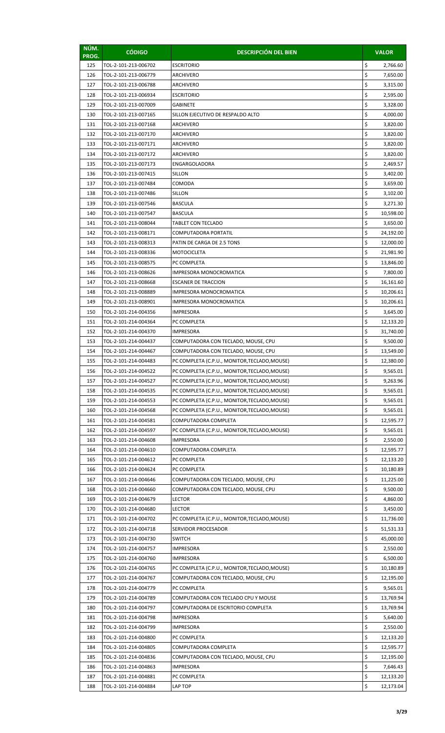| NÚM. PROG. | CÓDIGO | DESCRIPCIÓN DEL BIEN | VALOR |
|---|---|---|---|
| 125 | TOL-2-101-213-006702 | ESCRITORIO | $ 2,766.60 |
| 126 | TOL-2-101-213-006779 | ARCHIVERO | $ 7,650.00 |
| 127 | TOL-2-101-213-006788 | ARCHIVERO | $ 3,315.00 |
| 128 | TOL-2-101-213-006934 | ESCRITORIO | $ 2,595.00 |
| 129 | TOL-2-101-213-007009 | GABINETE | $ 3,328.00 |
| 130 | TOL-2-101-213-007165 | SILLON EJECUTIVO DE RESPALDO ALTO | $ 4,000.00 |
| 131 | TOL-2-101-213-007168 | ARCHIVERO | $ 3,820.00 |
| 132 | TOL-2-101-213-007170 | ARCHIVERO | $ 3,820.00 |
| 133 | TOL-2-101-213-007171 | ARCHIVERO | $ 3,820.00 |
| 134 | TOL-2-101-213-007172 | ARCHIVERO | $ 3,820.00 |
| 135 | TOL-2-101-213-007173 | ENGARGOLADORA | $ 2,469.57 |
| 136 | TOL-2-101-213-007415 | SILLON | $ 3,402.00 |
| 137 | TOL-2-101-213-007484 | COMODA | $ 3,659.00 |
| 138 | TOL-2-101-213-007486 | SILLON | $ 3,102.00 |
| 139 | TOL-2-101-213-007546 | BASCULA | $ 3,271.30 |
| 140 | TOL-2-101-213-007547 | BASCULA | $ 10,598.00 |
| 141 | TOL-2-101-213-008044 | TABLET CON TECLADO | $ 3,650.00 |
| 142 | TOL-2-101-213-008171 | COMPUTADORA PORTATIL | $ 24,192.00 |
| 143 | TOL-2-101-213-008313 | PATIN DE CARGA DE 2.5 TONS | $ 12,000.00 |
| 144 | TOL-2-101-213-008336 | MOTOCICLETA | $ 21,981.90 |
| 145 | TOL-2-101-213-008575 | PC COMPLETA | $ 13,846.00 |
| 146 | TOL-2-101-213-008626 | IMPRESORA MONOCROMATICA | $ 7,800.00 |
| 147 | TOL-2-101-213-008668 | ESCANER DE TRACCION | $ 16,161.60 |
| 148 | TOL-2-101-213-008889 | IMPRESORA MONOCROMATICA | $ 10,206.61 |
| 149 | TOL-2-101-213-008901 | IMPRESORA MONOCROMATICA | $ 10,206.61 |
| 150 | TOL-2-101-214-004356 | IMPRESORA | $ 3,645.00 |
| 151 | TOL-2-101-214-004364 | PC COMPLETA | $ 12,133.20 |
| 152 | TOL-2-101-214-004370 | IMPRESORA | $ 31,740.00 |
| 153 | TOL-2-101-214-004437 | COMPUTADORA CON TECLADO, MOUSE, CPU | $ 9,500.00 |
| 154 | TOL-2-101-214-004467 | COMPUTADORA CON TECLADO, MOUSE, CPU | $ 13,549.00 |
| 155 | TOL-2-101-214-004483 | PC COMPLETA (C.P.U., MONITOR,TECLADO,MOUSE) | $ 12,380.00 |
| 156 | TOL-2-101-214-004522 | PC COMPLETA (C.P.U., MONITOR,TECLADO,MOUSE) | $ 9,565.01 |
| 157 | TOL-2-101-214-004527 | PC COMPLETA (C.P.U., MONITOR,TECLADO,MOUSE) | $ 9,263.96 |
| 158 | TOL-2-101-214-004535 | PC COMPLETA (C.P.U., MONITOR,TECLADO,MOUSE) | $ 9,565.01 |
| 159 | TOL-2-101-214-004553 | PC COMPLETA (C.P.U., MONITOR,TECLADO,MOUSE) | $ 9,565.01 |
| 160 | TOL-2-101-214-004568 | PC COMPLETA (C.P.U., MONITOR,TECLADO,MOUSE) | $ 9,565.01 |
| 161 | TOL-2-101-214-004581 | COMPUTADORA COMPLETA | $ 12,595.77 |
| 162 | TOL-2-101-214-004597 | PC COMPLETA (C.P.U., MONITOR,TECLADO,MOUSE) | $ 9,565.01 |
| 163 | TOL-2-101-214-004608 | IMPRESORA | $ 2,550.00 |
| 164 | TOL-2-101-214-004610 | COMPUTADORA COMPLETA | $ 12,595.77 |
| 165 | TOL-2-101-214-004612 | PC COMPLETA | $ 12,133.20 |
| 166 | TOL-2-101-214-004624 | PC COMPLETA | $ 10,180.89 |
| 167 | TOL-2-101-214-004646 | COMPUTADORA CON TECLADO, MOUSE, CPU | $ 11,225.00 |
| 168 | TOL-2-101-214-004660 | COMPUTADORA CON TECLADO, MOUSE, CPU | $ 9,500.00 |
| 169 | TOL-2-101-214-004679 | LECTOR | $ 4,860.00 |
| 170 | TOL-2-101-214-004680 | LECTOR | $ 3,450.00 |
| 171 | TOL-2-101-214-004702 | PC COMPLETA (C.P.U., MONITOR,TECLADO,MOUSE) | $ 11,736.00 |
| 172 | TOL-2-101-214-004718 | SERVIDOR PROCESADOR | $ 51,531.33 |
| 173 | TOL-2-101-214-004730 | SWITCH | $ 45,000.00 |
| 174 | TOL-2-101-214-004757 | IMPRESORA | $ 2,550.00 |
| 175 | TOL-2-101-214-004760 | IMPRESORA | $ 6,500.00 |
| 176 | TOL-2-101-214-004765 | PC COMPLETA (C.P.U., MONITOR,TECLADO,MOUSE) | $ 10,180.89 |
| 177 | TOL-2-101-214-004767 | COMPUTADORA CON TECLADO, MOUSE, CPU | $ 12,195.00 |
| 178 | TOL-2-101-214-004779 | PC COMPLETA | $ 9,565.01 |
| 179 | TOL-2-101-214-004789 | COMPUTADORA CON TECLADO CPU Y MOUSE | $ 13,769.94 |
| 180 | TOL-2-101-214-004797 | COMPUTADORA DE ESCRITORIO COMPLETA | $ 13,769.94 |
| 181 | TOL-2-101-214-004798 | IMPRESORA | $ 5,640.00 |
| 182 | TOL-2-101-214-004799 | IMPRESORA | $ 2,550.00 |
| 183 | TOL-2-101-214-004800 | PC COMPLETA | $ 12,133.20 |
| 184 | TOL-2-101-214-004805 | COMPUTADORA COMPLETA | $ 12,595.77 |
| 185 | TOL-2-101-214-004836 | COMPUTADORA CON TECLADO, MOUSE, CPU | $ 12,195.00 |
| 186 | TOL-2-101-214-004863 | IMPRESORA | $ 7,646.43 |
| 187 | TOL-2-101-214-004881 | PC COMPLETA | $ 12,133.20 |
| 188 | TOL-2-101-214-004884 | LAP TOP | $ 12,173.04 |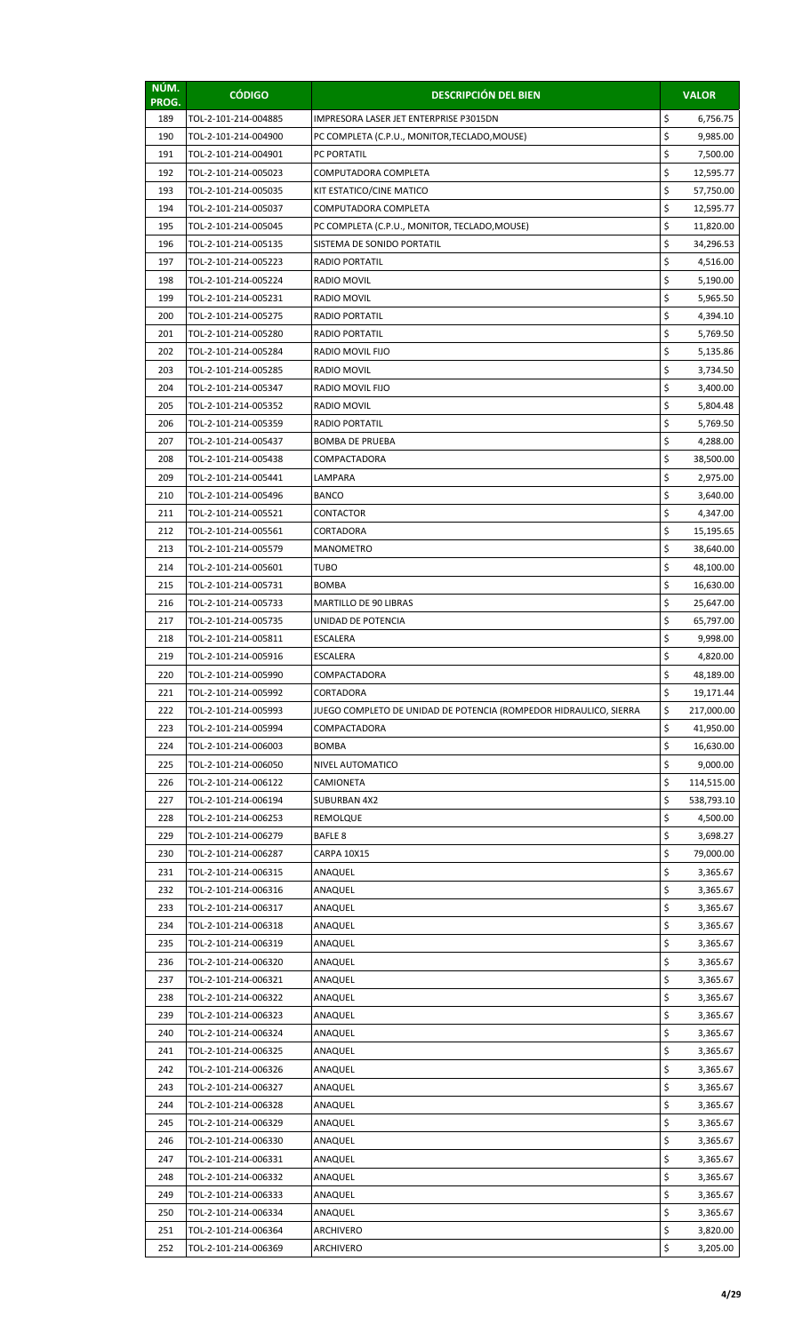| NÚM. PROG. | CÓDIGO | DESCRIPCIÓN DEL BIEN | VALOR |
| --- | --- | --- | --- |
| 189 | TOL-2-101-214-004885 | IMPRESORA LASER JET ENTERPRISE P3015DN | $ 6,756.75 |
| 190 | TOL-2-101-214-004900 | PC COMPLETA (C.P.U., MONITOR,TECLADO,MOUSE) | $ 9,985.00 |
| 191 | TOL-2-101-214-004901 | PC PORTATIL | $ 7,500.00 |
| 192 | TOL-2-101-214-005023 | COMPUTADORA COMPLETA | $ 12,595.77 |
| 193 | TOL-2-101-214-005035 | KIT ESTATICO/CINE MATICO | $ 57,750.00 |
| 194 | TOL-2-101-214-005037 | COMPUTADORA COMPLETA | $ 12,595.77 |
| 195 | TOL-2-101-214-005045 | PC COMPLETA (C.P.U., MONITOR, TECLADO,MOUSE) | $ 11,820.00 |
| 196 | TOL-2-101-214-005135 | SISTEMA DE SONIDO PORTATIL | $ 34,296.53 |
| 197 | TOL-2-101-214-005223 | RADIO PORTATIL | $ 4,516.00 |
| 198 | TOL-2-101-214-005224 | RADIO MOVIL | $ 5,190.00 |
| 199 | TOL-2-101-214-005231 | RADIO MOVIL | $ 5,965.50 |
| 200 | TOL-2-101-214-005275 | RADIO PORTATIL | $ 4,394.10 |
| 201 | TOL-2-101-214-005280 | RADIO PORTATIL | $ 5,769.50 |
| 202 | TOL-2-101-214-005284 | RADIO MOVIL FIJO | $ 5,135.86 |
| 203 | TOL-2-101-214-005285 | RADIO MOVIL | $ 3,734.50 |
| 204 | TOL-2-101-214-005347 | RADIO MOVIL FIJO | $ 3,400.00 |
| 205 | TOL-2-101-214-005352 | RADIO MOVIL | $ 5,804.48 |
| 206 | TOL-2-101-214-005359 | RADIO PORTATIL | $ 5,769.50 |
| 207 | TOL-2-101-214-005437 | BOMBA DE PRUEBA | $ 4,288.00 |
| 208 | TOL-2-101-214-005438 | COMPACTADORA | $ 38,500.00 |
| 209 | TOL-2-101-214-005441 | LAMPARA | $ 2,975.00 |
| 210 | TOL-2-101-214-005496 | BANCO | $ 3,640.00 |
| 211 | TOL-2-101-214-005521 | CONTACTOR | $ 4,347.00 |
| 212 | TOL-2-101-214-005561 | CORTADORA | $ 15,195.65 |
| 213 | TOL-2-101-214-005579 | MANOMETRO | $ 38,640.00 |
| 214 | TOL-2-101-214-005601 | TUBO | $ 48,100.00 |
| 215 | TOL-2-101-214-005731 | BOMBA | $ 16,630.00 |
| 216 | TOL-2-101-214-005733 | MARTILLO DE 90 LIBRAS | $ 25,647.00 |
| 217 | TOL-2-101-214-005735 | UNIDAD DE POTENCIA | $ 65,797.00 |
| 218 | TOL-2-101-214-005811 | ESCALERA | $ 9,998.00 |
| 219 | TOL-2-101-214-005916 | ESCALERA | $ 4,820.00 |
| 220 | TOL-2-101-214-005990 | COMPACTADORA | $ 48,189.00 |
| 221 | TOL-2-101-214-005992 | CORTADORA | $ 19,171.44 |
| 222 | TOL-2-101-214-005993 | JUEGO COMPLETO DE UNIDAD DE POTENCIA (ROMPEDOR HIDRAULICO, SIERRA | $ 217,000.00 |
| 223 | TOL-2-101-214-005994 | COMPACTADORA | $ 41,950.00 |
| 224 | TOL-2-101-214-006003 | BOMBA | $ 16,630.00 |
| 225 | TOL-2-101-214-006050 | NIVEL AUTOMATICO | $ 9,000.00 |
| 226 | TOL-2-101-214-006122 | CAMIONETA | $ 114,515.00 |
| 227 | TOL-2-101-214-006194 | SUBURBAN 4X2 | $ 538,793.10 |
| 228 | TOL-2-101-214-006253 | REMOLQUE | $ 4,500.00 |
| 229 | TOL-2-101-214-006279 | BAFLE 8 | $ 3,698.27 |
| 230 | TOL-2-101-214-006287 | CARPA 10X15 | $ 79,000.00 |
| 231 | TOL-2-101-214-006315 | ANAQUEL | $ 3,365.67 |
| 232 | TOL-2-101-214-006316 | ANAQUEL | $ 3,365.67 |
| 233 | TOL-2-101-214-006317 | ANAQUEL | $ 3,365.67 |
| 234 | TOL-2-101-214-006318 | ANAQUEL | $ 3,365.67 |
| 235 | TOL-2-101-214-006319 | ANAQUEL | $ 3,365.67 |
| 236 | TOL-2-101-214-006320 | ANAQUEL | $ 3,365.67 |
| 237 | TOL-2-101-214-006321 | ANAQUEL | $ 3,365.67 |
| 238 | TOL-2-101-214-006322 | ANAQUEL | $ 3,365.67 |
| 239 | TOL-2-101-214-006323 | ANAQUEL | $ 3,365.67 |
| 240 | TOL-2-101-214-006324 | ANAQUEL | $ 3,365.67 |
| 241 | TOL-2-101-214-006325 | ANAQUEL | $ 3,365.67 |
| 242 | TOL-2-101-214-006326 | ANAQUEL | $ 3,365.67 |
| 243 | TOL-2-101-214-006327 | ANAQUEL | $ 3,365.67 |
| 244 | TOL-2-101-214-006328 | ANAQUEL | $ 3,365.67 |
| 245 | TOL-2-101-214-006329 | ANAQUEL | $ 3,365.67 |
| 246 | TOL-2-101-214-006330 | ANAQUEL | $ 3,365.67 |
| 247 | TOL-2-101-214-006331 | ANAQUEL | $ 3,365.67 |
| 248 | TOL-2-101-214-006332 | ANAQUEL | $ 3,365.67 |
| 249 | TOL-2-101-214-006333 | ANAQUEL | $ 3,365.67 |
| 250 | TOL-2-101-214-006334 | ANAQUEL | $ 3,365.67 |
| 251 | TOL-2-101-214-006364 | ARCHIVERO | $ 3,820.00 |
| 252 | TOL-2-101-214-006369 | ARCHIVERO | $ 3,205.00 |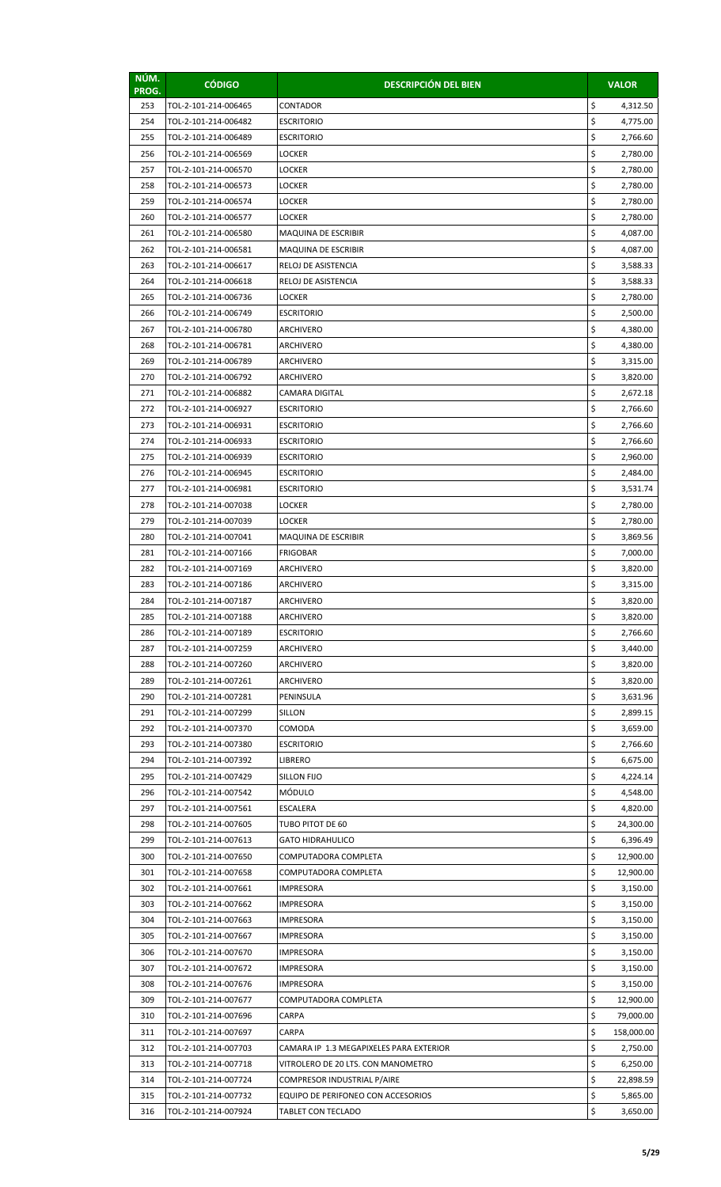| NÚM. PROG. | CÓDIGO | DESCRIPCIÓN DEL BIEN | VALOR |
|---|---|---|---|
| 253 | TOL-2-101-214-006465 | CONTADOR | $ 4,312.50 |
| 254 | TOL-2-101-214-006482 | ESCRITORIO | $ 4,775.00 |
| 255 | TOL-2-101-214-006489 | ESCRITORIO | $ 2,766.60 |
| 256 | TOL-2-101-214-006569 | LOCKER | $ 2,780.00 |
| 257 | TOL-2-101-214-006570 | LOCKER | $ 2,780.00 |
| 258 | TOL-2-101-214-006573 | LOCKER | $ 2,780.00 |
| 259 | TOL-2-101-214-006574 | LOCKER | $ 2,780.00 |
| 260 | TOL-2-101-214-006577 | LOCKER | $ 2,780.00 |
| 261 | TOL-2-101-214-006580 | MAQUINA DE ESCRIBIR | $ 4,087.00 |
| 262 | TOL-2-101-214-006581 | MAQUINA DE ESCRIBIR | $ 4,087.00 |
| 263 | TOL-2-101-214-006617 | RELOJ DE ASISTENCIA | $ 3,588.33 |
| 264 | TOL-2-101-214-006618 | RELOJ DE ASISTENCIA | $ 3,588.33 |
| 265 | TOL-2-101-214-006736 | LOCKER | $ 2,780.00 |
| 266 | TOL-2-101-214-006749 | ESCRITORIO | $ 2,500.00 |
| 267 | TOL-2-101-214-006780 | ARCHIVERO | $ 4,380.00 |
| 268 | TOL-2-101-214-006781 | ARCHIVERO | $ 4,380.00 |
| 269 | TOL-2-101-214-006789 | ARCHIVERO | $ 3,315.00 |
| 270 | TOL-2-101-214-006792 | ARCHIVERO | $ 3,820.00 |
| 271 | TOL-2-101-214-006882 | CAMARA DIGITAL | $ 2,672.18 |
| 272 | TOL-2-101-214-006927 | ESCRITORIO | $ 2,766.60 |
| 273 | TOL-2-101-214-006931 | ESCRITORIO | $ 2,766.60 |
| 274 | TOL-2-101-214-006933 | ESCRITORIO | $ 2,766.60 |
| 275 | TOL-2-101-214-006939 | ESCRITORIO | $ 2,960.00 |
| 276 | TOL-2-101-214-006945 | ESCRITORIO | $ 2,484.00 |
| 277 | TOL-2-101-214-006981 | ESCRITORIO | $ 3,531.74 |
| 278 | TOL-2-101-214-007038 | LOCKER | $ 2,780.00 |
| 279 | TOL-2-101-214-007039 | LOCKER | $ 2,780.00 |
| 280 | TOL-2-101-214-007041 | MAQUINA DE ESCRIBIR | $ 3,869.56 |
| 281 | TOL-2-101-214-007166 | FRIGOBAR | $ 7,000.00 |
| 282 | TOL-2-101-214-007169 | ARCHIVERO | $ 3,820.00 |
| 283 | TOL-2-101-214-007186 | ARCHIVERO | $ 3,315.00 |
| 284 | TOL-2-101-214-007187 | ARCHIVERO | $ 3,820.00 |
| 285 | TOL-2-101-214-007188 | ARCHIVERO | $ 3,820.00 |
| 286 | TOL-2-101-214-007189 | ESCRITORIO | $ 2,766.60 |
| 287 | TOL-2-101-214-007259 | ARCHIVERO | $ 3,440.00 |
| 288 | TOL-2-101-214-007260 | ARCHIVERO | $ 3,820.00 |
| 289 | TOL-2-101-214-007261 | ARCHIVERO | $ 3,820.00 |
| 290 | TOL-2-101-214-007281 | PENINSULA | $ 3,631.96 |
| 291 | TOL-2-101-214-007299 | SILLON | $ 2,899.15 |
| 292 | TOL-2-101-214-007370 | COMODA | $ 3,659.00 |
| 293 | TOL-2-101-214-007380 | ESCRITORIO | $ 2,766.60 |
| 294 | TOL-2-101-214-007392 | LIBRERO | $ 6,675.00 |
| 295 | TOL-2-101-214-007429 | SILLON FIJO | $ 4,224.14 |
| 296 | TOL-2-101-214-007542 | MÓDULO | $ 4,548.00 |
| 297 | TOL-2-101-214-007561 | ESCALERA | $ 4,820.00 |
| 298 | TOL-2-101-214-007605 | TUBO PITOT DE 60 | $ 24,300.00 |
| 299 | TOL-2-101-214-007613 | GATO HIDRAHULICO | $ 6,396.49 |
| 300 | TOL-2-101-214-007650 | COMPUTADORA COMPLETA | $ 12,900.00 |
| 301 | TOL-2-101-214-007658 | COMPUTADORA COMPLETA | $ 12,900.00 |
| 302 | TOL-2-101-214-007661 | IMPRESORA | $ 3,150.00 |
| 303 | TOL-2-101-214-007662 | IMPRESORA | $ 3,150.00 |
| 304 | TOL-2-101-214-007663 | IMPRESORA | $ 3,150.00 |
| 305 | TOL-2-101-214-007667 | IMPRESORA | $ 3,150.00 |
| 306 | TOL-2-101-214-007670 | IMPRESORA | $ 3,150.00 |
| 307 | TOL-2-101-214-007672 | IMPRESORA | $ 3,150.00 |
| 308 | TOL-2-101-214-007676 | IMPRESORA | $ 3,150.00 |
| 309 | TOL-2-101-214-007677 | COMPUTADORA COMPLETA | $ 12,900.00 |
| 310 | TOL-2-101-214-007696 | CARPA | $ 79,000.00 |
| 311 | TOL-2-101-214-007697 | CARPA | $ 158,000.00 |
| 312 | TOL-2-101-214-007703 | CAMARA IP 1.3 MEGAPIXELES PARA EXTERIOR | $ 2,750.00 |
| 313 | TOL-2-101-214-007718 | VITROLERO DE 20 LTS. CON MANOMETRO | $ 6,250.00 |
| 314 | TOL-2-101-214-007724 | COMPRESOR INDUSTRIAL P/AIRE | $ 22,898.59 |
| 315 | TOL-2-101-214-007732 | EQUIPO DE PERIFONEO CON ACCESORIOS | $ 5,865.00 |
| 316 | TOL-2-101-214-007924 | TABLET CON TECLADO | $ 3,650.00 |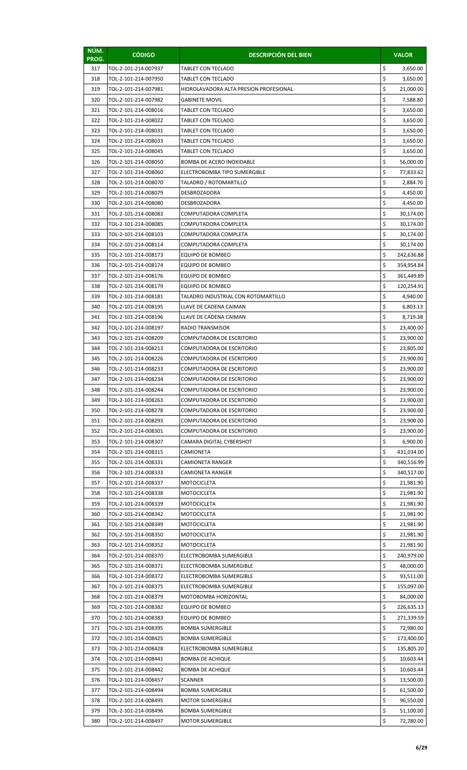| NÚM. PROG. | CÓDIGO | DESCRIPCIÓN DEL BIEN | VALOR |
|---|---|---|---|
| 317 | TOL-2-101-214-007937 | TABLET CON TECLADO | $ 3,650.00 |
| 318 | TOL-2-101-214-007950 | TABLET CON TECLADO | $ 3,650.00 |
| 319 | TOL-2-101-214-007981 | HIDROLAVADORA ALTA PRESION PROFESIONAL | $ 21,000.00 |
| 320 | TOL-2-101-214-007982 | GABINETE MOVIL | $ 7,588.80 |
| 321 | TOL-2-101-214-008016 | TABLET CON TECLADO | $ 3,650.00 |
| 322 | TOL-2-101-214-008022 | TABLET CON TECLADO | $ 3,650.00 |
| 323 | TOL-2-101-214-008031 | TABLET CON TECLADO | $ 3,650.00 |
| 324 | TOL-2-101-214-008033 | TABLET CON TECLADO | $ 3,650.00 |
| 325 | TOL-2-101-214-008045 | TABLET CON TECLADO | $ 3,650.00 |
| 326 | TOL-2-101-214-008050 | BOMBA DE ACERO INOXIDABLE | $ 56,000.00 |
| 327 | TOL-2-101-214-008060 | ELECTROBOMBA TIPO SUMERGIBLE | $ 77,833.62 |
| 328 | TOL-2-101-214-008070 | TALADRO / ROTOMARTILLO | $ 2,884.70 |
| 329 | TOL-2-101-214-008079 | DESBROZADORA | $ 4,450.00 |
| 330 | TOL-2-101-214-008080 | DESBROZADORA | $ 4,450.00 |
| 331 | TOL-2-101-214-008083 | COMPUTADORA COMPLETA | $ 30,174.00 |
| 332 | TOL-2-101-214-008085 | COMPUTADORA COMPLETA | $ 30,174.00 |
| 333 | TOL-2-101-214-008103 | COMPUTADORA COMPLETA | $ 30,174.00 |
| 334 | TOL-2-101-214-008114 | COMPUTADORA COMPLETA | $ 30,174.00 |
| 335 | TOL-2-101-214-008173 | EQUIPO DE BOMBEO | $ 242,636.88 |
| 336 | TOL-2-101-214-008174 | EQUIPO DE BOMBEO | $ 354,954.84 |
| 337 | TOL-2-101-214-008176 | EQUIPO DE BOMBEO | $ 361,449.89 |
| 338 | TOL-2-101-214-008179 | EQUIPO DE BOMBEO | $ 120,254.91 |
| 339 | TOL-2-101-214-008181 | TALADRO INDUSTRIAL CON ROTOMARTILLO | $ 4,940.00 |
| 340 | TOL-2-101-214-008195 | LLAVE DE CADENA CAIMAN | $ 6,803.13 |
| 341 | TOL-2-101-214-008196 | LLAVE DE CADENA CAIMAN | $ 8,719.38 |
| 342 | TOL-2-101-214-008197 | RADIO TRANSMISOR | $ 23,400.00 |
| 343 | TOL-2-101-214-008209 | COMPUTADORA DE ESCRITORIO | $ 23,900.00 |
| 344 | TOL-2-101-214-008213 | COMPUTADORA DE ESCRITORIO | $ 23,805.00 |
| 345 | TOL-2-101-214-008226 | COMPUTADORA DE ESCRITORIO | $ 23,900.00 |
| 346 | TOL-2-101-214-008233 | COMPUTADORA DE ESCRITORIO | $ 23,900.00 |
| 347 | TOL-2-101-214-008234 | COMPUTADORA DE ESCRITORIO | $ 23,900.00 |
| 348 | TOL-2-101-214-008244 | COMPUTADORA DE ESCRITORIO | $ 23,900.00 |
| 349 | TOL-2-101-214-008263 | COMPUTADORA DE ESCRITORIO | $ 23,900.00 |
| 350 | TOL-2-101-214-008278 | COMPUTADORA DE ESCRITORIO | $ 23,900.00 |
| 351 | TOL-2-101-214-008293 | COMPUTADORA DE ESCRITORIO | $ 23,900.00 |
| 352 | TOL-2-101-214-008301 | COMPUTADORA DE ESCRITORIO | $ 23,900.00 |
| 353 | TOL-2-101-214-008307 | CAMARA DIGITAL CYBERSHOT | $ 6,900.00 |
| 354 | TOL-2-101-214-008315 | CAMIONETA | $ 431,034.00 |
| 355 | TOL-2-101-214-008331 | CAMIONETA RANGER | $ 340,516.99 |
| 356 | TOL-2-101-214-008333 | CAMIONETA RANGER | $ 340,517.00 |
| 357 | TOL-2-101-214-008337 | MOTOCICLETA | $ 21,981.90 |
| 358 | TOL-2-101-214-008338 | MOTOCICLETA | $ 21,981.90 |
| 359 | TOL-2-101-214-008339 | MOTOCICLETA | $ 21,981.90 |
| 360 | TOL-2-101-214-008342 | MOTOCICLETA | $ 21,981.90 |
| 361 | TOL-2-101-214-008349 | MOTOCICLETA | $ 21,981.90 |
| 362 | TOL-2-101-214-008350 | MOTOCICLETA | $ 21,981.90 |
| 363 | TOL-2-101-214-008352 | MOTOCICLETA | $ 21,981.90 |
| 364 | TOL-2-101-214-008370 | ELECTROBOMBA SUMERGIBLE | $ 240,979.00 |
| 365 | TOL-2-101-214-008371 | ELECTROBOMBA SUMERGIBLE | $ 48,000.00 |
| 366 | TOL-2-101-214-008372 | ELECTROBOMBA SUMERGIBLE | $ 93,511.00 |
| 367 | TOL-2-101-214-008375 | ELECTROBOMBA SUMERGIBLE | $ 155,097.00 |
| 368 | TOL-2-101-214-008379 | MOTOBOMBA HORIZONTAL | $ 84,000.00 |
| 369 | TOL-2-101-214-008382 | EQUIPO DE BOMBEO | $ 226,635.13 |
| 370 | TOL-2-101-214-008383 | EQUIPO DE BOMBEO | $ 271,339.59 |
| 371 | TOL-2-101-214-008395 | BOMBA SUMERGIBLE | $ 72,980.00 |
| 372 | TOL-2-101-214-008425 | BOMBA SUMERGIBLE | $ 173,400.00 |
| 373 | TOL-2-101-214-008428 | ELECTROBOMBA SUMERGIBLE | $ 135,805.20 |
| 374 | TOL-2-101-214-008441 | BOMBA DE ACHIQUE | $ 10,603.44 |
| 375 | TOL-2-101-214-008442 | BOMBA DE ACHIQUE | $ 10,603.44 |
| 376 | TOL-2-101-214-008457 | SCANNER | $ 13,500.00 |
| 377 | TOL-2-101-214-008494 | BOMBA SUMERGIBLE | $ 61,500.00 |
| 378 | TOL-2-101-214-008495 | MOTOR SUMERGIBLE | $ 96,550.00 |
| 379 | TOL-2-101-214-008496 | BOMBA SUMERGIBLE | $ 51,100.00 |
| 380 | TOL-2-101-214-008497 | MOTOR SUMERGIBLE | $ 72,780.00 |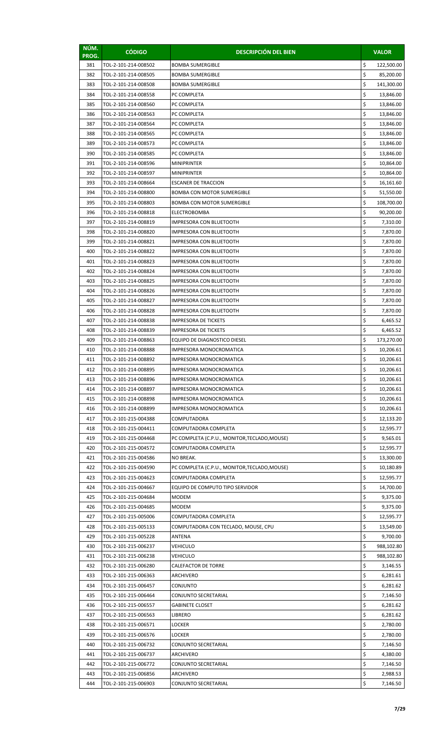| NÚM. PROG. | CÓDIGO | DESCRIPCIÓN DEL BIEN | VALOR |
|---|---|---|---|
| 381 | TOL-2-101-214-008502 | BOMBA SUMERGIBLE | $ 122,500.00 |
| 382 | TOL-2-101-214-008505 | BOMBA SUMERGIBLE | $ 85,200.00 |
| 383 | TOL-2-101-214-008508 | BOMBA SUMERGIBLE | $ 141,300.00 |
| 384 | TOL-2-101-214-008558 | PC COMPLETA | $ 13,846.00 |
| 385 | TOL-2-101-214-008560 | PC COMPLETA | $ 13,846.00 |
| 386 | TOL-2-101-214-008563 | PC COMPLETA | $ 13,846.00 |
| 387 | TOL-2-101-214-008564 | PC COMPLETA | $ 13,846.00 |
| 388 | TOL-2-101-214-008565 | PC COMPLETA | $ 13,846.00 |
| 389 | TOL-2-101-214-008573 | PC COMPLETA | $ 13,846.00 |
| 390 | TOL-2-101-214-008585 | PC COMPLETA | $ 13,846.00 |
| 391 | TOL-2-101-214-008596 | MINIPRINTER | $ 10,864.00 |
| 392 | TOL-2-101-214-008597 | MINIPRINTER | $ 10,864.00 |
| 393 | TOL-2-101-214-008664 | ESCANER DE TRACCION | $ 16,161.60 |
| 394 | TOL-2-101-214-008800 | BOMBA CON MOTOR SUMERGIBLE | $ 51,550.00 |
| 395 | TOL-2-101-214-008803 | BOMBA CON MOTOR SUMERGIBLE | $ 108,700.00 |
| 396 | TOL-2-101-214-008818 | ELECTROBOMBA | $ 90,200.00 |
| 397 | TOL-2-101-214-008819 | IMPRESORA CON BLUETOOTH | $ 7,310.00 |
| 398 | TOL-2-101-214-008820 | IMPRESORA CON BLUETOOTH | $ 7,870.00 |
| 399 | TOL-2-101-214-008821 | IMPRESORA CON BLUETOOTH | $ 7,870.00 |
| 400 | TOL-2-101-214-008822 | IMPRESORA CON BLUETOOTH | $ 7,870.00 |
| 401 | TOL-2-101-214-008823 | IMPRESORA CON BLUETOOTH | $ 7,870.00 |
| 402 | TOL-2-101-214-008824 | IMPRESORA CON BLUETOOTH | $ 7,870.00 |
| 403 | TOL-2-101-214-008825 | IMPRESORA CON BLUETOOTH | $ 7,870.00 |
| 404 | TOL-2-101-214-008826 | IMPRESORA CON BLUETOOTH | $ 7,870.00 |
| 405 | TOL-2-101-214-008827 | IMPRESORA CON BLUETOOTH | $ 7,870.00 |
| 406 | TOL-2-101-214-008828 | IMPRESORA CON BLUETOOTH | $ 7,870.00 |
| 407 | TOL-2-101-214-008838 | IMPRESORA DE TICKETS | $ 6,465.52 |
| 408 | TOL-2-101-214-008839 | IMPRESORA DE TICKETS | $ 6,465.52 |
| 409 | TOL-2-101-214-008863 | EQUIPO DE DIAGNOSTICO DIESEL | $ 173,270.00 |
| 410 | TOL-2-101-214-008888 | IMPRESORA MONOCROMATICA | $ 10,206.61 |
| 411 | TOL-2-101-214-008892 | IMPRESORA MONOCROMATICA | $ 10,206.61 |
| 412 | TOL-2-101-214-008895 | IMPRESORA MONOCROMATICA | $ 10,206.61 |
| 413 | TOL-2-101-214-008896 | IMPRESORA MONOCROMATICA | $ 10,206.61 |
| 414 | TOL-2-101-214-008897 | IMPRESORA MONOCROMATICA | $ 10,206.61 |
| 415 | TOL-2-101-214-008898 | IMPRESORA MONOCROMATICA | $ 10,206.61 |
| 416 | TOL-2-101-214-008899 | IMPRESORA MONOCROMATICA | $ 10,206.61 |
| 417 | TOL-2-101-215-004388 | COMPUTADORA | $ 12,133.20 |
| 418 | TOL-2-101-215-004411 | COMPUTADORA COMPLETA | $ 12,595.77 |
| 419 | TOL-2-101-215-004468 | PC COMPLETA (C.P.U., MONITOR,TECLADO,MOUSE) | $ 9,565.01 |
| 420 | TOL-2-101-215-004572 | COMPUTADORA COMPLETA | $ 12,595.77 |
| 421 | TOL-2-101-215-004586 | NO BREAK. | $ 13,300.00 |
| 422 | TOL-2-101-215-004590 | PC COMPLETA (C.P.U., MONITOR,TECLADO,MOUSE) | $ 10,180.89 |
| 423 | TOL-2-101-215-004623 | COMPUTADORA COMPLETA | $ 12,595.77 |
| 424 | TOL-2-101-215-004667 | EQUIPO DE COMPUTO TIPO SERVIDOR | $ 14,700.00 |
| 425 | TOL-2-101-215-004684 | MODEM | $ 9,375.00 |
| 426 | TOL-2-101-215-004685 | MODEM | $ 9,375.00 |
| 427 | TOL-2-101-215-005006 | COMPUTADORA COMPLETA | $ 12,595.77 |
| 428 | TOL-2-101-215-005133 | COMPUTADORA CON TECLADO, MOUSE, CPU | $ 13,549.00 |
| 429 | TOL-2-101-215-005228 | ANTENA | $ 9,700.00 |
| 430 | TOL-2-101-215-006237 | VEHICULO | $ 988,102.80 |
| 431 | TOL-2-101-215-006238 | VEHICULO | $ 988,102.80 |
| 432 | TOL-2-101-215-006280 | CALEFACTOR DE TORRE | $ 3,146.55 |
| 433 | TOL-2-101-215-006363 | ARCHIVERO | $ 6,281.61 |
| 434 | TOL-2-101-215-006457 | CONJUNTO | $ 6,281.62 |
| 435 | TOL-2-101-215-006464 | CONJUNTO SECRETARIAL | $ 7,146.50 |
| 436 | TOL-2-101-215-006557 | GABINETE CLOSET | $ 6,281.62 |
| 437 | TOL-2-101-215-006563 | LIBRERO | $ 6,281.62 |
| 438 | TOL-2-101-215-006571 | LOCKER | $ 2,780.00 |
| 439 | TOL-2-101-215-006576 | LOCKER | $ 2,780.00 |
| 440 | TOL-2-101-215-006732 | CONJUNTO SECRETARIAL | $ 7,146.50 |
| 441 | TOL-2-101-215-006737 | ARCHIVERO | $ 4,380.00 |
| 442 | TOL-2-101-215-006772 | CONJUNTO SECRETARIAL | $ 7,146.50 |
| 443 | TOL-2-101-215-006856 | ARCHIVERO | $ 2,988.53 |
| 444 | TOL-2-101-215-006903 | CONJUNTO SECRETARIAL | $ 7,146.50 |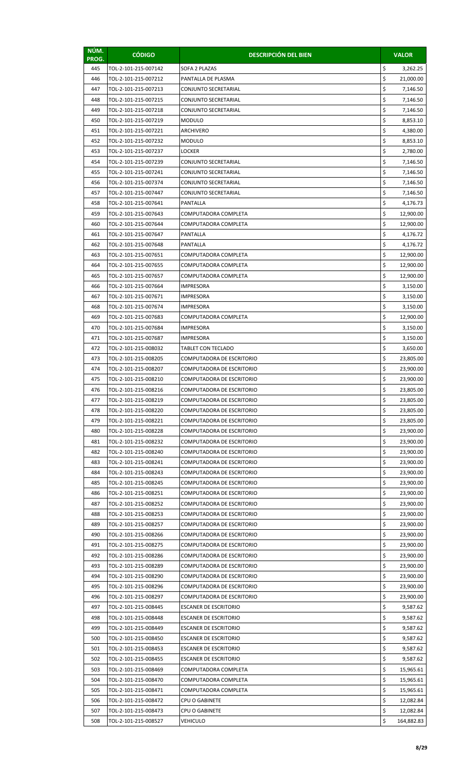| NÚM. PROG. | CÓDIGO | DESCRIPCIÓN DEL BIEN | VALOR |
|---|---|---|---|
| 445 | TOL-2-101-215-007142 | SOFA 2 PLAZAS | $ 3,262.25 |
| 446 | TOL-2-101-215-007212 | PANTALLA DE PLASMA | $ 21,000.00 |
| 447 | TOL-2-101-215-007213 | CONJUNTO SECRETARIAL | $ 7,146.50 |
| 448 | TOL-2-101-215-007215 | CONJUNTO SECRETARIAL | $ 7,146.50 |
| 449 | TOL-2-101-215-007218 | CONJUNTO SECRETARIAL | $ 7,146.50 |
| 450 | TOL-2-101-215-007219 | MODULO | $ 8,853.10 |
| 451 | TOL-2-101-215-007221 | ARCHIVERO | $ 4,380.00 |
| 452 | TOL-2-101-215-007232 | MODULO | $ 8,853.10 |
| 453 | TOL-2-101-215-007237 | LOCKER | $ 2,780.00 |
| 454 | TOL-2-101-215-007239 | CONJUNTO SECRETARIAL | $ 7,146.50 |
| 455 | TOL-2-101-215-007241 | CONJUNTO SECRETARIAL | $ 7,146.50 |
| 456 | TOL-2-101-215-007374 | CONJUNTO SECRETARIAL | $ 7,146.50 |
| 457 | TOL-2-101-215-007447 | CONJUNTO SECRETARIAL | $ 7,146.50 |
| 458 | TOL-2-101-215-007641 | PANTALLA | $ 4,176.73 |
| 459 | TOL-2-101-215-007643 | COMPUTADORA COMPLETA | $ 12,900.00 |
| 460 | TOL-2-101-215-007644 | COMPUTADORA COMPLETA | $ 12,900.00 |
| 461 | TOL-2-101-215-007647 | PANTALLA | $ 4,176.72 |
| 462 | TOL-2-101-215-007648 | PANTALLA | $ 4,176.72 |
| 463 | TOL-2-101-215-007651 | COMPUTADORA COMPLETA | $ 12,900.00 |
| 464 | TOL-2-101-215-007655 | COMPUTADORA COMPLETA | $ 12,900.00 |
| 465 | TOL-2-101-215-007657 | COMPUTADORA COMPLETA | $ 12,900.00 |
| 466 | TOL-2-101-215-007664 | IMPRESORA | $ 3,150.00 |
| 467 | TOL-2-101-215-007671 | IMPRESORA | $ 3,150.00 |
| 468 | TOL-2-101-215-007674 | IMPRESORA | $ 3,150.00 |
| 469 | TOL-2-101-215-007683 | COMPUTADORA COMPLETA | $ 12,900.00 |
| 470 | TOL-2-101-215-007684 | IMPRESORA | $ 3,150.00 |
| 471 | TOL-2-101-215-007687 | IMPRESORA | $ 3,150.00 |
| 472 | TOL-2-101-215-008032 | TABLET CON TECLADO | $ 3,650.00 |
| 473 | TOL-2-101-215-008205 | COMPUTADORA DE ESCRITORIO | $ 23,805.00 |
| 474 | TOL-2-101-215-008207 | COMPUTADORA DE ESCRITORIO | $ 23,900.00 |
| 475 | TOL-2-101-215-008210 | COMPUTADORA DE ESCRITORIO | $ 23,900.00 |
| 476 | TOL-2-101-215-008216 | COMPUTADORA DE ESCRITORIO | $ 23,805.00 |
| 477 | TOL-2-101-215-008219 | COMPUTADORA DE ESCRITORIO | $ 23,805.00 |
| 478 | TOL-2-101-215-008220 | COMPUTADORA DE ESCRITORIO | $ 23,805.00 |
| 479 | TOL-2-101-215-008221 | COMPUTADORA DE ESCRITORIO | $ 23,805.00 |
| 480 | TOL-2-101-215-008228 | COMPUTADORA DE ESCRITORIO | $ 23,900.00 |
| 481 | TOL-2-101-215-008232 | COMPUTADORA DE ESCRITORIO | $ 23,900.00 |
| 482 | TOL-2-101-215-008240 | COMPUTADORA DE ESCRITORIO | $ 23,900.00 |
| 483 | TOL-2-101-215-008241 | COMPUTADORA DE ESCRITORIO | $ 23,900.00 |
| 484 | TOL-2-101-215-008243 | COMPUTADORA DE ESCRITORIO | $ 23,900.00 |
| 485 | TOL-2-101-215-008245 | COMPUTADORA DE ESCRITORIO | $ 23,900.00 |
| 486 | TOL-2-101-215-008251 | COMPUTADORA DE ESCRITORIO | $ 23,900.00 |
| 487 | TOL-2-101-215-008252 | COMPUTADORA DE ESCRITORIO | $ 23,900.00 |
| 488 | TOL-2-101-215-008253 | COMPUTADORA DE ESCRITORIO | $ 23,900.00 |
| 489 | TOL-2-101-215-008257 | COMPUTADORA DE ESCRITORIO | $ 23,900.00 |
| 490 | TOL-2-101-215-008266 | COMPUTADORA DE ESCRITORIO | $ 23,900.00 |
| 491 | TOL-2-101-215-008275 | COMPUTADORA DE ESCRITORIO | $ 23,900.00 |
| 492 | TOL-2-101-215-008286 | COMPUTADORA DE ESCRITORIO | $ 23,900.00 |
| 493 | TOL-2-101-215-008289 | COMPUTADORA DE ESCRITORIO | $ 23,900.00 |
| 494 | TOL-2-101-215-008290 | COMPUTADORA DE ESCRITORIO | $ 23,900.00 |
| 495 | TOL-2-101-215-008296 | COMPUTADORA DE ESCRITORIO | $ 23,900.00 |
| 496 | TOL-2-101-215-008297 | COMPUTADORA DE ESCRITORIO | $ 23,900.00 |
| 497 | TOL-2-101-215-008445 | ESCANER DE ESCRITORIO | $ 9,587.62 |
| 498 | TOL-2-101-215-008448 | ESCANER DE ESCRITORIO | $ 9,587.62 |
| 499 | TOL-2-101-215-008449 | ESCANER DE ESCRITORIO | $ 9,587.62 |
| 500 | TOL-2-101-215-008450 | ESCANER DE ESCRITORIO | $ 9,587.62 |
| 501 | TOL-2-101-215-008453 | ESCANER DE ESCRITORIO | $ 9,587.62 |
| 502 | TOL-2-101-215-008455 | ESCANER DE ESCRITORIO | $ 9,587.62 |
| 503 | TOL-2-101-215-008469 | COMPUTADORA COMPLETA | $ 15,965.61 |
| 504 | TOL-2-101-215-008470 | COMPUTADORA COMPLETA | $ 15,965.61 |
| 505 | TOL-2-101-215-008471 | COMPUTADORA COMPLETA | $ 15,965.61 |
| 506 | TOL-2-101-215-008472 | CPU O GABINETE | $ 12,082.84 |
| 507 | TOL-2-101-215-008473 | CPU O GABINETE | $ 12,082.84 |
| 508 | TOL-2-101-215-008527 | VEHICULO | $ 164,882.83 |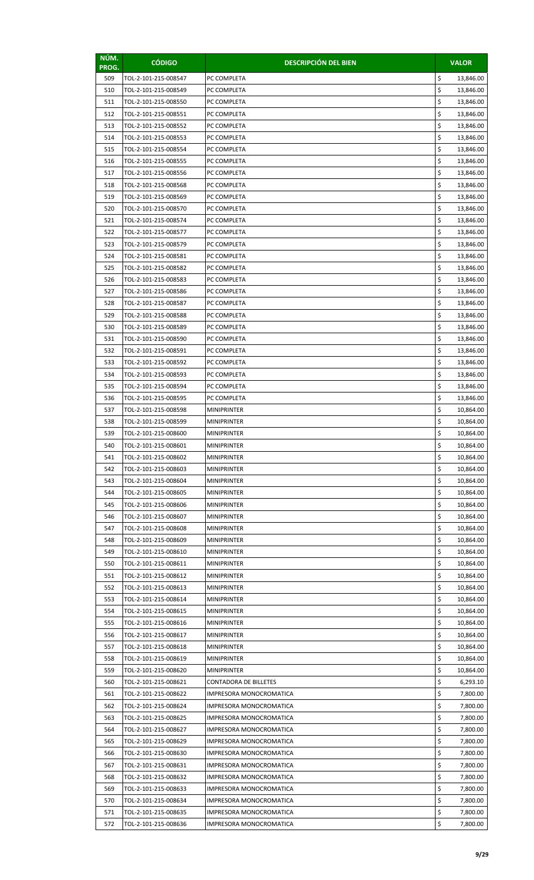| NÚM. PROG. | CÓDIGO | DESCRIPCIÓN DEL BIEN | VALOR |
|---|---|---|---|
| 509 | TOL-2-101-215-008547 | PC COMPLETA | $ 13,846.00 |
| 510 | TOL-2-101-215-008549 | PC COMPLETA | $ 13,846.00 |
| 511 | TOL-2-101-215-008550 | PC COMPLETA | $ 13,846.00 |
| 512 | TOL-2-101-215-008551 | PC COMPLETA | $ 13,846.00 |
| 513 | TOL-2-101-215-008552 | PC COMPLETA | $ 13,846.00 |
| 514 | TOL-2-101-215-008553 | PC COMPLETA | $ 13,846.00 |
| 515 | TOL-2-101-215-008554 | PC COMPLETA | $ 13,846.00 |
| 516 | TOL-2-101-215-008555 | PC COMPLETA | $ 13,846.00 |
| 517 | TOL-2-101-215-008556 | PC COMPLETA | $ 13,846.00 |
| 518 | TOL-2-101-215-008568 | PC COMPLETA | $ 13,846.00 |
| 519 | TOL-2-101-215-008569 | PC COMPLETA | $ 13,846.00 |
| 520 | TOL-2-101-215-008570 | PC COMPLETA | $ 13,846.00 |
| 521 | TOL-2-101-215-008574 | PC COMPLETA | $ 13,846.00 |
| 522 | TOL-2-101-215-008577 | PC COMPLETA | $ 13,846.00 |
| 523 | TOL-2-101-215-008579 | PC COMPLETA | $ 13,846.00 |
| 524 | TOL-2-101-215-008581 | PC COMPLETA | $ 13,846.00 |
| 525 | TOL-2-101-215-008582 | PC COMPLETA | $ 13,846.00 |
| 526 | TOL-2-101-215-008583 | PC COMPLETA | $ 13,846.00 |
| 527 | TOL-2-101-215-008586 | PC COMPLETA | $ 13,846.00 |
| 528 | TOL-2-101-215-008587 | PC COMPLETA | $ 13,846.00 |
| 529 | TOL-2-101-215-008588 | PC COMPLETA | $ 13,846.00 |
| 530 | TOL-2-101-215-008589 | PC COMPLETA | $ 13,846.00 |
| 531 | TOL-2-101-215-008590 | PC COMPLETA | $ 13,846.00 |
| 532 | TOL-2-101-215-008591 | PC COMPLETA | $ 13,846.00 |
| 533 | TOL-2-101-215-008592 | PC COMPLETA | $ 13,846.00 |
| 534 | TOL-2-101-215-008593 | PC COMPLETA | $ 13,846.00 |
| 535 | TOL-2-101-215-008594 | PC COMPLETA | $ 13,846.00 |
| 536 | TOL-2-101-215-008595 | PC COMPLETA | $ 13,846.00 |
| 537 | TOL-2-101-215-008598 | MINIPRINTER | $ 10,864.00 |
| 538 | TOL-2-101-215-008599 | MINIPRINTER | $ 10,864.00 |
| 539 | TOL-2-101-215-008600 | MINIPRINTER | $ 10,864.00 |
| 540 | TOL-2-101-215-008601 | MINIPRINTER | $ 10,864.00 |
| 541 | TOL-2-101-215-008602 | MINIPRINTER | $ 10,864.00 |
| 542 | TOL-2-101-215-008603 | MINIPRINTER | $ 10,864.00 |
| 543 | TOL-2-101-215-008604 | MINIPRINTER | $ 10,864.00 |
| 544 | TOL-2-101-215-008605 | MINIPRINTER | $ 10,864.00 |
| 545 | TOL-2-101-215-008606 | MINIPRINTER | $ 10,864.00 |
| 546 | TOL-2-101-215-008607 | MINIPRINTER | $ 10,864.00 |
| 547 | TOL-2-101-215-008608 | MINIPRINTER | $ 10,864.00 |
| 548 | TOL-2-101-215-008609 | MINIPRINTER | $ 10,864.00 |
| 549 | TOL-2-101-215-008610 | MINIPRINTER | $ 10,864.00 |
| 550 | TOL-2-101-215-008611 | MINIPRINTER | $ 10,864.00 |
| 551 | TOL-2-101-215-008612 | MINIPRINTER | $ 10,864.00 |
| 552 | TOL-2-101-215-008613 | MINIPRINTER | $ 10,864.00 |
| 553 | TOL-2-101-215-008614 | MINIPRINTER | $ 10,864.00 |
| 554 | TOL-2-101-215-008615 | MINIPRINTER | $ 10,864.00 |
| 555 | TOL-2-101-215-008616 | MINIPRINTER | $ 10,864.00 |
| 556 | TOL-2-101-215-008617 | MINIPRINTER | $ 10,864.00 |
| 557 | TOL-2-101-215-008618 | MINIPRINTER | $ 10,864.00 |
| 558 | TOL-2-101-215-008619 | MINIPRINTER | $ 10,864.00 |
| 559 | TOL-2-101-215-008620 | MINIPRINTER | $ 10,864.00 |
| 560 | TOL-2-101-215-008621 | CONTADORA DE BILLETES | $ 6,293.10 |
| 561 | TOL-2-101-215-008622 | IMPRESORA MONOCROMATICA | $ 7,800.00 |
| 562 | TOL-2-101-215-008624 | IMPRESORA MONOCROMATICA | $ 7,800.00 |
| 563 | TOL-2-101-215-008625 | IMPRESORA MONOCROMATICA | $ 7,800.00 |
| 564 | TOL-2-101-215-008627 | IMPRESORA MONOCROMATICA | $ 7,800.00 |
| 565 | TOL-2-101-215-008629 | IMPRESORA MONOCROMATICA | $ 7,800.00 |
| 566 | TOL-2-101-215-008630 | IMPRESORA MONOCROMATICA | $ 7,800.00 |
| 567 | TOL-2-101-215-008631 | IMPRESORA MONOCROMATICA | $ 7,800.00 |
| 568 | TOL-2-101-215-008632 | IMPRESORA MONOCROMATICA | $ 7,800.00 |
| 569 | TOL-2-101-215-008633 | IMPRESORA MONOCROMATICA | $ 7,800.00 |
| 570 | TOL-2-101-215-008634 | IMPRESORA MONOCROMATICA | $ 7,800.00 |
| 571 | TOL-2-101-215-008635 | IMPRESORA MONOCROMATICA | $ 7,800.00 |
| 572 | TOL-2-101-215-008636 | IMPRESORA MONOCROMATICA | $ 7,800.00 |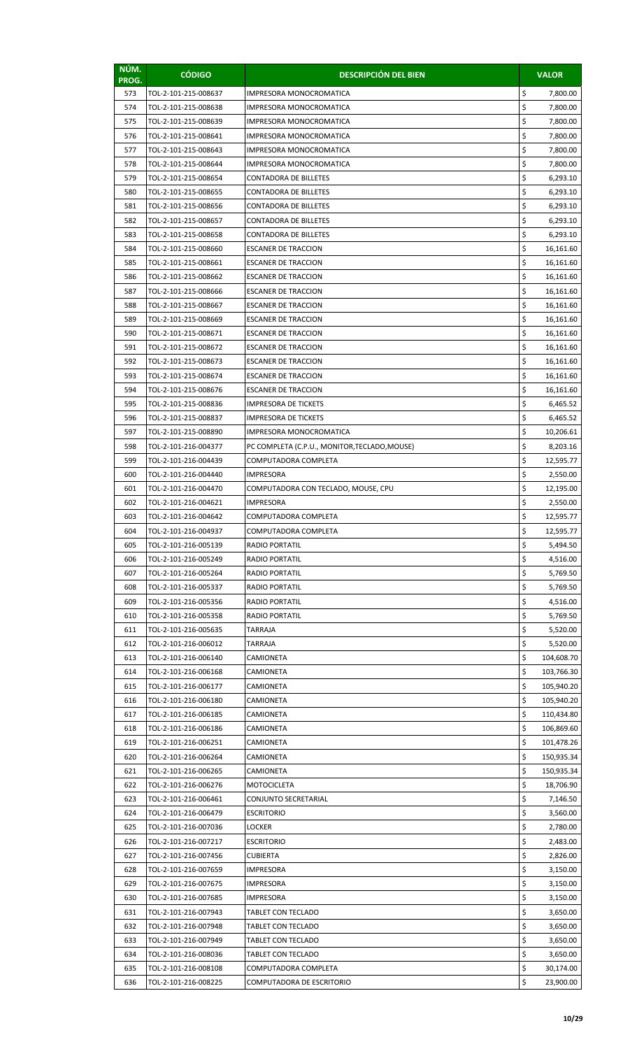| NÚM. PROG. | CÓDIGO | DESCRIPCIÓN DEL BIEN | VALOR |
|---|---|---|---|
| 573 | TOL-2-101-215-008637 | IMPRESORA MONOCROMATICA | $ 7,800.00 |
| 574 | TOL-2-101-215-008638 | IMPRESORA MONOCROMATICA | $ 7,800.00 |
| 575 | TOL-2-101-215-008639 | IMPRESORA MONOCROMATICA | $ 7,800.00 |
| 576 | TOL-2-101-215-008641 | IMPRESORA MONOCROMATICA | $ 7,800.00 |
| 577 | TOL-2-101-215-008643 | IMPRESORA MONOCROMATICA | $ 7,800.00 |
| 578 | TOL-2-101-215-008644 | IMPRESORA MONOCROMATICA | $ 7,800.00 |
| 579 | TOL-2-101-215-008654 | CONTADORA DE BILLETES | $ 6,293.10 |
| 580 | TOL-2-101-215-008655 | CONTADORA DE BILLETES | $ 6,293.10 |
| 581 | TOL-2-101-215-008656 | CONTADORA DE BILLETES | $ 6,293.10 |
| 582 | TOL-2-101-215-008657 | CONTADORA DE BILLETES | $ 6,293.10 |
| 583 | TOL-2-101-215-008658 | CONTADORA DE BILLETES | $ 6,293.10 |
| 584 | TOL-2-101-215-008660 | ESCANER DE TRACCION | $ 16,161.60 |
| 585 | TOL-2-101-215-008661 | ESCANER DE TRACCION | $ 16,161.60 |
| 586 | TOL-2-101-215-008662 | ESCANER DE TRACCION | $ 16,161.60 |
| 587 | TOL-2-101-215-008666 | ESCANER DE TRACCION | $ 16,161.60 |
| 588 | TOL-2-101-215-008667 | ESCANER DE TRACCION | $ 16,161.60 |
| 589 | TOL-2-101-215-008669 | ESCANER DE TRACCION | $ 16,161.60 |
| 590 | TOL-2-101-215-008671 | ESCANER DE TRACCION | $ 16,161.60 |
| 591 | TOL-2-101-215-008672 | ESCANER DE TRACCION | $ 16,161.60 |
| 592 | TOL-2-101-215-008673 | ESCANER DE TRACCION | $ 16,161.60 |
| 593 | TOL-2-101-215-008674 | ESCANER DE TRACCION | $ 16,161.60 |
| 594 | TOL-2-101-215-008676 | ESCANER DE TRACCION | $ 16,161.60 |
| 595 | TOL-2-101-215-008836 | IMPRESORA DE TICKETS | $ 6,465.52 |
| 596 | TOL-2-101-215-008837 | IMPRESORA DE TICKETS | $ 6,465.52 |
| 597 | TOL-2-101-215-008890 | IMPRESORA MONOCROMATICA | $ 10,206.61 |
| 598 | TOL-2-101-216-004377 | PC COMPLETA (C.P.U., MONITOR,TECLADO,MOUSE) | $ 8,203.16 |
| 599 | TOL-2-101-216-004439 | COMPUTADORA COMPLETA | $ 12,595.77 |
| 600 | TOL-2-101-216-004440 | IMPRESORA | $ 2,550.00 |
| 601 | TOL-2-101-216-004470 | COMPUTADORA CON TECLADO, MOUSE, CPU | $ 12,195.00 |
| 602 | TOL-2-101-216-004621 | IMPRESORA | $ 2,550.00 |
| 603 | TOL-2-101-216-004642 | COMPUTADORA COMPLETA | $ 12,595.77 |
| 604 | TOL-2-101-216-004937 | COMPUTADORA COMPLETA | $ 12,595.77 |
| 605 | TOL-2-101-216-005139 | RADIO PORTATIL | $ 5,494.50 |
| 606 | TOL-2-101-216-005249 | RADIO PORTATIL | $ 4,516.00 |
| 607 | TOL-2-101-216-005264 | RADIO PORTATIL | $ 5,769.50 |
| 608 | TOL-2-101-216-005337 | RADIO PORTATIL | $ 5,769.50 |
| 609 | TOL-2-101-216-005356 | RADIO PORTATIL | $ 4,516.00 |
| 610 | TOL-2-101-216-005358 | RADIO PORTATIL | $ 5,769.50 |
| 611 | TOL-2-101-216-005635 | TARRAJA | $ 5,520.00 |
| 612 | TOL-2-101-216-006012 | TARRAJA | $ 5,520.00 |
| 613 | TOL-2-101-216-006140 | CAMIONETA | $ 104,608.70 |
| 614 | TOL-2-101-216-006168 | CAMIONETA | $ 103,766.30 |
| 615 | TOL-2-101-216-006177 | CAMIONETA | $ 105,940.20 |
| 616 | TOL-2-101-216-006180 | CAMIONETA | $ 105,940.20 |
| 617 | TOL-2-101-216-006185 | CAMIONETA | $ 110,434.80 |
| 618 | TOL-2-101-216-006186 | CAMIONETA | $ 106,869.60 |
| 619 | TOL-2-101-216-006251 | CAMIONETA | $ 101,478.26 |
| 620 | TOL-2-101-216-006264 | CAMIONETA | $ 150,935.34 |
| 621 | TOL-2-101-216-006265 | CAMIONETA | $ 150,935.34 |
| 622 | TOL-2-101-216-006276 | MOTOCICLETA | $ 18,706.90 |
| 623 | TOL-2-101-216-006461 | CONJUNTO SECRETARIAL | $ 7,146.50 |
| 624 | TOL-2-101-216-006479 | ESCRITORIO | $ 3,560.00 |
| 625 | TOL-2-101-216-007036 | LOCKER | $ 2,780.00 |
| 626 | TOL-2-101-216-007217 | ESCRITORIO | $ 2,483.00 |
| 627 | TOL-2-101-216-007456 | CUBIERTA | $ 2,826.00 |
| 628 | TOL-2-101-216-007659 | IMPRESORA | $ 3,150.00 |
| 629 | TOL-2-101-216-007675 | IMPRESORA | $ 3,150.00 |
| 630 | TOL-2-101-216-007685 | IMPRESORA | $ 3,150.00 |
| 631 | TOL-2-101-216-007943 | TABLET CON TECLADO | $ 3,650.00 |
| 632 | TOL-2-101-216-007948 | TABLET CON TECLADO | $ 3,650.00 |
| 633 | TOL-2-101-216-007949 | TABLET CON TECLADO | $ 3,650.00 |
| 634 | TOL-2-101-216-008036 | TABLET CON TECLADO | $ 3,650.00 |
| 635 | TOL-2-101-216-008108 | COMPUTADORA COMPLETA | $ 30,174.00 |
| 636 | TOL-2-101-216-008225 | COMPUTADORA DE ESCRITORIO | $ 23,900.00 |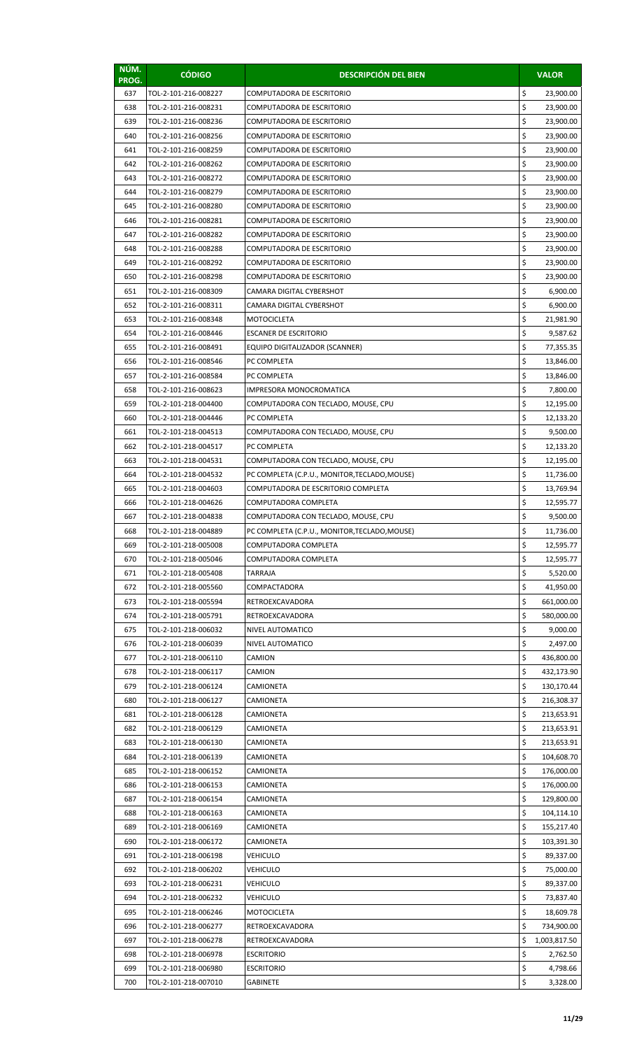| NÚM. PROG. | CÓDIGO | DESCRIPCIÓN DEL BIEN | VALOR |
|---|---|---|---|
| 637 | TOL-2-101-216-008227 | COMPUTADORA DE ESCRITORIO | $ 23,900.00 |
| 638 | TOL-2-101-216-008231 | COMPUTADORA DE ESCRITORIO | $ 23,900.00 |
| 639 | TOL-2-101-216-008236 | COMPUTADORA DE ESCRITORIO | $ 23,900.00 |
| 640 | TOL-2-101-216-008256 | COMPUTADORA DE ESCRITORIO | $ 23,900.00 |
| 641 | TOL-2-101-216-008259 | COMPUTADORA DE ESCRITORIO | $ 23,900.00 |
| 642 | TOL-2-101-216-008262 | COMPUTADORA DE ESCRITORIO | $ 23,900.00 |
| 643 | TOL-2-101-216-008272 | COMPUTADORA DE ESCRITORIO | $ 23,900.00 |
| 644 | TOL-2-101-216-008279 | COMPUTADORA DE ESCRITORIO | $ 23,900.00 |
| 645 | TOL-2-101-216-008280 | COMPUTADORA DE ESCRITORIO | $ 23,900.00 |
| 646 | TOL-2-101-216-008281 | COMPUTADORA DE ESCRITORIO | $ 23,900.00 |
| 647 | TOL-2-101-216-008282 | COMPUTADORA DE ESCRITORIO | $ 23,900.00 |
| 648 | TOL-2-101-216-008288 | COMPUTADORA DE ESCRITORIO | $ 23,900.00 |
| 649 | TOL-2-101-216-008292 | COMPUTADORA DE ESCRITORIO | $ 23,900.00 |
| 650 | TOL-2-101-216-008298 | COMPUTADORA DE ESCRITORIO | $ 23,900.00 |
| 651 | TOL-2-101-216-008309 | CAMARA DIGITAL CYBERSHOT | $ 6,900.00 |
| 652 | TOL-2-101-216-008311 | CAMARA DIGITAL CYBERSHOT | $ 6,900.00 |
| 653 | TOL-2-101-216-008348 | MOTOCICLETA | $ 21,981.90 |
| 654 | TOL-2-101-216-008446 | ESCANER DE ESCRITORIO | $ 9,587.62 |
| 655 | TOL-2-101-216-008491 | EQUIPO DIGITALIZADOR (SCANNER) | $ 77,355.35 |
| 656 | TOL-2-101-216-008546 | PC COMPLETA | $ 13,846.00 |
| 657 | TOL-2-101-216-008584 | PC COMPLETA | $ 13,846.00 |
| 658 | TOL-2-101-216-008623 | IMPRESORA MONOCROMATICA | $ 7,800.00 |
| 659 | TOL-2-101-218-004400 | COMPUTADORA CON TECLADO, MOUSE, CPU | $ 12,195.00 |
| 660 | TOL-2-101-218-004446 | PC COMPLETA | $ 12,133.20 |
| 661 | TOL-2-101-218-004513 | COMPUTADORA CON TECLADO, MOUSE, CPU | $ 9,500.00 |
| 662 | TOL-2-101-218-004517 | PC COMPLETA | $ 12,133.20 |
| 663 | TOL-2-101-218-004531 | COMPUTADORA CON TECLADO, MOUSE, CPU | $ 12,195.00 |
| 664 | TOL-2-101-218-004532 | PC COMPLETA (C.P.U., MONITOR,TECLADO,MOUSE) | $ 11,736.00 |
| 665 | TOL-2-101-218-004603 | COMPUTADORA DE ESCRITORIO COMPLETA | $ 13,769.94 |
| 666 | TOL-2-101-218-004626 | COMPUTADORA COMPLETA | $ 12,595.77 |
| 667 | TOL-2-101-218-004838 | COMPUTADORA CON TECLADO, MOUSE, CPU | $ 9,500.00 |
| 668 | TOL-2-101-218-004889 | PC COMPLETA (C.P.U., MONITOR,TECLADO,MOUSE) | $ 11,736.00 |
| 669 | TOL-2-101-218-005008 | COMPUTADORA COMPLETA | $ 12,595.77 |
| 670 | TOL-2-101-218-005046 | COMPUTADORA COMPLETA | $ 12,595.77 |
| 671 | TOL-2-101-218-005408 | TARRAJA | $ 5,520.00 |
| 672 | TOL-2-101-218-005560 | COMPACTADORA | $ 41,950.00 |
| 673 | TOL-2-101-218-005594 | RETROEXCAVADORA | $ 661,000.00 |
| 674 | TOL-2-101-218-005791 | RETROEXCAVADORA | $ 580,000.00 |
| 675 | TOL-2-101-218-006032 | NIVEL AUTOMATICO | $ 9,000.00 |
| 676 | TOL-2-101-218-006039 | NIVEL AUTOMATICO | $ 2,497.00 |
| 677 | TOL-2-101-218-006110 | CAMION | $ 436,800.00 |
| 678 | TOL-2-101-218-006117 | CAMION | $ 432,173.90 |
| 679 | TOL-2-101-218-006124 | CAMIONETA | $ 130,170.44 |
| 680 | TOL-2-101-218-006127 | CAMIONETA | $ 216,308.37 |
| 681 | TOL-2-101-218-006128 | CAMIONETA | $ 213,653.91 |
| 682 | TOL-2-101-218-006129 | CAMIONETA | $ 213,653.91 |
| 683 | TOL-2-101-218-006130 | CAMIONETA | $ 213,653.91 |
| 684 | TOL-2-101-218-006139 | CAMIONETA | $ 104,608.70 |
| 685 | TOL-2-101-218-006152 | CAMIONETA | $ 176,000.00 |
| 686 | TOL-2-101-218-006153 | CAMIONETA | $ 176,000.00 |
| 687 | TOL-2-101-218-006154 | CAMIONETA | $ 129,800.00 |
| 688 | TOL-2-101-218-006163 | CAMIONETA | $ 104,114.10 |
| 689 | TOL-2-101-218-006169 | CAMIONETA | $ 155,217.40 |
| 690 | TOL-2-101-218-006172 | CAMIONETA | $ 103,391.30 |
| 691 | TOL-2-101-218-006198 | VEHICULO | $ 89,337.00 |
| 692 | TOL-2-101-218-006202 | VEHICULO | $ 75,000.00 |
| 693 | TOL-2-101-218-006231 | VEHICULO | $ 89,337.00 |
| 694 | TOL-2-101-218-006232 | VEHICULO | $ 73,837.40 |
| 695 | TOL-2-101-218-006246 | MOTOCICLETA | $ 18,609.78 |
| 696 | TOL-2-101-218-006277 | RETROEXCAVADORA | $ 734,900.00 |
| 697 | TOL-2-101-218-006278 | RETROEXCAVADORA | $ 1,003,817.50 |
| 698 | TOL-2-101-218-006978 | ESCRITORIO | $ 2,762.50 |
| 699 | TOL-2-101-218-006980 | ESCRITORIO | $ 4,798.66 |
| 700 | TOL-2-101-218-007010 | GABINETE | $ 3,328.00 |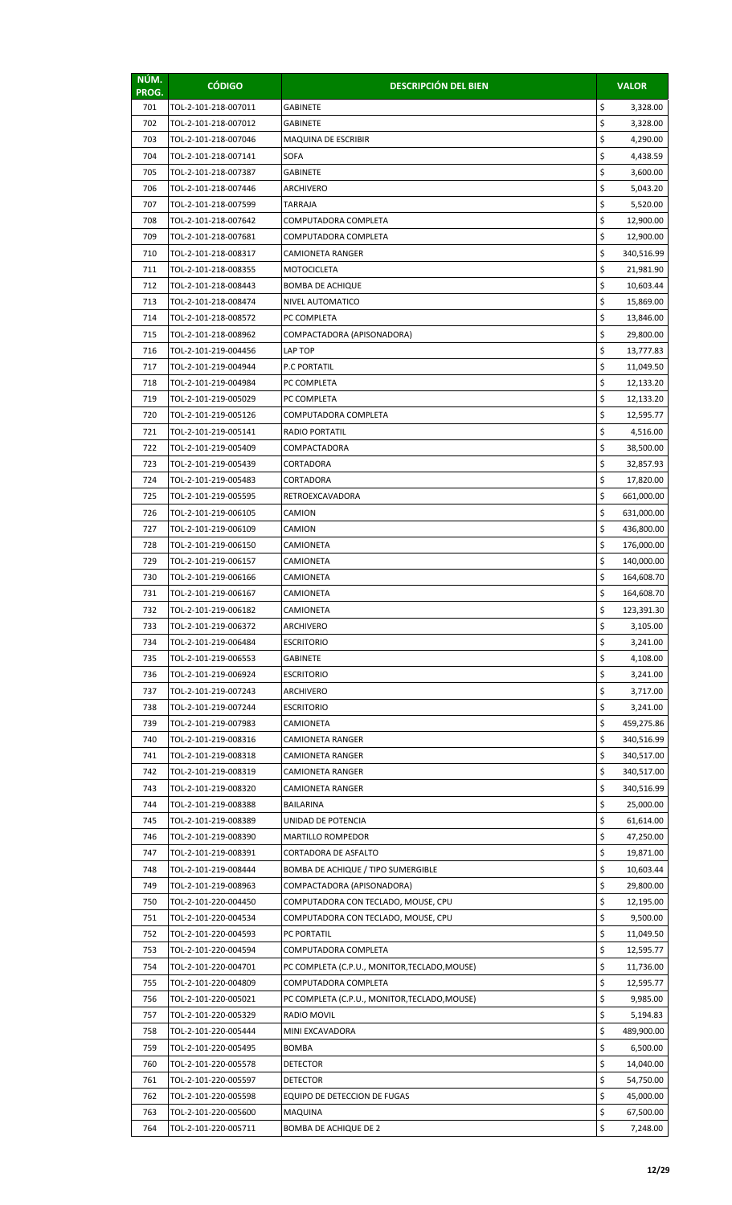| NÚM. PROG. | CÓDIGO | DESCRIPCIÓN DEL BIEN | VALOR |
|---|---|---|---|
| 701 | TOL-2-101-218-007011 | GABINETE | $ 3,328.00 |
| 702 | TOL-2-101-218-007012 | GABINETE | $ 3,328.00 |
| 703 | TOL-2-101-218-007046 | MAQUINA DE ESCRIBIR | $ 4,290.00 |
| 704 | TOL-2-101-218-007141 | SOFA | $ 4,438.59 |
| 705 | TOL-2-101-218-007387 | GABINETE | $ 3,600.00 |
| 706 | TOL-2-101-218-007446 | ARCHIVERO | $ 5,043.20 |
| 707 | TOL-2-101-218-007599 | TARRAJA | $ 5,520.00 |
| 708 | TOL-2-101-218-007642 | COMPUTADORA COMPLETA | $ 12,900.00 |
| 709 | TOL-2-101-218-007681 | COMPUTADORA COMPLETA | $ 12,900.00 |
| 710 | TOL-2-101-218-008317 | CAMIONETA RANGER | $ 340,516.99 |
| 711 | TOL-2-101-218-008355 | MOTOCICLETA | $ 21,981.90 |
| 712 | TOL-2-101-218-008443 | BOMBA DE ACHIQUE | $ 10,603.44 |
| 713 | TOL-2-101-218-008474 | NIVEL AUTOMATICO | $ 15,869.00 |
| 714 | TOL-2-101-218-008572 | PC COMPLETA | $ 13,846.00 |
| 715 | TOL-2-101-218-008962 | COMPACTADORA (APISONADORA) | $ 29,800.00 |
| 716 | TOL-2-101-219-004456 | LAP TOP | $ 13,777.83 |
| 717 | TOL-2-101-219-004944 | P.C PORTATIL | $ 11,049.50 |
| 718 | TOL-2-101-219-004984 | PC COMPLETA | $ 12,133.20 |
| 719 | TOL-2-101-219-005029 | PC COMPLETA | $ 12,133.20 |
| 720 | TOL-2-101-219-005126 | COMPUTADORA COMPLETA | $ 12,595.77 |
| 721 | TOL-2-101-219-005141 | RADIO PORTATIL | $ 4,516.00 |
| 722 | TOL-2-101-219-005409 | COMPACTADORA | $ 38,500.00 |
| 723 | TOL-2-101-219-005439 | CORTADORA | $ 32,857.93 |
| 724 | TOL-2-101-219-005483 | CORTADORA | $ 17,820.00 |
| 725 | TOL-2-101-219-005595 | RETROEXCAVADORA | $ 661,000.00 |
| 726 | TOL-2-101-219-006105 | CAMION | $ 631,000.00 |
| 727 | TOL-2-101-219-006109 | CAMION | $ 436,800.00 |
| 728 | TOL-2-101-219-006150 | CAMIONETA | $ 176,000.00 |
| 729 | TOL-2-101-219-006157 | CAMIONETA | $ 140,000.00 |
| 730 | TOL-2-101-219-006166 | CAMIONETA | $ 164,608.70 |
| 731 | TOL-2-101-219-006167 | CAMIONETA | $ 164,608.70 |
| 732 | TOL-2-101-219-006182 | CAMIONETA | $ 123,391.30 |
| 733 | TOL-2-101-219-006372 | ARCHIVERO | $ 3,105.00 |
| 734 | TOL-2-101-219-006484 | ESCRITORIO | $ 3,241.00 |
| 735 | TOL-2-101-219-006553 | GABINETE | $ 4,108.00 |
| 736 | TOL-2-101-219-006924 | ESCRITORIO | $ 3,241.00 |
| 737 | TOL-2-101-219-007243 | ARCHIVERO | $ 3,717.00 |
| 738 | TOL-2-101-219-007244 | ESCRITORIO | $ 3,241.00 |
| 739 | TOL-2-101-219-007983 | CAMIONETA | $ 459,275.86 |
| 740 | TOL-2-101-219-008316 | CAMIONETA RANGER | $ 340,516.99 |
| 741 | TOL-2-101-219-008318 | CAMIONETA RANGER | $ 340,517.00 |
| 742 | TOL-2-101-219-008319 | CAMIONETA RANGER | $ 340,517.00 |
| 743 | TOL-2-101-219-008320 | CAMIONETA RANGER | $ 340,516.99 |
| 744 | TOL-2-101-219-008388 | BAILARINA | $ 25,000.00 |
| 745 | TOL-2-101-219-008389 | UNIDAD DE POTENCIA | $ 61,614.00 |
| 746 | TOL-2-101-219-008390 | MARTILLO ROMPEDOR | $ 47,250.00 |
| 747 | TOL-2-101-219-008391 | CORTADORA DE ASFALTO | $ 19,871.00 |
| 748 | TOL-2-101-219-008444 | BOMBA DE ACHIQUE / TIPO SUMERGIBLE | $ 10,603.44 |
| 749 | TOL-2-101-219-008963 | COMPACTADORA (APISONADORA) | $ 29,800.00 |
| 750 | TOL-2-101-220-004450 | COMPUTADORA CON TECLADO, MOUSE, CPU | $ 12,195.00 |
| 751 | TOL-2-101-220-004534 | COMPUTADORA CON TECLADO, MOUSE, CPU | $ 9,500.00 |
| 752 | TOL-2-101-220-004593 | PC PORTATIL | $ 11,049.50 |
| 753 | TOL-2-101-220-004594 | COMPUTADORA COMPLETA | $ 12,595.77 |
| 754 | TOL-2-101-220-004701 | PC COMPLETA (C.P.U., MONITOR,TECLADO,MOUSE) | $ 11,736.00 |
| 755 | TOL-2-101-220-004809 | COMPUTADORA COMPLETA | $ 12,595.77 |
| 756 | TOL-2-101-220-005021 | PC COMPLETA (C.P.U., MONITOR,TECLADO,MOUSE) | $ 9,985.00 |
| 757 | TOL-2-101-220-005329 | RADIO MOVIL | $ 5,194.83 |
| 758 | TOL-2-101-220-005444 | MINI EXCAVADORA | $ 489,900.00 |
| 759 | TOL-2-101-220-005495 | BOMBA | $ 6,500.00 |
| 760 | TOL-2-101-220-005578 | DETECTOR | $ 14,040.00 |
| 761 | TOL-2-101-220-005597 | DETECTOR | $ 54,750.00 |
| 762 | TOL-2-101-220-005598 | EQUIPO DE DETECCION DE FUGAS | $ 45,000.00 |
| 763 | TOL-2-101-220-005600 | MAQUINA | $ 67,500.00 |
| 764 | TOL-2-101-220-005711 | BOMBA DE ACHIQUE DE 2 | $ 7,248.00 |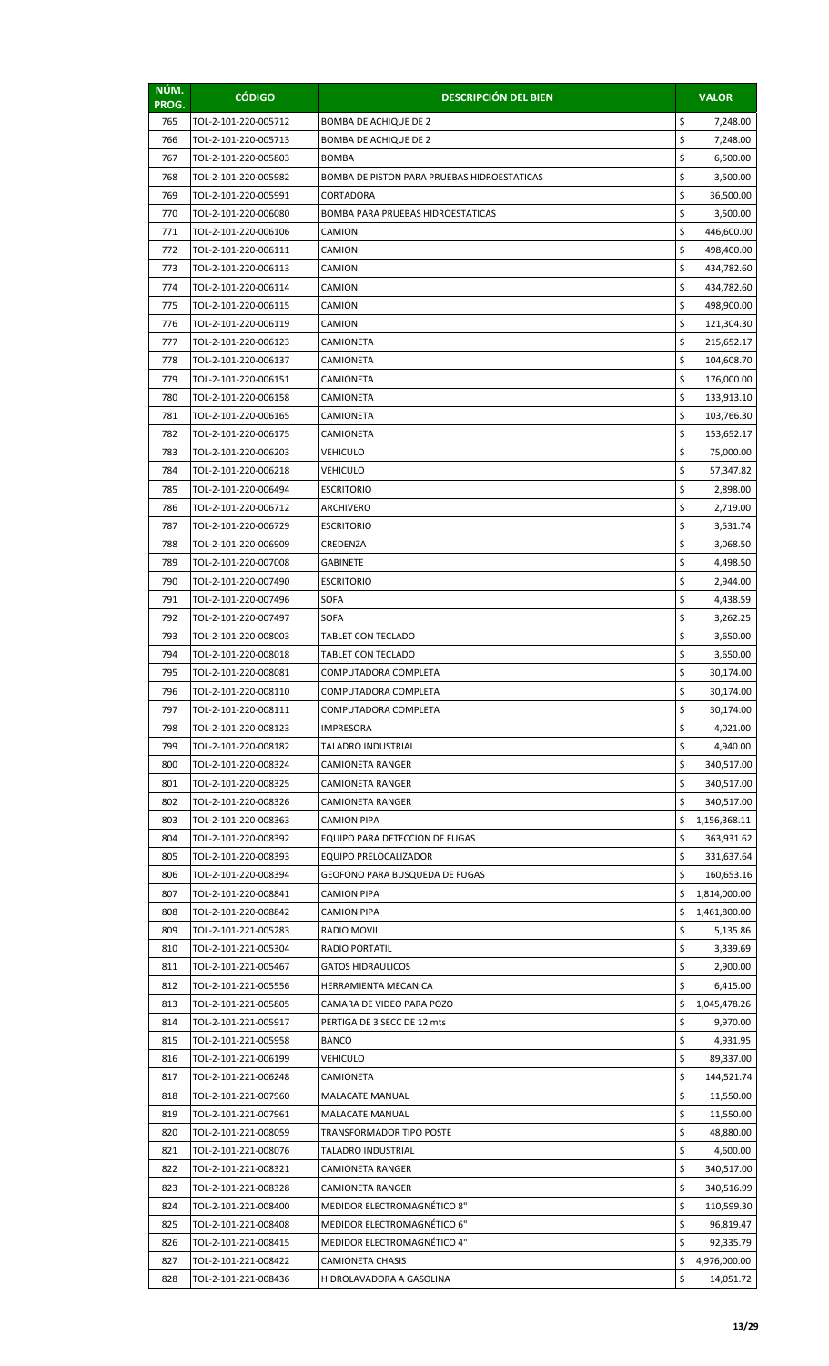| NÚM. PROG. | CÓDIGO | DESCRIPCIÓN DEL BIEN | VALOR |
|---|---|---|---|
| 765 | TOL-2-101-220-005712 | BOMBA DE ACHIQUE DE 2 | $ 7,248.00 |
| 766 | TOL-2-101-220-005713 | BOMBA DE ACHIQUE DE 2 | $ 7,248.00 |
| 767 | TOL-2-101-220-005803 | BOMBA | $ 6,500.00 |
| 768 | TOL-2-101-220-005982 | BOMBA DE PISTON PARA PRUEBAS HIDROESTATICAS | $ 3,500.00 |
| 769 | TOL-2-101-220-005991 | CORTADORA | $ 36,500.00 |
| 770 | TOL-2-101-220-006080 | BOMBA PARA PRUEBAS HIDROESTATICAS | $ 3,500.00 |
| 771 | TOL-2-101-220-006106 | CAMION | $ 446,600.00 |
| 772 | TOL-2-101-220-006111 | CAMION | $ 498,400.00 |
| 773 | TOL-2-101-220-006113 | CAMION | $ 434,782.60 |
| 774 | TOL-2-101-220-006114 | CAMION | $ 434,782.60 |
| 775 | TOL-2-101-220-006115 | CAMION | $ 498,900.00 |
| 776 | TOL-2-101-220-006119 | CAMION | $ 121,304.30 |
| 777 | TOL-2-101-220-006123 | CAMIONETA | $ 215,652.17 |
| 778 | TOL-2-101-220-006137 | CAMIONETA | $ 104,608.70 |
| 779 | TOL-2-101-220-006151 | CAMIONETA | $ 176,000.00 |
| 780 | TOL-2-101-220-006158 | CAMIONETA | $ 133,913.10 |
| 781 | TOL-2-101-220-006165 | CAMIONETA | $ 103,766.30 |
| 782 | TOL-2-101-220-006175 | CAMIONETA | $ 153,652.17 |
| 783 | TOL-2-101-220-006203 | VEHICULO | $ 75,000.00 |
| 784 | TOL-2-101-220-006218 | VEHICULO | $ 57,347.82 |
| 785 | TOL-2-101-220-006494 | ESCRITORIO | $ 2,898.00 |
| 786 | TOL-2-101-220-006712 | ARCHIVERO | $ 2,719.00 |
| 787 | TOL-2-101-220-006729 | ESCRITORIO | $ 3,531.74 |
| 788 | TOL-2-101-220-006909 | CREDENZA | $ 3,068.50 |
| 789 | TOL-2-101-220-007008 | GABINETE | $ 4,498.50 |
| 790 | TOL-2-101-220-007490 | ESCRITORIO | $ 2,944.00 |
| 791 | TOL-2-101-220-007496 | SOFA | $ 4,438.59 |
| 792 | TOL-2-101-220-007497 | SOFA | $ 3,262.25 |
| 793 | TOL-2-101-220-008003 | TABLET CON TECLADO | $ 3,650.00 |
| 794 | TOL-2-101-220-008018 | TABLET CON TECLADO | $ 3,650.00 |
| 795 | TOL-2-101-220-008081 | COMPUTADORA COMPLETA | $ 30,174.00 |
| 796 | TOL-2-101-220-008110 | COMPUTADORA COMPLETA | $ 30,174.00 |
| 797 | TOL-2-101-220-008111 | COMPUTADORA COMPLETA | $ 30,174.00 |
| 798 | TOL-2-101-220-008123 | IMPRESORA | $ 4,021.00 |
| 799 | TOL-2-101-220-008182 | TALADRO INDUSTRIAL | $ 4,940.00 |
| 800 | TOL-2-101-220-008324 | CAMIONETA RANGER | $ 340,517.00 |
| 801 | TOL-2-101-220-008325 | CAMIONETA RANGER | $ 340,517.00 |
| 802 | TOL-2-101-220-008326 | CAMIONETA RANGER | $ 340,517.00 |
| 803 | TOL-2-101-220-008363 | CAMION PIPA | $ 1,156,368.11 |
| 804 | TOL-2-101-220-008392 | EQUIPO PARA DETECCION DE FUGAS | $ 363,931.62 |
| 805 | TOL-2-101-220-008393 | EQUIPO PRELOCALIZADOR | $ 331,637.64 |
| 806 | TOL-2-101-220-008394 | GEOFONO PARA BUSQUEDA DE FUGAS | $ 160,653.16 |
| 807 | TOL-2-101-220-008841 | CAMION PIPA | $ 1,814,000.00 |
| 808 | TOL-2-101-220-008842 | CAMION PIPA | $ 1,461,800.00 |
| 809 | TOL-2-101-221-005283 | RADIO MOVIL | $ 5,135.86 |
| 810 | TOL-2-101-221-005304 | RADIO PORTATIL | $ 3,339.69 |
| 811 | TOL-2-101-221-005467 | GATOS HIDRAULICOS | $ 2,900.00 |
| 812 | TOL-2-101-221-005556 | HERRAMIENTA MECANICA | $ 6,415.00 |
| 813 | TOL-2-101-221-005805 | CAMARA DE VIDEO PARA POZO | $ 1,045,478.26 |
| 814 | TOL-2-101-221-005917 | PERTIGA DE 3 SECC DE 12 mts | $ 9,970.00 |
| 815 | TOL-2-101-221-005958 | BANCO | $ 4,931.95 |
| 816 | TOL-2-101-221-006199 | VEHICULO | $ 89,337.00 |
| 817 | TOL-2-101-221-006248 | CAMIONETA | $ 144,521.74 |
| 818 | TOL-2-101-221-007960 | MALACATE MANUAL | $ 11,550.00 |
| 819 | TOL-2-101-221-007961 | MALACATE MANUAL | $ 11,550.00 |
| 820 | TOL-2-101-221-008059 | TRANSFORMADOR TIPO POSTE | $ 48,880.00 |
| 821 | TOL-2-101-221-008076 | TALADRO INDUSTRIAL | $ 4,600.00 |
| 822 | TOL-2-101-221-008321 | CAMIONETA RANGER | $ 340,517.00 |
| 823 | TOL-2-101-221-008328 | CAMIONETA RANGER | $ 340,516.99 |
| 824 | TOL-2-101-221-008400 | MEDIDOR ELECTROMAGNÉTICO 8" | $ 110,599.30 |
| 825 | TOL-2-101-221-008408 | MEDIDOR ELECTROMAGNÉTICO 6" | $ 96,819.47 |
| 826 | TOL-2-101-221-008415 | MEDIDOR ELECTROMAGNÉTICO 4" | $ 92,335.79 |
| 827 | TOL-2-101-221-008422 | CAMIONETA CHASIS | $ 4,976,000.00 |
| 828 | TOL-2-101-221-008436 | HIDROLAVADORA A GASOLINA | $ 14,051.72 |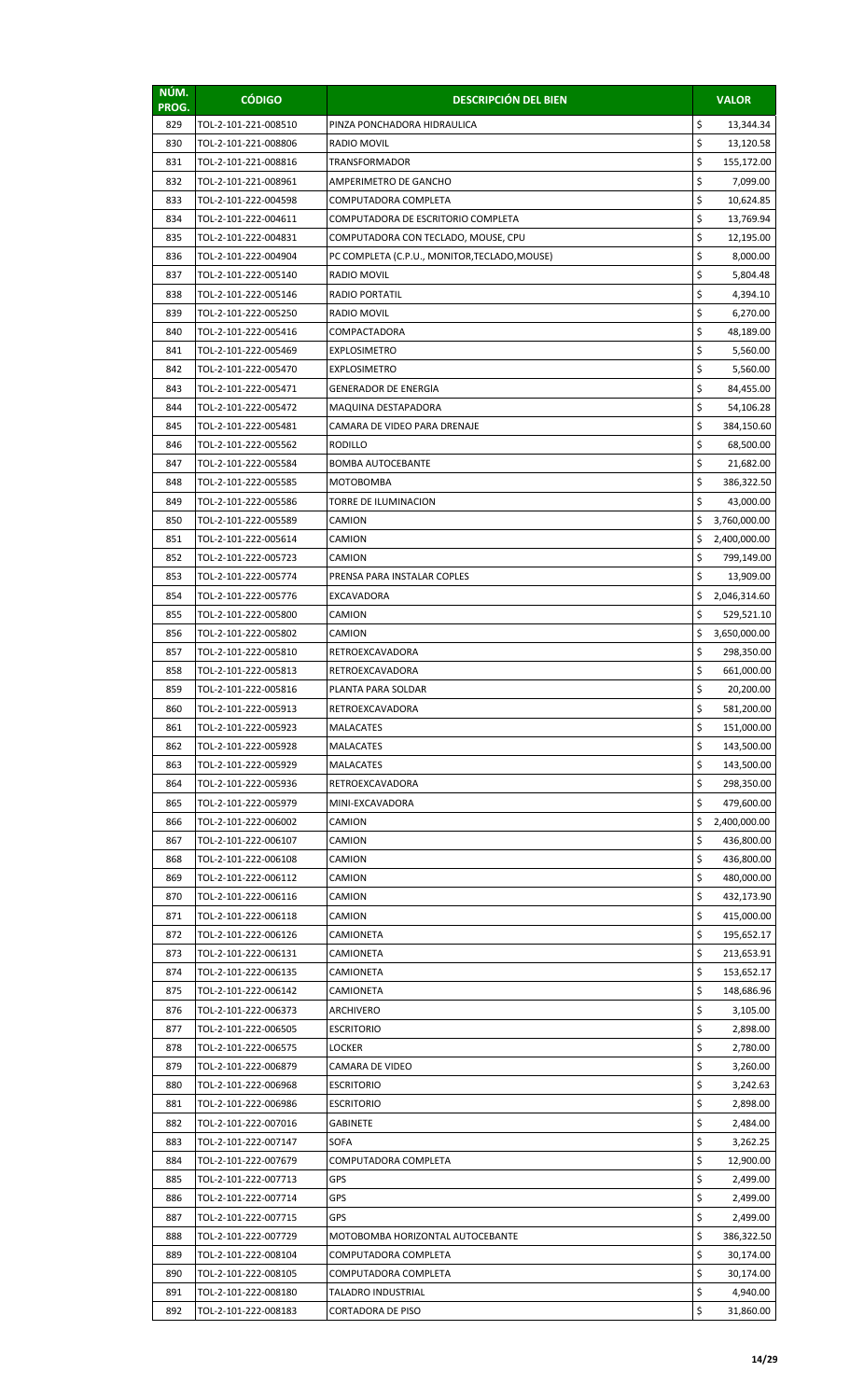| NÚM. PROG. | CÓDIGO | DESCRIPCIÓN DEL BIEN | VALOR |
|---|---|---|---|
| 829 | TOL-2-101-221-008510 | PINZA PONCHADORA HIDRAULICA | $ 13,344.34 |
| 830 | TOL-2-101-221-008806 | RADIO MOVIL | $ 13,120.58 |
| 831 | TOL-2-101-221-008816 | TRANSFORMADOR | $ 155,172.00 |
| 832 | TOL-2-101-221-008961 | AMPERIMETRO DE GANCHO | $ 7,099.00 |
| 833 | TOL-2-101-222-004598 | COMPUTADORA COMPLETA | $ 10,624.85 |
| 834 | TOL-2-101-222-004611 | COMPUTADORA DE ESCRITORIO COMPLETA | $ 13,769.94 |
| 835 | TOL-2-101-222-004831 | COMPUTADORA CON TECLADO, MOUSE, CPU | $ 12,195.00 |
| 836 | TOL-2-101-222-004904 | PC COMPLETA (C.P.U., MONITOR,TECLADO,MOUSE) | $ 8,000.00 |
| 837 | TOL-2-101-222-005140 | RADIO MOVIL | $ 5,804.48 |
| 838 | TOL-2-101-222-005146 | RADIO PORTATIL | $ 4,394.10 |
| 839 | TOL-2-101-222-005250 | RADIO MOVIL | $ 6,270.00 |
| 840 | TOL-2-101-222-005416 | COMPACTADORA | $ 48,189.00 |
| 841 | TOL-2-101-222-005469 | EXPLOSIMETRO | $ 5,560.00 |
| 842 | TOL-2-101-222-005470 | EXPLOSIMETRO | $ 5,560.00 |
| 843 | TOL-2-101-222-005471 | GENERADOR DE ENERGIA | $ 84,455.00 |
| 844 | TOL-2-101-222-005472 | MAQUINA DESTAPADORA | $ 54,106.28 |
| 845 | TOL-2-101-222-005481 | CAMARA DE VIDEO PARA DRENAJE | $ 384,150.60 |
| 846 | TOL-2-101-222-005562 | RODILLO | $ 68,500.00 |
| 847 | TOL-2-101-222-005584 | BOMBA AUTOCEBANTE | $ 21,682.00 |
| 848 | TOL-2-101-222-005585 | MOTOBOMBA | $ 386,322.50 |
| 849 | TOL-2-101-222-005586 | TORRE DE ILUMINACION | $ 43,000.00 |
| 850 | TOL-2-101-222-005589 | CAMION | $ 3,760,000.00 |
| 851 | TOL-2-101-222-005614 | CAMION | $ 2,400,000.00 |
| 852 | TOL-2-101-222-005723 | CAMION | $ 799,149.00 |
| 853 | TOL-2-101-222-005774 | PRENSA PARA INSTALAR COPLES | $ 13,909.00 |
| 854 | TOL-2-101-222-005776 | EXCAVADORA | $ 2,046,314.60 |
| 855 | TOL-2-101-222-005800 | CAMION | $ 529,521.10 |
| 856 | TOL-2-101-222-005802 | CAMION | $ 3,650,000.00 |
| 857 | TOL-2-101-222-005810 | RETROEXCAVADORA | $ 298,350.00 |
| 858 | TOL-2-101-222-005813 | RETROEXCAVADORA | $ 661,000.00 |
| 859 | TOL-2-101-222-005816 | PLANTA PARA SOLDAR | $ 20,200.00 |
| 860 | TOL-2-101-222-005913 | RETROEXCAVADORA | $ 581,200.00 |
| 861 | TOL-2-101-222-005923 | MALACATES | $ 151,000.00 |
| 862 | TOL-2-101-222-005928 | MALACATES | $ 143,500.00 |
| 863 | TOL-2-101-222-005929 | MALACATES | $ 143,500.00 |
| 864 | TOL-2-101-222-005936 | RETROEXCAVADORA | $ 298,350.00 |
| 865 | TOL-2-101-222-005979 | MINI-EXCAVADORA | $ 479,600.00 |
| 866 | TOL-2-101-222-006002 | CAMION | $ 2,400,000.00 |
| 867 | TOL-2-101-222-006107 | CAMION | $ 436,800.00 |
| 868 | TOL-2-101-222-006108 | CAMION | $ 436,800.00 |
| 869 | TOL-2-101-222-006112 | CAMION | $ 480,000.00 |
| 870 | TOL-2-101-222-006116 | CAMION | $ 432,173.90 |
| 871 | TOL-2-101-222-006118 | CAMION | $ 415,000.00 |
| 872 | TOL-2-101-222-006126 | CAMIONETA | $ 195,652.17 |
| 873 | TOL-2-101-222-006131 | CAMIONETA | $ 213,653.91 |
| 874 | TOL-2-101-222-006135 | CAMIONETA | $ 153,652.17 |
| 875 | TOL-2-101-222-006142 | CAMIONETA | $ 148,686.96 |
| 876 | TOL-2-101-222-006373 | ARCHIVERO | $ 3,105.00 |
| 877 | TOL-2-101-222-006505 | ESCRITORIO | $ 2,898.00 |
| 878 | TOL-2-101-222-006575 | LOCKER | $ 2,780.00 |
| 879 | TOL-2-101-222-006879 | CAMARA DE VIDEO | $ 3,260.00 |
| 880 | TOL-2-101-222-006968 | ESCRITORIO | $ 3,242.63 |
| 881 | TOL-2-101-222-006986 | ESCRITORIO | $ 2,898.00 |
| 882 | TOL-2-101-222-007016 | GABINETE | $ 2,484.00 |
| 883 | TOL-2-101-222-007147 | SOFA | $ 3,262.25 |
| 884 | TOL-2-101-222-007679 | COMPUTADORA COMPLETA | $ 12,900.00 |
| 885 | TOL-2-101-222-007713 | GPS | $ 2,499.00 |
| 886 | TOL-2-101-222-007714 | GPS | $ 2,499.00 |
| 887 | TOL-2-101-222-007715 | GPS | $ 2,499.00 |
| 888 | TOL-2-101-222-007729 | MOTOBOMBA HORIZONTAL AUTOCEBANTE | $ 386,322.50 |
| 889 | TOL-2-101-222-008104 | COMPUTADORA COMPLETA | $ 30,174.00 |
| 890 | TOL-2-101-222-008105 | COMPUTADORA COMPLETA | $ 30,174.00 |
| 891 | TOL-2-101-222-008180 | TALADRO INDUSTRIAL | $ 4,940.00 |
| 892 | TOL-2-101-222-008183 | CORTADORA DE PISO | $ 31,860.00 |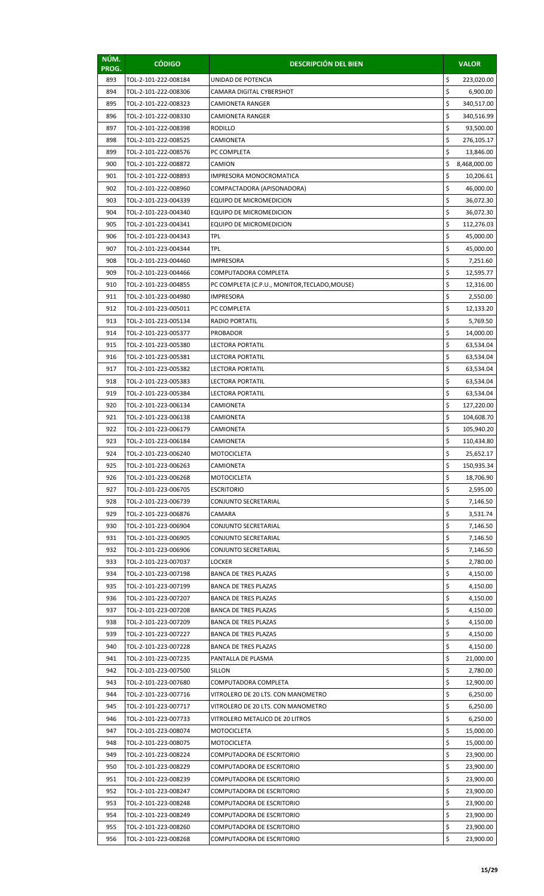| NÚM. PROG. | CÓDIGO | DESCRIPCIÓN DEL BIEN | VALOR |
|---|---|---|---|
| 893 | TOL-2-101-222-008184 | UNIDAD DE POTENCIA | $ 223,020.00 |
| 894 | TOL-2-101-222-008306 | CAMARA DIGITAL CYBERSHOT | $ 6,900.00 |
| 895 | TOL-2-101-222-008323 | CAMIONETA RANGER | $ 340,517.00 |
| 896 | TOL-2-101-222-008330 | CAMIONETA RANGER | $ 340,516.99 |
| 897 | TOL-2-101-222-008398 | RODILLO | $ 93,500.00 |
| 898 | TOL-2-101-222-008525 | CAMIONETA | $ 276,105.17 |
| 899 | TOL-2-101-222-008576 | PC COMPLETA | $ 13,846.00 |
| 900 | TOL-2-101-222-008872 | CAMION | $ 8,468,000.00 |
| 901 | TOL-2-101-222-008893 | IMPRESORA MONOCROMATICA | $ 10,206.61 |
| 902 | TOL-2-101-222-008960 | COMPACTADORA (APISONADORA) | $ 46,000.00 |
| 903 | TOL-2-101-223-004339 | EQUIPO DE MICROMEDICION | $ 36,072.30 |
| 904 | TOL-2-101-223-004340 | EQUIPO DE MICROMEDICION | $ 36,072.30 |
| 905 | TOL-2-101-223-004341 | EQUIPO DE MICROMEDICION | $ 112,276.03 |
| 906 | TOL-2-101-223-004343 | TPL | $ 45,000.00 |
| 907 | TOL-2-101-223-004344 | TPL | $ 45,000.00 |
| 908 | TOL-2-101-223-004460 | IMPRESORA | $ 7,251.60 |
| 909 | TOL-2-101-223-004466 | COMPUTADORA COMPLETA | $ 12,595.77 |
| 910 | TOL-2-101-223-004855 | PC COMPLETA (C.P.U., MONITOR,TECLADO,MOUSE) | $ 12,316.00 |
| 911 | TOL-2-101-223-004980 | IMPRESORA | $ 2,550.00 |
| 912 | TOL-2-101-223-005011 | PC COMPLETA | $ 12,133.20 |
| 913 | TOL-2-101-223-005134 | RADIO PORTATIL | $ 5,769.50 |
| 914 | TOL-2-101-223-005377 | PROBADOR | $ 14,000.00 |
| 915 | TOL-2-101-223-005380 | LECTORA PORTATIL | $ 63,534.04 |
| 916 | TOL-2-101-223-005381 | LECTORA PORTATIL | $ 63,534.04 |
| 917 | TOL-2-101-223-005382 | LECTORA PORTATIL | $ 63,534.04 |
| 918 | TOL-2-101-223-005383 | LECTORA PORTATIL | $ 63,534.04 |
| 919 | TOL-2-101-223-005384 | LECTORA PORTATIL | $ 63,534.04 |
| 920 | TOL-2-101-223-006134 | CAMIONETA | $ 127,220.00 |
| 921 | TOL-2-101-223-006138 | CAMIONETA | $ 104,608.70 |
| 922 | TOL-2-101-223-006179 | CAMIONETA | $ 105,940.20 |
| 923 | TOL-2-101-223-006184 | CAMIONETA | $ 110,434.80 |
| 924 | TOL-2-101-223-006240 | MOTOCICLETA | $ 25,652.17 |
| 925 | TOL-2-101-223-006263 | CAMIONETA | $ 150,935.34 |
| 926 | TOL-2-101-223-006268 | MOTOCICLETA | $ 18,706.90 |
| 927 | TOL-2-101-223-006705 | ESCRITORIO | $ 2,595.00 |
| 928 | TOL-2-101-223-006739 | CONJUNTO SECRETARIAL | $ 7,146.50 |
| 929 | TOL-2-101-223-006876 | CAMARA | $ 3,531.74 |
| 930 | TOL-2-101-223-006904 | CONJUNTO SECRETARIAL | $ 7,146.50 |
| 931 | TOL-2-101-223-006905 | CONJUNTO SECRETARIAL | $ 7,146.50 |
| 932 | TOL-2-101-223-006906 | CONJUNTO SECRETARIAL | $ 7,146.50 |
| 933 | TOL-2-101-223-007037 | LOCKER | $ 2,780.00 |
| 934 | TOL-2-101-223-007198 | BANCA DE TRES PLAZAS | $ 4,150.00 |
| 935 | TOL-2-101-223-007199 | BANCA DE TRES PLAZAS | $ 4,150.00 |
| 936 | TOL-2-101-223-007207 | BANCA DE TRES PLAZAS | $ 4,150.00 |
| 937 | TOL-2-101-223-007208 | BANCA DE TRES PLAZAS | $ 4,150.00 |
| 938 | TOL-2-101-223-007209 | BANCA DE TRES PLAZAS | $ 4,150.00 |
| 939 | TOL-2-101-223-007227 | BANCA DE TRES PLAZAS | $ 4,150.00 |
| 940 | TOL-2-101-223-007228 | BANCA DE TRES PLAZAS | $ 4,150.00 |
| 941 | TOL-2-101-223-007235 | PANTALLA DE PLASMA | $ 21,000.00 |
| 942 | TOL-2-101-223-007500 | SILLON | $ 2,780.00 |
| 943 | TOL-2-101-223-007680 | COMPUTADORA COMPLETA | $ 12,900.00 |
| 944 | TOL-2-101-223-007716 | VITROLERO DE 20 LTS. CON MANOMETRO | $ 6,250.00 |
| 945 | TOL-2-101-223-007717 | VITROLERO DE 20 LTS. CON MANOMETRO | $ 6,250.00 |
| 946 | TOL-2-101-223-007733 | VITROLERO METALICO DE 20 LITROS | $ 6,250.00 |
| 947 | TOL-2-101-223-008074 | MOTOCICLETA | $ 15,000.00 |
| 948 | TOL-2-101-223-008075 | MOTOCICLETA | $ 15,000.00 |
| 949 | TOL-2-101-223-008224 | COMPUTADORA DE ESCRITORIO | $ 23,900.00 |
| 950 | TOL-2-101-223-008229 | COMPUTADORA DE ESCRITORIO | $ 23,900.00 |
| 951 | TOL-2-101-223-008239 | COMPUTADORA DE ESCRITORIO | $ 23,900.00 |
| 952 | TOL-2-101-223-008247 | COMPUTADORA DE ESCRITORIO | $ 23,900.00 |
| 953 | TOL-2-101-223-008248 | COMPUTADORA DE ESCRITORIO | $ 23,900.00 |
| 954 | TOL-2-101-223-008249 | COMPUTADORA DE ESCRITORIO | $ 23,900.00 |
| 955 | TOL-2-101-223-008260 | COMPUTADORA DE ESCRITORIO | $ 23,900.00 |
| 956 | TOL-2-101-223-008268 | COMPUTADORA DE ESCRITORIO | $ 23,900.00 |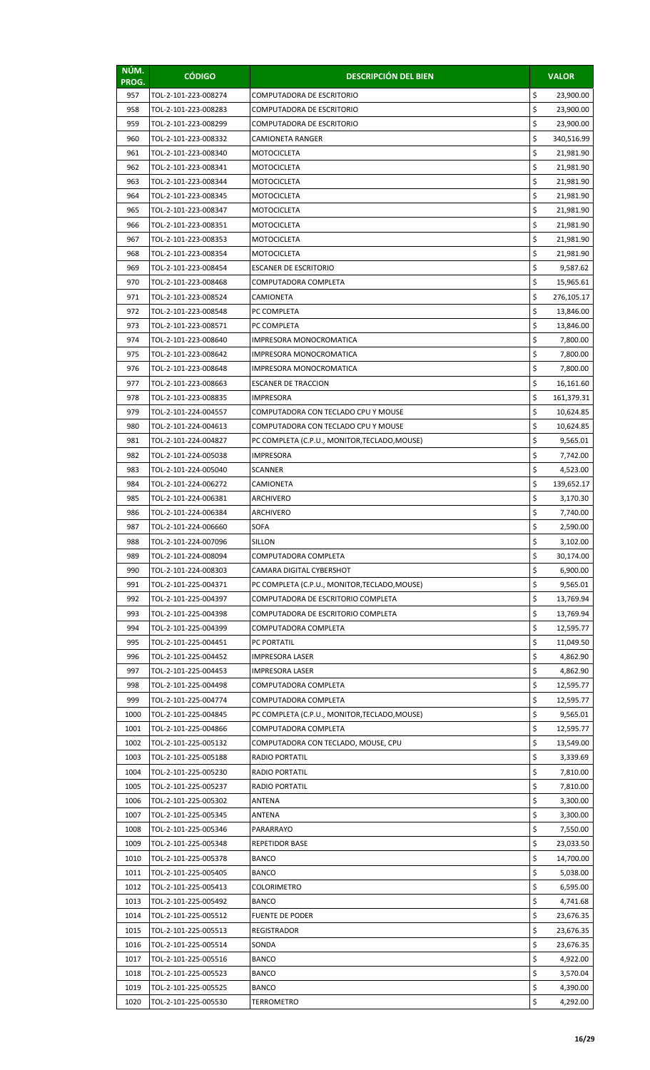| NÚM. PROG. | CÓDIGO | DESCRIPCIÓN DEL BIEN | VALOR |
|---|---|---|---|
| 957 | TOL-2-101-223-008274 | COMPUTADORA DE ESCRITORIO | $ 23,900.00 |
| 958 | TOL-2-101-223-008283 | COMPUTADORA DE ESCRITORIO | $ 23,900.00 |
| 959 | TOL-2-101-223-008299 | COMPUTADORA DE ESCRITORIO | $ 23,900.00 |
| 960 | TOL-2-101-223-008332 | CAMIONETA RANGER | $ 340,516.99 |
| 961 | TOL-2-101-223-008340 | MOTOCICLETA | $ 21,981.90 |
| 962 | TOL-2-101-223-008341 | MOTOCICLETA | $ 21,981.90 |
| 963 | TOL-2-101-223-008344 | MOTOCICLETA | $ 21,981.90 |
| 964 | TOL-2-101-223-008345 | MOTOCICLETA | $ 21,981.90 |
| 965 | TOL-2-101-223-008347 | MOTOCICLETA | $ 21,981.90 |
| 966 | TOL-2-101-223-008351 | MOTOCICLETA | $ 21,981.90 |
| 967 | TOL-2-101-223-008353 | MOTOCICLETA | $ 21,981.90 |
| 968 | TOL-2-101-223-008354 | MOTOCICLETA | $ 21,981.90 |
| 969 | TOL-2-101-223-008454 | ESCANER DE ESCRITORIO | $ 9,587.62 |
| 970 | TOL-2-101-223-008468 | COMPUTADORA COMPLETA | $ 15,965.61 |
| 971 | TOL-2-101-223-008524 | CAMIONETA | $ 276,105.17 |
| 972 | TOL-2-101-223-008548 | PC COMPLETA | $ 13,846.00 |
| 973 | TOL-2-101-223-008571 | PC COMPLETA | $ 13,846.00 |
| 974 | TOL-2-101-223-008640 | IMPRESORA MONOCROMATICA | $ 7,800.00 |
| 975 | TOL-2-101-223-008642 | IMPRESORA MONOCROMATICA | $ 7,800.00 |
| 976 | TOL-2-101-223-008648 | IMPRESORA MONOCROMATICA | $ 7,800.00 |
| 977 | TOL-2-101-223-008663 | ESCANER DE TRACCION | $ 16,161.60 |
| 978 | TOL-2-101-223-008835 | IMPRESORA | $ 161,379.31 |
| 979 | TOL-2-101-224-004557 | COMPUTADORA CON TECLADO CPU Y MOUSE | $ 10,624.85 |
| 980 | TOL-2-101-224-004613 | COMPUTADORA CON TECLADO CPU Y MOUSE | $ 10,624.85 |
| 981 | TOL-2-101-224-004827 | PC COMPLETA (C.P.U., MONITOR,TECLADO,MOUSE) | $ 9,565.01 |
| 982 | TOL-2-101-224-005038 | IMPRESORA | $ 7,742.00 |
| 983 | TOL-2-101-224-005040 | SCANNER | $ 4,523.00 |
| 984 | TOL-2-101-224-006272 | CAMIONETA | $ 139,652.17 |
| 985 | TOL-2-101-224-006381 | ARCHIVERO | $ 3,170.30 |
| 986 | TOL-2-101-224-006384 | ARCHIVERO | $ 7,740.00 |
| 987 | TOL-2-101-224-006660 | SOFA | $ 2,590.00 |
| 988 | TOL-2-101-224-007096 | SILLON | $ 3,102.00 |
| 989 | TOL-2-101-224-008094 | COMPUTADORA COMPLETA | $ 30,174.00 |
| 990 | TOL-2-101-224-008303 | CAMARA DIGITAL CYBERSHOT | $ 6,900.00 |
| 991 | TOL-2-101-225-004371 | PC COMPLETA (C.P.U., MONITOR,TECLADO,MOUSE) | $ 9,565.01 |
| 992 | TOL-2-101-225-004397 | COMPUTADORA DE ESCRITORIO COMPLETA | $ 13,769.94 |
| 993 | TOL-2-101-225-004398 | COMPUTADORA DE ESCRITORIO COMPLETA | $ 13,769.94 |
| 994 | TOL-2-101-225-004399 | COMPUTADORA COMPLETA | $ 12,595.77 |
| 995 | TOL-2-101-225-004451 | PC PORTATIL | $ 11,049.50 |
| 996 | TOL-2-101-225-004452 | IMPRESORA LASER | $ 4,862.90 |
| 997 | TOL-2-101-225-004453 | IMPRESORA LASER | $ 4,862.90 |
| 998 | TOL-2-101-225-004498 | COMPUTADORA COMPLETA | $ 12,595.77 |
| 999 | TOL-2-101-225-004774 | COMPUTADORA COMPLETA | $ 12,595.77 |
| 1000 | TOL-2-101-225-004845 | PC COMPLETA (C.P.U., MONITOR,TECLADO,MOUSE) | $ 9,565.01 |
| 1001 | TOL-2-101-225-004866 | COMPUTADORA COMPLETA | $ 12,595.77 |
| 1002 | TOL-2-101-225-005132 | COMPUTADORA CON TECLADO, MOUSE, CPU | $ 13,549.00 |
| 1003 | TOL-2-101-225-005188 | RADIO PORTATIL | $ 3,339.69 |
| 1004 | TOL-2-101-225-005230 | RADIO PORTATIL | $ 7,810.00 |
| 1005 | TOL-2-101-225-005237 | RADIO PORTATIL | $ 7,810.00 |
| 1006 | TOL-2-101-225-005302 | ANTENA | $ 3,300.00 |
| 1007 | TOL-2-101-225-005345 | ANTENA | $ 3,300.00 |
| 1008 | TOL-2-101-225-005346 | PARARRAYO | $ 7,550.00 |
| 1009 | TOL-2-101-225-005348 | REPETIDOR BASE | $ 23,033.50 |
| 1010 | TOL-2-101-225-005378 | BANCO | $ 14,700.00 |
| 1011 | TOL-2-101-225-005405 | BANCO | $ 5,038.00 |
| 1012 | TOL-2-101-225-005413 | COLORIMETRO | $ 6,595.00 |
| 1013 | TOL-2-101-225-005492 | BANCO | $ 4,741.68 |
| 1014 | TOL-2-101-225-005512 | FUENTE DE PODER | $ 23,676.35 |
| 1015 | TOL-2-101-225-005513 | REGISTRADOR | $ 23,676.35 |
| 1016 | TOL-2-101-225-005514 | SONDA | $ 23,676.35 |
| 1017 | TOL-2-101-225-005516 | BANCO | $ 4,922.00 |
| 1018 | TOL-2-101-225-005523 | BANCO | $ 3,570.04 |
| 1019 | TOL-2-101-225-005525 | BANCO | $ 4,390.00 |
| 1020 | TOL-2-101-225-005530 | TERROMETRO | $ 4,292.00 |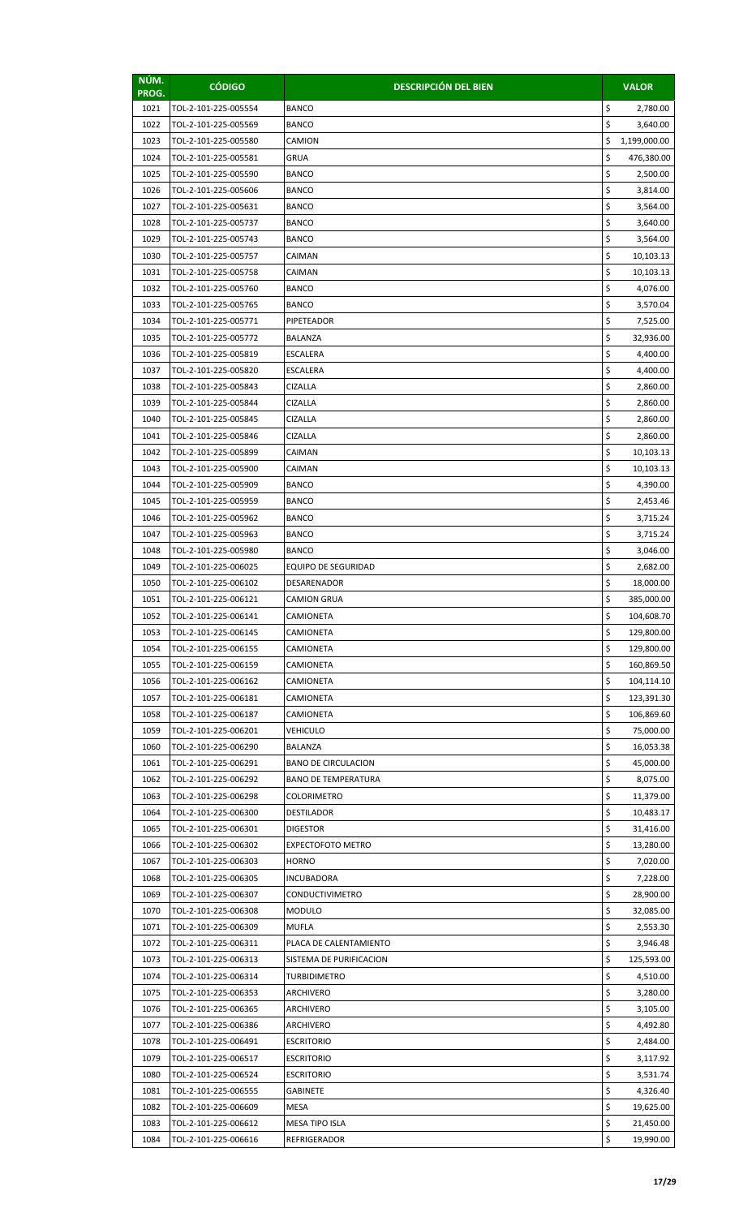| NÚM. PROG. | CÓDIGO | DESCRIPCIÓN DEL BIEN | VALOR |
|---|---|---|---|
| 1021 | TOL-2-101-225-005554 | BANCO | $ 2,780.00 |
| 1022 | TOL-2-101-225-005569 | BANCO | $ 3,640.00 |
| 1023 | TOL-2-101-225-005580 | CAMION | $ 1,199,000.00 |
| 1024 | TOL-2-101-225-005581 | GRUA | $ 476,380.00 |
| 1025 | TOL-2-101-225-005590 | BANCO | $ 2,500.00 |
| 1026 | TOL-2-101-225-005606 | BANCO | $ 3,814.00 |
| 1027 | TOL-2-101-225-005631 | BANCO | $ 3,564.00 |
| 1028 | TOL-2-101-225-005737 | BANCO | $ 3,640.00 |
| 1029 | TOL-2-101-225-005743 | BANCO | $ 3,564.00 |
| 1030 | TOL-2-101-225-005757 | CAIMAN | $ 10,103.13 |
| 1031 | TOL-2-101-225-005758 | CAIMAN | $ 10,103.13 |
| 1032 | TOL-2-101-225-005760 | BANCO | $ 4,076.00 |
| 1033 | TOL-2-101-225-005765 | BANCO | $ 3,570.04 |
| 1034 | TOL-2-101-225-005771 | PIPETEADOR | $ 7,525.00 |
| 1035 | TOL-2-101-225-005772 | BALANZA | $ 32,936.00 |
| 1036 | TOL-2-101-225-005819 | ESCALERA | $ 4,400.00 |
| 1037 | TOL-2-101-225-005820 | ESCALERA | $ 4,400.00 |
| 1038 | TOL-2-101-225-005843 | CIZALLA | $ 2,860.00 |
| 1039 | TOL-2-101-225-005844 | CIZALLA | $ 2,860.00 |
| 1040 | TOL-2-101-225-005845 | CIZALLA | $ 2,860.00 |
| 1041 | TOL-2-101-225-005846 | CIZALLA | $ 2,860.00 |
| 1042 | TOL-2-101-225-005899 | CAIMAN | $ 10,103.13 |
| 1043 | TOL-2-101-225-005900 | CAIMAN | $ 10,103.13 |
| 1044 | TOL-2-101-225-005909 | BANCO | $ 4,390.00 |
| 1045 | TOL-2-101-225-005959 | BANCO | $ 2,453.46 |
| 1046 | TOL-2-101-225-005962 | BANCO | $ 3,715.24 |
| 1047 | TOL-2-101-225-005963 | BANCO | $ 3,715.24 |
| 1048 | TOL-2-101-225-005980 | BANCO | $ 3,046.00 |
| 1049 | TOL-2-101-225-006025 | EQUIPO DE SEGURIDAD | $ 2,682.00 |
| 1050 | TOL-2-101-225-006102 | DESARENADOR | $ 18,000.00 |
| 1051 | TOL-2-101-225-006121 | CAMION GRUA | $ 385,000.00 |
| 1052 | TOL-2-101-225-006141 | CAMIONETA | $ 104,608.70 |
| 1053 | TOL-2-101-225-006145 | CAMIONETA | $ 129,800.00 |
| 1054 | TOL-2-101-225-006155 | CAMIONETA | $ 129,800.00 |
| 1055 | TOL-2-101-225-006159 | CAMIONETA | $ 160,869.50 |
| 1056 | TOL-2-101-225-006162 | CAMIONETA | $ 104,114.10 |
| 1057 | TOL-2-101-225-006181 | CAMIONETA | $ 123,391.30 |
| 1058 | TOL-2-101-225-006187 | CAMIONETA | $ 106,869.60 |
| 1059 | TOL-2-101-225-006201 | VEHICULO | $ 75,000.00 |
| 1060 | TOL-2-101-225-006290 | BALANZA | $ 16,053.38 |
| 1061 | TOL-2-101-225-006291 | BANO DE CIRCULACION | $ 45,000.00 |
| 1062 | TOL-2-101-225-006292 | BANO DE TEMPERATURA | $ 8,075.00 |
| 1063 | TOL-2-101-225-006298 | COLORIMETRO | $ 11,379.00 |
| 1064 | TOL-2-101-225-006300 | DESTILADOR | $ 10,483.17 |
| 1065 | TOL-2-101-225-006301 | DIGESTOR | $ 31,416.00 |
| 1066 | TOL-2-101-225-006302 | EXPECTOFOTO METRO | $ 13,280.00 |
| 1067 | TOL-2-101-225-006303 | HORNO | $ 7,020.00 |
| 1068 | TOL-2-101-225-006305 | INCUBADORA | $ 7,228.00 |
| 1069 | TOL-2-101-225-006307 | CONDUCTIVIMETRO | $ 28,900.00 |
| 1070 | TOL-2-101-225-006308 | MODULO | $ 32,085.00 |
| 1071 | TOL-2-101-225-006309 | MUFLA | $ 2,553.30 |
| 1072 | TOL-2-101-225-006311 | PLACA DE CALENTAMIENTO | $ 3,946.48 |
| 1073 | TOL-2-101-225-006313 | SISTEMA DE PURIFICACION | $ 125,593.00 |
| 1074 | TOL-2-101-225-006314 | TURBIDIMETRO | $ 4,510.00 |
| 1075 | TOL-2-101-225-006353 | ARCHIVERO | $ 3,280.00 |
| 1076 | TOL-2-101-225-006365 | ARCHIVERO | $ 3,105.00 |
| 1077 | TOL-2-101-225-006386 | ARCHIVERO | $ 4,492.80 |
| 1078 | TOL-2-101-225-006491 | ESCRITORIO | $ 2,484.00 |
| 1079 | TOL-2-101-225-006517 | ESCRITORIO | $ 3,117.92 |
| 1080 | TOL-2-101-225-006524 | ESCRITORIO | $ 3,531.74 |
| 1081 | TOL-2-101-225-006555 | GABINETE | $ 4,326.40 |
| 1082 | TOL-2-101-225-006609 | MESA | $ 19,625.00 |
| 1083 | TOL-2-101-225-006612 | MESA TIPO ISLA | $ 21,450.00 |
| 1084 | TOL-2-101-225-006616 | REFRIGERADOR | $ 19,990.00 |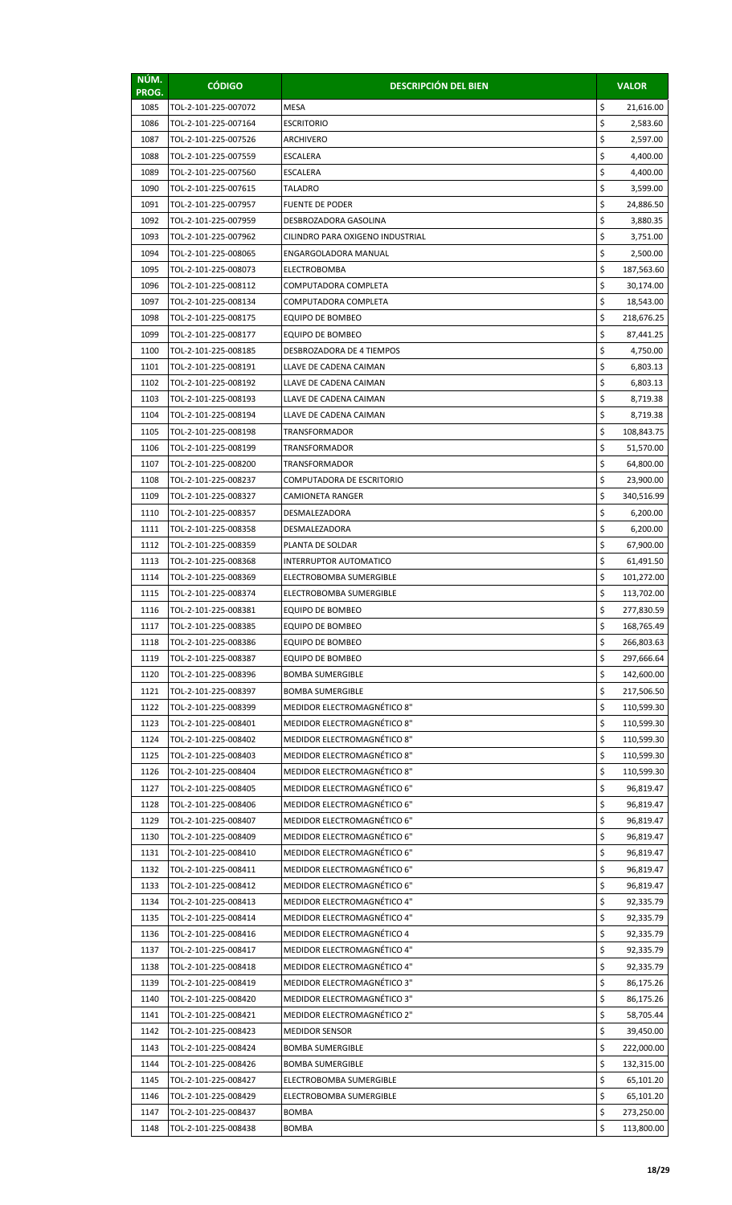| NÚM. PROG. | CÓDIGO | DESCRIPCIÓN DEL BIEN | VALOR |
|---|---|---|---|
| 1085 | TOL-2-101-225-007072 | MESA | $ 21,616.00 |
| 1086 | TOL-2-101-225-007164 | ESCRITORIO | $ 2,583.60 |
| 1087 | TOL-2-101-225-007526 | ARCHIVERO | $ 2,597.00 |
| 1088 | TOL-2-101-225-007559 | ESCALERA | $ 4,400.00 |
| 1089 | TOL-2-101-225-007560 | ESCALERA | $ 4,400.00 |
| 1090 | TOL-2-101-225-007615 | TALADRO | $ 3,599.00 |
| 1091 | TOL-2-101-225-007957 | FUENTE DE PODER | $ 24,886.50 |
| 1092 | TOL-2-101-225-007959 | DESBROZADORA GASOLINA | $ 3,880.35 |
| 1093 | TOL-2-101-225-007962 | CILINDRO PARA OXIGENO INDUSTRIAL | $ 3,751.00 |
| 1094 | TOL-2-101-225-008065 | ENGARGOLADORA MANUAL | $ 2,500.00 |
| 1095 | TOL-2-101-225-008073 | ELECTROBOMBA | $ 187,563.60 |
| 1096 | TOL-2-101-225-008112 | COMPUTADORA COMPLETA | $ 30,174.00 |
| 1097 | TOL-2-101-225-008134 | COMPUTADORA COMPLETA | $ 18,543.00 |
| 1098 | TOL-2-101-225-008175 | EQUIPO DE BOMBEO | $ 218,676.25 |
| 1099 | TOL-2-101-225-008177 | EQUIPO DE BOMBEO | $ 87,441.25 |
| 1100 | TOL-2-101-225-008185 | DESBROZADORA DE 4 TIEMPOS | $ 4,750.00 |
| 1101 | TOL-2-101-225-008191 | LLAVE DE CADENA CAIMAN | $ 6,803.13 |
| 1102 | TOL-2-101-225-008192 | LLAVE DE CADENA CAIMAN | $ 6,803.13 |
| 1103 | TOL-2-101-225-008193 | LLAVE DE CADENA CAIMAN | $ 8,719.38 |
| 1104 | TOL-2-101-225-008194 | LLAVE DE CADENA CAIMAN | $ 8,719.38 |
| 1105 | TOL-2-101-225-008198 | TRANSFORMADOR | $ 108,843.75 |
| 1106 | TOL-2-101-225-008199 | TRANSFORMADOR | $ 51,570.00 |
| 1107 | TOL-2-101-225-008200 | TRANSFORMADOR | $ 64,800.00 |
| 1108 | TOL-2-101-225-008237 | COMPUTADORA DE ESCRITORIO | $ 23,900.00 |
| 1109 | TOL-2-101-225-008327 | CAMIONETA RANGER | $ 340,516.99 |
| 1110 | TOL-2-101-225-008357 | DESMALEZADORA | $ 6,200.00 |
| 1111 | TOL-2-101-225-008358 | DESMALEZADORA | $ 6,200.00 |
| 1112 | TOL-2-101-225-008359 | PLANTA DE SOLDAR | $ 67,900.00 |
| 1113 | TOL-2-101-225-008368 | INTERRUPTOR AUTOMATICO | $ 61,491.50 |
| 1114 | TOL-2-101-225-008369 | ELECTROBOMBA SUMERGIBLE | $ 101,272.00 |
| 1115 | TOL-2-101-225-008374 | ELECTROBOMBA SUMERGIBLE | $ 113,702.00 |
| 1116 | TOL-2-101-225-008381 | EQUIPO DE BOMBEO | $ 277,830.59 |
| 1117 | TOL-2-101-225-008385 | EQUIPO DE BOMBEO | $ 168,765.49 |
| 1118 | TOL-2-101-225-008386 | EQUIPO DE BOMBEO | $ 266,803.63 |
| 1119 | TOL-2-101-225-008387 | EQUIPO DE BOMBEO | $ 297,666.64 |
| 1120 | TOL-2-101-225-008396 | BOMBA SUMERGIBLE | $ 142,600.00 |
| 1121 | TOL-2-101-225-008397 | BOMBA SUMERGIBLE | $ 217,506.50 |
| 1122 | TOL-2-101-225-008399 | MEDIDOR ELECTROMAGNÉTICO 8" | $ 110,599.30 |
| 1123 | TOL-2-101-225-008401 | MEDIDOR ELECTROMAGNÉTICO 8" | $ 110,599.30 |
| 1124 | TOL-2-101-225-008402 | MEDIDOR ELECTROMAGNÉTICO 8" | $ 110,599.30 |
| 1125 | TOL-2-101-225-008403 | MEDIDOR ELECTROMAGNÉTICO 8" | $ 110,599.30 |
| 1126 | TOL-2-101-225-008404 | MEDIDOR ELECTROMAGNÉTICO 8" | $ 110,599.30 |
| 1127 | TOL-2-101-225-008405 | MEDIDOR ELECTROMAGNÉTICO 6" | $ 96,819.47 |
| 1128 | TOL-2-101-225-008406 | MEDIDOR ELECTROMAGNÉTICO 6" | $ 96,819.47 |
| 1129 | TOL-2-101-225-008407 | MEDIDOR ELECTROMAGNÉTICO 6" | $ 96,819.47 |
| 1130 | TOL-2-101-225-008409 | MEDIDOR ELECTROMAGNÉTICO 6" | $ 96,819.47 |
| 1131 | TOL-2-101-225-008410 | MEDIDOR ELECTROMAGNÉTICO 6" | $ 96,819.47 |
| 1132 | TOL-2-101-225-008411 | MEDIDOR ELECTROMAGNÉTICO 6" | $ 96,819.47 |
| 1133 | TOL-2-101-225-008412 | MEDIDOR ELECTROMAGNÉTICO 6" | $ 96,819.47 |
| 1134 | TOL-2-101-225-008413 | MEDIDOR ELECTROMAGNÉTICO 4" | $ 92,335.79 |
| 1135 | TOL-2-101-225-008414 | MEDIDOR ELECTROMAGNÉTICO 4" | $ 92,335.79 |
| 1136 | TOL-2-101-225-008416 | MEDIDOR ELECTROMAGNÉTICO 4 | $ 92,335.79 |
| 1137 | TOL-2-101-225-008417 | MEDIDOR ELECTROMAGNÉTICO 4" | $ 92,335.79 |
| 1138 | TOL-2-101-225-008418 | MEDIDOR ELECTROMAGNÉTICO 4" | $ 92,335.79 |
| 1139 | TOL-2-101-225-008419 | MEDIDOR ELECTROMAGNÉTICO 3" | $ 86,175.26 |
| 1140 | TOL-2-101-225-008420 | MEDIDOR ELECTROMAGNÉTICO 3" | $ 86,175.26 |
| 1141 | TOL-2-101-225-008421 | MEDIDOR ELECTROMAGNÉTICO 2" | $ 58,705.44 |
| 1142 | TOL-2-101-225-008423 | MEDIDOR SENSOR | $ 39,450.00 |
| 1143 | TOL-2-101-225-008424 | BOMBA SUMERGIBLE | $ 222,000.00 |
| 1144 | TOL-2-101-225-008426 | BOMBA SUMERGIBLE | $ 132,315.00 |
| 1145 | TOL-2-101-225-008427 | ELECTROBOMBA SUMERGIBLE | $ 65,101.20 |
| 1146 | TOL-2-101-225-008429 | ELECTROBOMBA SUMERGIBLE | $ 65,101.20 |
| 1147 | TOL-2-101-225-008437 | BOMBA | $ 273,250.00 |
| 1148 | TOL-2-101-225-008438 | BOMBA | $ 113,800.00 |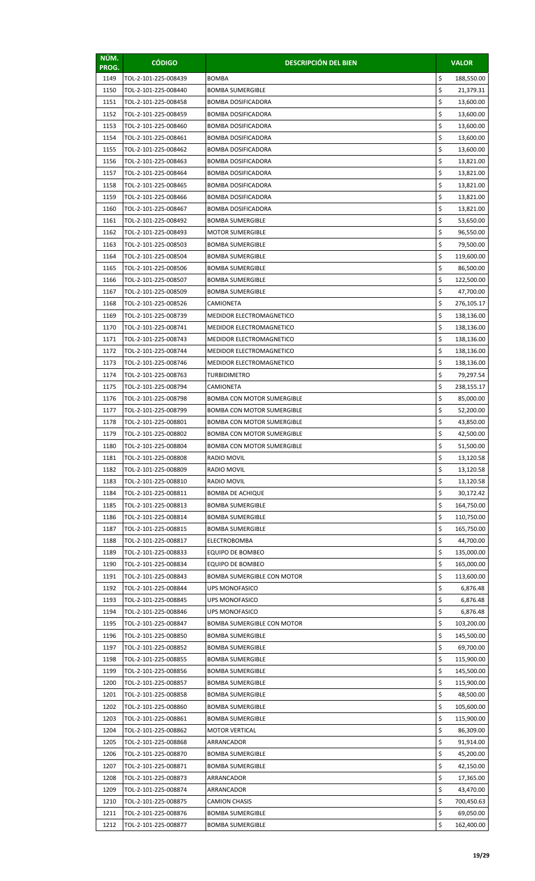| NÚM. PROG. | CÓDIGO | DESCRIPCIÓN DEL BIEN | VALOR |
|---|---|---|---|
| 1149 | TOL-2-101-225-008439 | BOMBA | $ 188,550.00 |
| 1150 | TOL-2-101-225-008440 | BOMBA SUMERGIBLE | $ 21,379.31 |
| 1151 | TOL-2-101-225-008458 | BOMBA DOSIFICADORA | $ 13,600.00 |
| 1152 | TOL-2-101-225-008459 | BOMBA DOSIFICADORA | $ 13,600.00 |
| 1153 | TOL-2-101-225-008460 | BOMBA DOSIFICADORA | $ 13,600.00 |
| 1154 | TOL-2-101-225-008461 | BOMBA DOSIFICADORA | $ 13,600.00 |
| 1155 | TOL-2-101-225-008462 | BOMBA DOSIFICADORA | $ 13,600.00 |
| 1156 | TOL-2-101-225-008463 | BOMBA DOSIFICADORA | $ 13,821.00 |
| 1157 | TOL-2-101-225-008464 | BOMBA DOSIFICADORA | $ 13,821.00 |
| 1158 | TOL-2-101-225-008465 | BOMBA DOSIFICADORA | $ 13,821.00 |
| 1159 | TOL-2-101-225-008466 | BOMBA DOSIFICADORA | $ 13,821.00 |
| 1160 | TOL-2-101-225-008467 | BOMBA DOSIFICADORA | $ 13,821.00 |
| 1161 | TOL-2-101-225-008492 | BOMBA SUMERGIBLE | $ 53,650.00 |
| 1162 | TOL-2-101-225-008493 | MOTOR SUMERGIBLE | $ 96,550.00 |
| 1163 | TOL-2-101-225-008503 | BOMBA SUMERGIBLE | $ 79,500.00 |
| 1164 | TOL-2-101-225-008504 | BOMBA SUMERGIBLE | $ 119,600.00 |
| 1165 | TOL-2-101-225-008506 | BOMBA SUMERGIBLE | $ 86,500.00 |
| 1166 | TOL-2-101-225-008507 | BOMBA SUMERGIBLE | $ 122,500.00 |
| 1167 | TOL-2-101-225-008509 | BOMBA SUMERGIBLE | $ 47,700.00 |
| 1168 | TOL-2-101-225-008526 | CAMIONETA | $ 276,105.17 |
| 1169 | TOL-2-101-225-008739 | MEDIDOR ELECTROMAGNETICO | $ 138,136.00 |
| 1170 | TOL-2-101-225-008741 | MEDIDOR ELECTROMAGNETICO | $ 138,136.00 |
| 1171 | TOL-2-101-225-008743 | MEDIDOR ELECTROMAGNETICO | $ 138,136.00 |
| 1172 | TOL-2-101-225-008744 | MEDIDOR ELECTROMAGNETICO | $ 138,136.00 |
| 1173 | TOL-2-101-225-008746 | MEDIDOR ELECTROMAGNETICO | $ 138,136.00 |
| 1174 | TOL-2-101-225-008763 | TURBIDIMETRO | $ 79,297.54 |
| 1175 | TOL-2-101-225-008794 | CAMIONETA | $ 238,155.17 |
| 1176 | TOL-2-101-225-008798 | BOMBA CON MOTOR SUMERGIBLE | $ 85,000.00 |
| 1177 | TOL-2-101-225-008799 | BOMBA CON MOTOR SUMERGIBLE | $ 52,200.00 |
| 1178 | TOL-2-101-225-008801 | BOMBA CON MOTOR SUMERGIBLE | $ 43,850.00 |
| 1179 | TOL-2-101-225-008802 | BOMBA CON MOTOR SUMERGIBLE | $ 42,500.00 |
| 1180 | TOL-2-101-225-008804 | BOMBA CON MOTOR SUMERGIBLE | $ 51,500.00 |
| 1181 | TOL-2-101-225-008808 | RADIO MOVIL | $ 13,120.58 |
| 1182 | TOL-2-101-225-008809 | RADIO MOVIL | $ 13,120.58 |
| 1183 | TOL-2-101-225-008810 | RADIO MOVIL | $ 13,120.58 |
| 1184 | TOL-2-101-225-008811 | BOMBA DE ACHIQUE | $ 30,172.42 |
| 1185 | TOL-2-101-225-008813 | BOMBA SUMERGIBLE | $ 164,750.00 |
| 1186 | TOL-2-101-225-008814 | BOMBA SUMERGIBLE | $ 110,750.00 |
| 1187 | TOL-2-101-225-008815 | BOMBA SUMERGIBLE | $ 165,750.00 |
| 1188 | TOL-2-101-225-008817 | ELECTROBOMBA | $ 44,700.00 |
| 1189 | TOL-2-101-225-008833 | EQUIPO DE BOMBEO | $ 135,000.00 |
| 1190 | TOL-2-101-225-008834 | EQUIPO DE BOMBEO | $ 165,000.00 |
| 1191 | TOL-2-101-225-008843 | BOMBA SUMERGIBLE CON MOTOR | $ 113,600.00 |
| 1192 | TOL-2-101-225-008844 | UPS MONOFASICO | $ 6,876.48 |
| 1193 | TOL-2-101-225-008845 | UPS MONOFASICO | $ 6,876.48 |
| 1194 | TOL-2-101-225-008846 | UPS MONOFASICO | $ 6,876.48 |
| 1195 | TOL-2-101-225-008847 | BOMBA SUMERGIBLE CON MOTOR | $ 103,200.00 |
| 1196 | TOL-2-101-225-008850 | BOMBA SUMERGIBLE | $ 145,500.00 |
| 1197 | TOL-2-101-225-008852 | BOMBA SUMERGIBLE | $ 69,700.00 |
| 1198 | TOL-2-101-225-008855 | BOMBA SUMERGIBLE | $ 115,900.00 |
| 1199 | TOL-2-101-225-008856 | BOMBA SUMERGIBLE | $ 145,500.00 |
| 1200 | TOL-2-101-225-008857 | BOMBA SUMERGIBLE | $ 115,900.00 |
| 1201 | TOL-2-101-225-008858 | BOMBA SUMERGIBLE | $ 48,500.00 |
| 1202 | TOL-2-101-225-008860 | BOMBA SUMERGIBLE | $ 105,600.00 |
| 1203 | TOL-2-101-225-008861 | BOMBA SUMERGIBLE | $ 115,900.00 |
| 1204 | TOL-2-101-225-008862 | MOTOR VERTICAL | $ 86,309.00 |
| 1205 | TOL-2-101-225-008868 | ARRANCADOR | $ 91,914.00 |
| 1206 | TOL-2-101-225-008870 | BOMBA SUMERGIBLE | $ 45,200.00 |
| 1207 | TOL-2-101-225-008871 | BOMBA SUMERGIBLE | $ 42,150.00 |
| 1208 | TOL-2-101-225-008873 | ARRANCADOR | $ 17,365.00 |
| 1209 | TOL-2-101-225-008874 | ARRANCADOR | $ 43,470.00 |
| 1210 | TOL-2-101-225-008875 | CAMION CHASIS | $ 700,450.63 |
| 1211 | TOL-2-101-225-008876 | BOMBA SUMERGIBLE | $ 69,050.00 |
| 1212 | TOL-2-101-225-008877 | BOMBA SUMERGIBLE | $ 162,400.00 |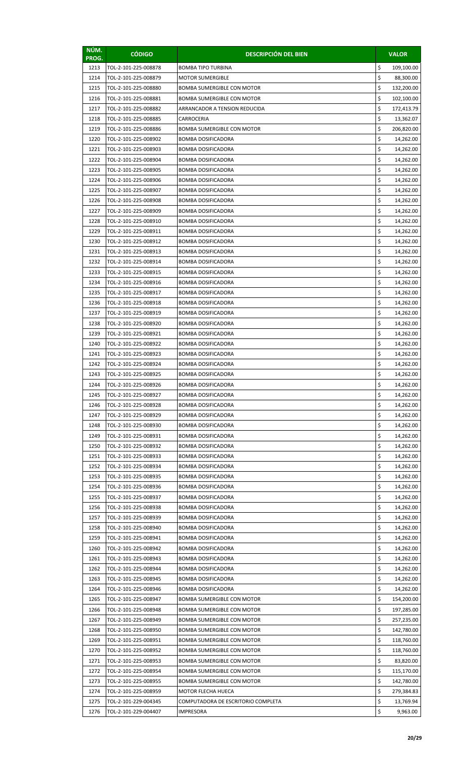| NÚM. PROG. | CÓDIGO | DESCRIPCIÓN DEL BIEN | VALOR |
|---|---|---|---|
| 1213 | TOL-2-101-225-008878 | BOMBA TIPO TURBINA | $ 109,100.00 |
| 1214 | TOL-2-101-225-008879 | MOTOR SUMERGIBLE | $ 88,300.00 |
| 1215 | TOL-2-101-225-008880 | BOMBA SUMERGIBLE CON MOTOR | $ 132,200.00 |
| 1216 | TOL-2-101-225-008881 | BOMBA SUMERGIBLE CON MOTOR | $ 102,100.00 |
| 1217 | TOL-2-101-225-008882 | ARRANCADOR A TENSION REDUCIDA | $ 172,413.79 |
| 1218 | TOL-2-101-225-008885 | CARROCERIA | $ 13,362.07 |
| 1219 | TOL-2-101-225-008886 | BOMBA SUMERGIBLE CON MOTOR | $ 206,820.00 |
| 1220 | TOL-2-101-225-008902 | BOMBA DOSIFICADORA | $ 14,262.00 |
| 1221 | TOL-2-101-225-008903 | BOMBA DOSIFICADORA | $ 14,262.00 |
| 1222 | TOL-2-101-225-008904 | BOMBA DOSIFICADORA | $ 14,262.00 |
| 1223 | TOL-2-101-225-008905 | BOMBA DOSIFICADORA | $ 14,262.00 |
| 1224 | TOL-2-101-225-008906 | BOMBA DOSIFICADORA | $ 14,262.00 |
| 1225 | TOL-2-101-225-008907 | BOMBA DOSIFICADORA | $ 14,262.00 |
| 1226 | TOL-2-101-225-008908 | BOMBA DOSIFICADORA | $ 14,262.00 |
| 1227 | TOL-2-101-225-008909 | BOMBA DOSIFICADORA | $ 14,262.00 |
| 1228 | TOL-2-101-225-008910 | BOMBA DOSIFICADORA | $ 14,262.00 |
| 1229 | TOL-2-101-225-008911 | BOMBA DOSIFICADORA | $ 14,262.00 |
| 1230 | TOL-2-101-225-008912 | BOMBA DOSIFICADORA | $ 14,262.00 |
| 1231 | TOL-2-101-225-008913 | BOMBA DOSIFICADORA | $ 14,262.00 |
| 1232 | TOL-2-101-225-008914 | BOMBA DOSIFICADORA | $ 14,262.00 |
| 1233 | TOL-2-101-225-008915 | BOMBA DOSIFICADORA | $ 14,262.00 |
| 1234 | TOL-2-101-225-008916 | BOMBA DOSIFICADORA | $ 14,262.00 |
| 1235 | TOL-2-101-225-008917 | BOMBA DOSIFICADORA | $ 14,262.00 |
| 1236 | TOL-2-101-225-008918 | BOMBA DOSIFICADORA | $ 14,262.00 |
| 1237 | TOL-2-101-225-008919 | BOMBA DOSIFICADORA | $ 14,262.00 |
| 1238 | TOL-2-101-225-008920 | BOMBA DOSIFICADORA | $ 14,262.00 |
| 1239 | TOL-2-101-225-008921 | BOMBA DOSIFICADORA | $ 14,262.00 |
| 1240 | TOL-2-101-225-008922 | BOMBA DOSIFICADORA | $ 14,262.00 |
| 1241 | TOL-2-101-225-008923 | BOMBA DOSIFICADORA | $ 14,262.00 |
| 1242 | TOL-2-101-225-008924 | BOMBA DOSIFICADORA | $ 14,262.00 |
| 1243 | TOL-2-101-225-008925 | BOMBA DOSIFICADORA | $ 14,262.00 |
| 1244 | TOL-2-101-225-008926 | BOMBA DOSIFICADORA | $ 14,262.00 |
| 1245 | TOL-2-101-225-008927 | BOMBA DOSIFICADORA | $ 14,262.00 |
| 1246 | TOL-2-101-225-008928 | BOMBA DOSIFICADORA | $ 14,262.00 |
| 1247 | TOL-2-101-225-008929 | BOMBA DOSIFICADORA | $ 14,262.00 |
| 1248 | TOL-2-101-225-008930 | BOMBA DOSIFICADORA | $ 14,262.00 |
| 1249 | TOL-2-101-225-008931 | BOMBA DOSIFICADORA | $ 14,262.00 |
| 1250 | TOL-2-101-225-008932 | BOMBA DOSIFICADORA | $ 14,262.00 |
| 1251 | TOL-2-101-225-008933 | BOMBA DOSIFICADORA | $ 14,262.00 |
| 1252 | TOL-2-101-225-008934 | BOMBA DOSIFICADORA | $ 14,262.00 |
| 1253 | TOL-2-101-225-008935 | BOMBA DOSIFICADORA | $ 14,262.00 |
| 1254 | TOL-2-101-225-008936 | BOMBA DOSIFICADORA | $ 14,262.00 |
| 1255 | TOL-2-101-225-008937 | BOMBA DOSIFICADORA | $ 14,262.00 |
| 1256 | TOL-2-101-225-008938 | BOMBA DOSIFICADORA | $ 14,262.00 |
| 1257 | TOL-2-101-225-008939 | BOMBA DOSIFICADORA | $ 14,262.00 |
| 1258 | TOL-2-101-225-008940 | BOMBA DOSIFICADORA | $ 14,262.00 |
| 1259 | TOL-2-101-225-008941 | BOMBA DOSIFICADORA | $ 14,262.00 |
| 1260 | TOL-2-101-225-008942 | BOMBA DOSIFICADORA | $ 14,262.00 |
| 1261 | TOL-2-101-225-008943 | BOMBA DOSIFICADORA | $ 14,262.00 |
| 1262 | TOL-2-101-225-008944 | BOMBA DOSIFICADORA | $ 14,262.00 |
| 1263 | TOL-2-101-225-008945 | BOMBA DOSIFICADORA | $ 14,262.00 |
| 1264 | TOL-2-101-225-008946 | BOMBA DOSIFICADORA | $ 14,262.00 |
| 1265 | TOL-2-101-225-008947 | BOMBA SUMERGIBLE CON MOTOR | $ 154,200.00 |
| 1266 | TOL-2-101-225-008948 | BOMBA SUMERGIBLE CON MOTOR | $ 197,285.00 |
| 1267 | TOL-2-101-225-008949 | BOMBA SUMERGIBLE CON MOTOR | $ 257,235.00 |
| 1268 | TOL-2-101-225-008950 | BOMBA SUMERGIBLE CON MOTOR | $ 142,780.00 |
| 1269 | TOL-2-101-225-008951 | BOMBA SUMERGIBLE CON MOTOR | $ 118,760.00 |
| 1270 | TOL-2-101-225-008952 | BOMBA SUMERGIBLE CON MOTOR | $ 118,760.00 |
| 1271 | TOL-2-101-225-008953 | BOMBA SUMERGIBLE CON MOTOR | $ 83,820.00 |
| 1272 | TOL-2-101-225-008954 | BOMBA SUMERGIBLE CON MOTOR | $ 115,170.00 |
| 1273 | TOL-2-101-225-008955 | BOMBA SUMERGIBLE CON MOTOR | $ 142,780.00 |
| 1274 | TOL-2-101-225-008959 | MOTOR FLECHA HUECA | $ 279,384.83 |
| 1275 | TOL-2-101-229-004345 | COMPUTADORA DE ESCRITORIO COMPLETA | $ 13,769.94 |
| 1276 | TOL-2-101-229-004407 | IMPRESORA | $ 9,963.00 |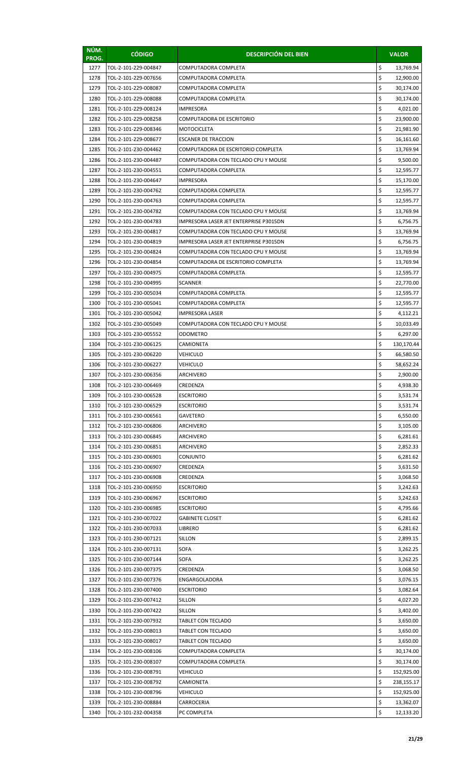| NÚM. PROG. | CÓDIGO | DESCRIPCIÓN DEL BIEN | VALOR |
|---|---|---|---|
| 1277 | TOL-2-101-229-004847 | COMPUTADORA COMPLETA | $ 13,769.94 |
| 1278 | TOL-2-101-229-007656 | COMPUTADORA COMPLETA | $ 12,900.00 |
| 1279 | TOL-2-101-229-008087 | COMPUTADORA COMPLETA | $ 30,174.00 |
| 1280 | TOL-2-101-229-008088 | COMPUTADORA COMPLETA | $ 30,174.00 |
| 1281 | TOL-2-101-229-008124 | IMPRESORA | $ 4,021.00 |
| 1282 | TOL-2-101-229-008258 | COMPUTADORA DE ESCRITORIO | $ 23,900.00 |
| 1283 | TOL-2-101-229-008346 | MOTOCICLETA | $ 21,981.90 |
| 1284 | TOL-2-101-229-008677 | ESCANER DE TRACCION | $ 16,161.60 |
| 1285 | TOL-2-101-230-004462 | COMPUTADORA DE ESCRITORIO COMPLETA | $ 13,769.94 |
| 1286 | TOL-2-101-230-004487 | COMPUTADORA CON TECLADO CPU Y MOUSE | $ 9,500.00 |
| 1287 | TOL-2-101-230-004551 | COMPUTADORA COMPLETA | $ 12,595.77 |
| 1288 | TOL-2-101-230-004647 | IMPRESORA | $ 15,170.00 |
| 1289 | TOL-2-101-230-004762 | COMPUTADORA COMPLETA | $ 12,595.77 |
| 1290 | TOL-2-101-230-004763 | COMPUTADORA COMPLETA | $ 12,595.77 |
| 1291 | TOL-2-101-230-004782 | COMPUTADORA CON TECLADO CPU Y MOUSE | $ 13,769.94 |
| 1292 | TOL-2-101-230-004783 | IMPRESORA LASER JET ENTERPRISE P3015DN | $ 6,756.75 |
| 1293 | TOL-2-101-230-004817 | COMPUTADORA CON TECLADO CPU Y MOUSE | $ 13,769.94 |
| 1294 | TOL-2-101-230-004819 | IMPRESORA LASER JET ENTERPRISE P3015DN | $ 6,756.75 |
| 1295 | TOL-2-101-230-004824 | COMPUTADORA CON TECLADO CPU Y MOUSE | $ 13,769.94 |
| 1296 | TOL-2-101-230-004854 | COMPUTADORA DE ESCRITORIO COMPLETA | $ 13,769.94 |
| 1297 | TOL-2-101-230-004975 | COMPUTADORA COMPLETA | $ 12,595.77 |
| 1298 | TOL-2-101-230-004995 | SCANNER | $ 22,770.00 |
| 1299 | TOL-2-101-230-005034 | COMPUTADORA COMPLETA | $ 12,595.77 |
| 1300 | TOL-2-101-230-005041 | COMPUTADORA COMPLETA | $ 12,595.77 |
| 1301 | TOL-2-101-230-005042 | IMPRESORA LASER | $ 4,112.21 |
| 1302 | TOL-2-101-230-005049 | COMPUTADORA CON TECLADO CPU Y MOUSE | $ 10,033.49 |
| 1303 | TOL-2-101-230-005552 | ODOMETRO | $ 6,297.00 |
| 1304 | TOL-2-101-230-006125 | CAMIONETA | $ 130,170.44 |
| 1305 | TOL-2-101-230-006220 | VEHICULO | $ 66,580.50 |
| 1306 | TOL-2-101-230-006227 | VEHICULO | $ 58,652.24 |
| 1307 | TOL-2-101-230-006356 | ARCHIVERO | $ 2,900.00 |
| 1308 | TOL-2-101-230-006469 | CREDENZA | $ 4,938.30 |
| 1309 | TOL-2-101-230-006528 | ESCRITORIO | $ 3,531.74 |
| 1310 | TOL-2-101-230-006529 | ESCRITORIO | $ 3,531.74 |
| 1311 | TOL-2-101-230-006561 | GAVETERO | $ 6,550.00 |
| 1312 | TOL-2-101-230-006806 | ARCHIVERO | $ 3,105.00 |
| 1313 | TOL-2-101-230-006845 | ARCHIVERO | $ 6,281.61 |
| 1314 | TOL-2-101-230-006851 | ARCHIVERO | $ 2,852.33 |
| 1315 | TOL-2-101-230-006901 | CONJUNTO | $ 6,281.62 |
| 1316 | TOL-2-101-230-006907 | CREDENZA | $ 3,631.50 |
| 1317 | TOL-2-101-230-006908 | CREDENZA | $ 3,068.50 |
| 1318 | TOL-2-101-230-006950 | ESCRITORIO | $ 3,242.63 |
| 1319 | TOL-2-101-230-006967 | ESCRITORIO | $ 3,242.63 |
| 1320 | TOL-2-101-230-006985 | ESCRITORIO | $ 4,795.66 |
| 1321 | TOL-2-101-230-007022 | GABINETE CLOSET | $ 6,281.62 |
| 1322 | TOL-2-101-230-007033 | LIBRERO | $ 6,281.62 |
| 1323 | TOL-2-101-230-007121 | SILLON | $ 2,899.15 |
| 1324 | TOL-2-101-230-007131 | SOFA | $ 3,262.25 |
| 1325 | TOL-2-101-230-007144 | SOFA | $ 3,262.25 |
| 1326 | TOL-2-101-230-007375 | CREDENZA | $ 3,068.50 |
| 1327 | TOL-2-101-230-007376 | ENGARGOLADORA | $ 3,076.15 |
| 1328 | TOL-2-101-230-007400 | ESCRITORIO | $ 3,082.64 |
| 1329 | TOL-2-101-230-007412 | SILLON | $ 4,027.20 |
| 1330 | TOL-2-101-230-007422 | SILLON | $ 3,402.00 |
| 1331 | TOL-2-101-230-007932 | TABLET CON TECLADO | $ 3,650.00 |
| 1332 | TOL-2-101-230-008013 | TABLET CON TECLADO | $ 3,650.00 |
| 1333 | TOL-2-101-230-008017 | TABLET CON TECLADO | $ 3,650.00 |
| 1334 | TOL-2-101-230-008106 | COMPUTADORA COMPLETA | $ 30,174.00 |
| 1335 | TOL-2-101-230-008107 | COMPUTADORA COMPLETA | $ 30,174.00 |
| 1336 | TOL-2-101-230-008791 | VEHICULO | $ 152,925.00 |
| 1337 | TOL-2-101-230-008792 | CAMIONETA | $ 238,155.17 |
| 1338 | TOL-2-101-230-008796 | VEHICULO | $ 152,925.00 |
| 1339 | TOL-2-101-230-008884 | CARROCERIA | $ 13,362.07 |
| 1340 | TOL-2-101-232-004358 | PC COMPLETA | $ 12,133.20 |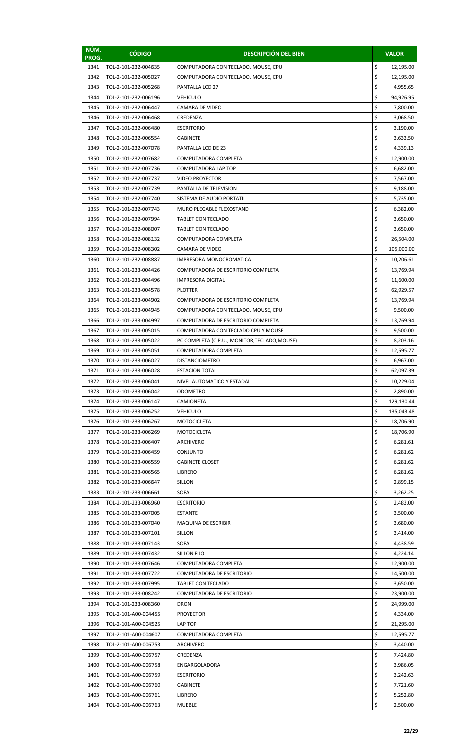| NÚM. PROG. | CÓDIGO | DESCRIPCIÓN DEL BIEN | VALOR |
|---|---|---|---|
| 1341 | TOL-2-101-232-004635 | COMPUTADORA CON TECLADO, MOUSE, CPU | $ 12,195.00 |
| 1342 | TOL-2-101-232-005027 | COMPUTADORA CON TECLADO, MOUSE, CPU | $ 12,195.00 |
| 1343 | TOL-2-101-232-005268 | PANTALLA LCD 27 | $ 4,955.65 |
| 1344 | TOL-2-101-232-006196 | VEHICULO | $ 94,926.95 |
| 1345 | TOL-2-101-232-006447 | CAMARA DE VIDEO | $ 7,800.00 |
| 1346 | TOL-2-101-232-006468 | CREDENZA | $ 3,068.50 |
| 1347 | TOL-2-101-232-006480 | ESCRITORIO | $ 3,190.00 |
| 1348 | TOL-2-101-232-006554 | GABINETE | $ 3,633.50 |
| 1349 | TOL-2-101-232-007078 | PANTALLA LCD DE 23 | $ 4,339.13 |
| 1350 | TOL-2-101-232-007682 | COMPUTADORA COMPLETA | $ 12,900.00 |
| 1351 | TOL-2-101-232-007736 | COMPUTADORA LAP TOP | $ 6,682.00 |
| 1352 | TOL-2-101-232-007737 | VIDEO PROYECTOR | $ 7,567.00 |
| 1353 | TOL-2-101-232-007739 | PANTALLA DE TELEVISION | $ 9,188.00 |
| 1354 | TOL-2-101-232-007740 | SISTEMA DE AUDIO PORTATIL | $ 5,735.00 |
| 1355 | TOL-2-101-232-007743 | MURO PLEGABLE FLEXOSTAND | $ 6,382.00 |
| 1356 | TOL-2-101-232-007994 | TABLET CON TECLADO | $ 3,650.00 |
| 1357 | TOL-2-101-232-008007 | TABLET CON TECLADO | $ 3,650.00 |
| 1358 | TOL-2-101-232-008132 | COMPUTADORA COMPLETA | $ 26,504.00 |
| 1359 | TOL-2-101-232-008302 | CAMARA DE VIDEO | $ 105,000.00 |
| 1360 | TOL-2-101-232-008887 | IMPRESORA MONOCROMATICA | $ 10,206.61 |
| 1361 | TOL-2-101-233-004426 | COMPUTADORA DE ESCRITORIO COMPLETA | $ 13,769.94 |
| 1362 | TOL-2-101-233-004496 | IMPRESORA DIGITAL | $ 11,600.00 |
| 1363 | TOL-2-101-233-004578 | PLOTTER | $ 62,929.57 |
| 1364 | TOL-2-101-233-004902 | COMPUTADORA DE ESCRITORIO COMPLETA | $ 13,769.94 |
| 1365 | TOL-2-101-233-004945 | COMPUTADORA CON TECLADO, MOUSE, CPU | $ 9,500.00 |
| 1366 | TOL-2-101-233-004997 | COMPUTADORA DE ESCRITORIO COMPLETA | $ 13,769.94 |
| 1367 | TOL-2-101-233-005015 | COMPUTADORA CON TECLADO CPU Y MOUSE | $ 9,500.00 |
| 1368 | TOL-2-101-233-005022 | PC COMPLETA (C.P.U., MONITOR,TECLADO,MOUSE) | $ 8,203.16 |
| 1369 | TOL-2-101-233-005051 | COMPUTADORA COMPLETA | $ 12,595.77 |
| 1370 | TOL-2-101-233-006027 | DISTANCIOMETRO | $ 6,967.00 |
| 1371 | TOL-2-101-233-006028 | ESTACION TOTAL | $ 62,097.39 |
| 1372 | TOL-2-101-233-006041 | NIVEL AUTOMATICO Y ESTADAL | $ 10,229.04 |
| 1373 | TOL-2-101-233-006042 | ODOMETRO | $ 2,890.00 |
| 1374 | TOL-2-101-233-006147 | CAMIONETA | $ 129,130.44 |
| 1375 | TOL-2-101-233-006252 | VEHICULO | $ 135,043.48 |
| 1376 | TOL-2-101-233-006267 | MOTOCICLETA | $ 18,706.90 |
| 1377 | TOL-2-101-233-006269 | MOTOCICLETA | $ 18,706.90 |
| 1378 | TOL-2-101-233-006407 | ARCHIVERO | $ 6,281.61 |
| 1379 | TOL-2-101-233-006459 | CONJUNTO | $ 6,281.62 |
| 1380 | TOL-2-101-233-006559 | GABINETE CLOSET | $ 6,281.62 |
| 1381 | TOL-2-101-233-006565 | LIBRERO | $ 6,281.62 |
| 1382 | TOL-2-101-233-006647 | SILLON | $ 2,899.15 |
| 1383 | TOL-2-101-233-006661 | SOFA | $ 3,262.25 |
| 1384 | TOL-2-101-233-006960 | ESCRITORIO | $ 2,483.00 |
| 1385 | TOL-2-101-233-007005 | ESTANTE | $ 3,500.00 |
| 1386 | TOL-2-101-233-007040 | MAQUINA DE ESCRIBIR | $ 3,680.00 |
| 1387 | TOL-2-101-233-007101 | SILLON | $ 3,414.00 |
| 1388 | TOL-2-101-233-007143 | SOFA | $ 4,438.59 |
| 1389 | TOL-2-101-233-007432 | SILLON FIJO | $ 4,224.14 |
| 1390 | TOL-2-101-233-007646 | COMPUTADORA COMPLETA | $ 12,900.00 |
| 1391 | TOL-2-101-233-007722 | COMPUTADORA DE ESCRITORIO | $ 14,500.00 |
| 1392 | TOL-2-101-233-007995 | TABLET CON TECLADO | $ 3,650.00 |
| 1393 | TOL-2-101-233-008242 | COMPUTADORA DE ESCRITORIO | $ 23,900.00 |
| 1394 | TOL-2-101-233-008360 | DRON | $ 24,999.00 |
| 1395 | TOL-2-101-A00-004455 | PROYECTOR | $ 4,334.00 |
| 1396 | TOL-2-101-A00-004525 | LAP TOP | $ 21,295.00 |
| 1397 | TOL-2-101-A00-004607 | COMPUTADORA COMPLETA | $ 12,595.77 |
| 1398 | TOL-2-101-A00-006753 | ARCHIVERO | $ 3,440.00 |
| 1399 | TOL-2-101-A00-006757 | CREDENZA | $ 7,424.80 |
| 1400 | TOL-2-101-A00-006758 | ENGARGOLADORA | $ 3,986.05 |
| 1401 | TOL-2-101-A00-006759 | ESCRITORIO | $ 3,242.63 |
| 1402 | TOL-2-101-A00-006760 | GABINETE | $ 7,721.60 |
| 1403 | TOL-2-101-A00-006761 | LIBRERO | $ 5,252.80 |
| 1404 | TOL-2-101-A00-006763 | MUEBLE | $ 2,500.00 |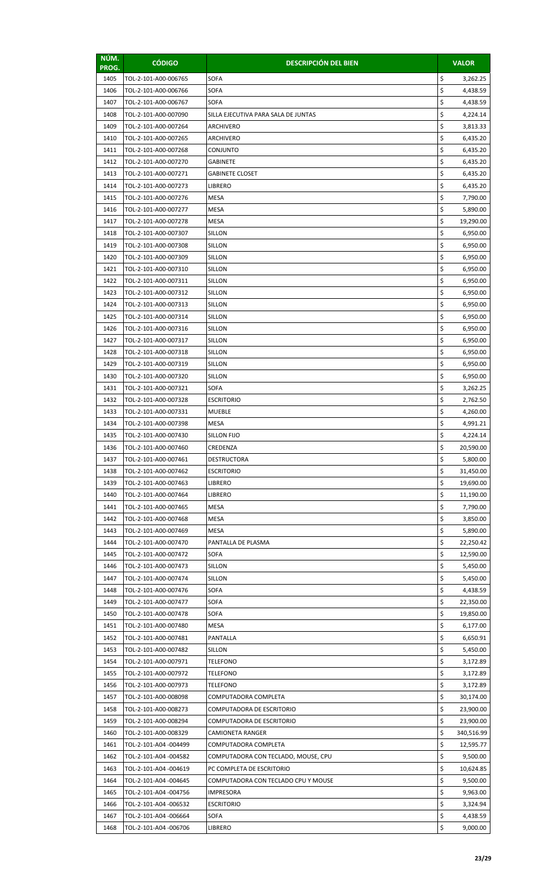| NÚM. PROG. | CÓDIGO | DESCRIPCIÓN DEL BIEN | VALOR |
|---|---|---|---|
| 1405 | TOL-2-101-A00-006765 | SOFA | $ 3,262.25 |
| 1406 | TOL-2-101-A00-006766 | SOFA | $ 4,438.59 |
| 1407 | TOL-2-101-A00-006767 | SOFA | $ 4,438.59 |
| 1408 | TOL-2-101-A00-007090 | SILLA EJECUTIVA PARA SALA DE JUNTAS | $ 4,224.14 |
| 1409 | TOL-2-101-A00-007264 | ARCHIVERO | $ 3,813.33 |
| 1410 | TOL-2-101-A00-007265 | ARCHIVERO | $ 6,435.20 |
| 1411 | TOL-2-101-A00-007268 | CONJUNTO | $ 6,435.20 |
| 1412 | TOL-2-101-A00-007270 | GABINETE | $ 6,435.20 |
| 1413 | TOL-2-101-A00-007271 | GABINETE CLOSET | $ 6,435.20 |
| 1414 | TOL-2-101-A00-007273 | LIBRERO | $ 6,435.20 |
| 1415 | TOL-2-101-A00-007276 | MESA | $ 7,790.00 |
| 1416 | TOL-2-101-A00-007277 | MESA | $ 5,890.00 |
| 1417 | TOL-2-101-A00-007278 | MESA | $ 19,290.00 |
| 1418 | TOL-2-101-A00-007307 | SILLON | $ 6,950.00 |
| 1419 | TOL-2-101-A00-007308 | SILLON | $ 6,950.00 |
| 1420 | TOL-2-101-A00-007309 | SILLON | $ 6,950.00 |
| 1421 | TOL-2-101-A00-007310 | SILLON | $ 6,950.00 |
| 1422 | TOL-2-101-A00-007311 | SILLON | $ 6,950.00 |
| 1423 | TOL-2-101-A00-007312 | SILLON | $ 6,950.00 |
| 1424 | TOL-2-101-A00-007313 | SILLON | $ 6,950.00 |
| 1425 | TOL-2-101-A00-007314 | SILLON | $ 6,950.00 |
| 1426 | TOL-2-101-A00-007316 | SILLON | $ 6,950.00 |
| 1427 | TOL-2-101-A00-007317 | SILLON | $ 6,950.00 |
| 1428 | TOL-2-101-A00-007318 | SILLON | $ 6,950.00 |
| 1429 | TOL-2-101-A00-007319 | SILLON | $ 6,950.00 |
| 1430 | TOL-2-101-A00-007320 | SILLON | $ 6,950.00 |
| 1431 | TOL-2-101-A00-007321 | SOFA | $ 3,262.25 |
| 1432 | TOL-2-101-A00-007328 | ESCRITORIO | $ 2,762.50 |
| 1433 | TOL-2-101-A00-007331 | MUEBLE | $ 4,260.00 |
| 1434 | TOL-2-101-A00-007398 | MESA | $ 4,991.21 |
| 1435 | TOL-2-101-A00-007430 | SILLON FIJO | $ 4,224.14 |
| 1436 | TOL-2-101-A00-007460 | CREDENZA | $ 20,590.00 |
| 1437 | TOL-2-101-A00-007461 | DESTRUCTORA | $ 5,800.00 |
| 1438 | TOL-2-101-A00-007462 | ESCRITORIO | $ 31,450.00 |
| 1439 | TOL-2-101-A00-007463 | LIBRERO | $ 19,690.00 |
| 1440 | TOL-2-101-A00-007464 | LIBRERO | $ 11,190.00 |
| 1441 | TOL-2-101-A00-007465 | MESA | $ 7,790.00 |
| 1442 | TOL-2-101-A00-007468 | MESA | $ 3,850.00 |
| 1443 | TOL-2-101-A00-007469 | MESA | $ 5,890.00 |
| 1444 | TOL-2-101-A00-007470 | PANTALLA DE PLASMA | $ 22,250.42 |
| 1445 | TOL-2-101-A00-007472 | SOFA | $ 12,590.00 |
| 1446 | TOL-2-101-A00-007473 | SILLON | $ 5,450.00 |
| 1447 | TOL-2-101-A00-007474 | SILLON | $ 5,450.00 |
| 1448 | TOL-2-101-A00-007476 | SOFA | $ 4,438.59 |
| 1449 | TOL-2-101-A00-007477 | SOFA | $ 22,350.00 |
| 1450 | TOL-2-101-A00-007478 | SOFA | $ 19,850.00 |
| 1451 | TOL-2-101-A00-007480 | MESA | $ 6,177.00 |
| 1452 | TOL-2-101-A00-007481 | PANTALLA | $ 6,650.91 |
| 1453 | TOL-2-101-A00-007482 | SILLON | $ 5,450.00 |
| 1454 | TOL-2-101-A00-007971 | TELEFONO | $ 3,172.89 |
| 1455 | TOL-2-101-A00-007972 | TELEFONO | $ 3,172.89 |
| 1456 | TOL-2-101-A00-007973 | TELEFONO | $ 3,172.89 |
| 1457 | TOL-2-101-A00-008098 | COMPUTADORA COMPLETA | $ 30,174.00 |
| 1458 | TOL-2-101-A00-008273 | COMPUTADORA DE ESCRITORIO | $ 23,900.00 |
| 1459 | TOL-2-101-A00-008294 | COMPUTADORA DE ESCRITORIO | $ 23,900.00 |
| 1460 | TOL-2-101-A00-008329 | CAMIONETA RANGER | $ 340,516.99 |
| 1461 | TOL-2-101-A04 -004499 | COMPUTADORA COMPLETA | $ 12,595.77 |
| 1462 | TOL-2-101-A04 -004582 | COMPUTADORA CON TECLADO, MOUSE, CPU | $ 9,500.00 |
| 1463 | TOL-2-101-A04 -004619 | PC COMPLETA DE ESCRITORIO | $ 10,624.85 |
| 1464 | TOL-2-101-A04 -004645 | COMPUTADORA CON TECLADO CPU Y MOUSE | $ 9,500.00 |
| 1465 | TOL-2-101-A04 -004756 | IMPRESORA | $ 9,963.00 |
| 1466 | TOL-2-101-A04 -006532 | ESCRITORIO | $ 3,324.94 |
| 1467 | TOL-2-101-A04 -006664 | SOFA | $ 4,438.59 |
| 1468 | TOL-2-101-A04 -006706 | LIBRERO | $ 9,000.00 |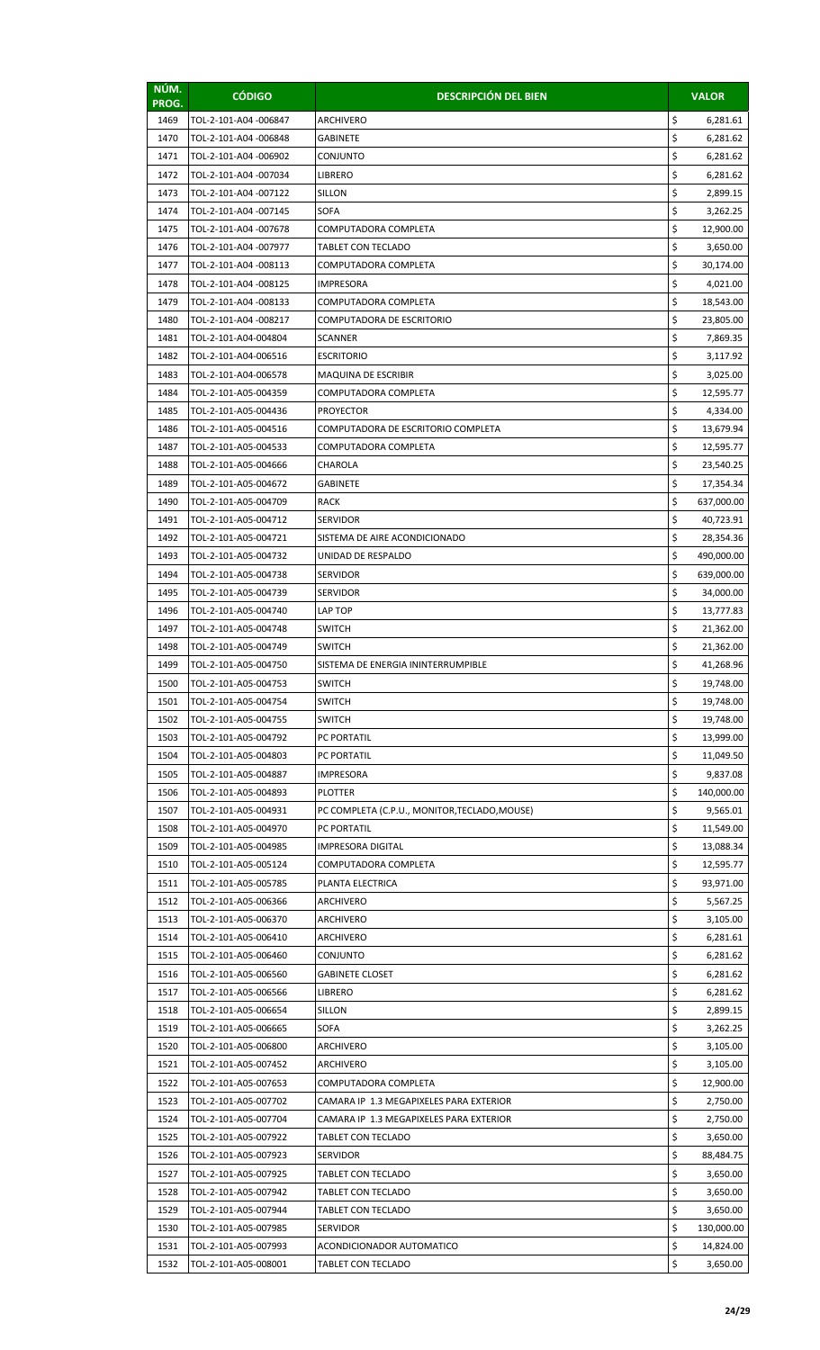| NÚM. PROG. | CÓDIGO | DESCRIPCIÓN DEL BIEN | VALOR |
|---|---|---|---|
| 1469 | TOL-2-101-A04 -006847 | ARCHIVERO | $ 6,281.61 |
| 1470 | TOL-2-101-A04 -006848 | GABINETE | $ 6,281.62 |
| 1471 | TOL-2-101-A04 -006902 | CONJUNTO | $ 6,281.62 |
| 1472 | TOL-2-101-A04 -007034 | LIBRERO | $ 6,281.62 |
| 1473 | TOL-2-101-A04 -007122 | SILLON | $ 2,899.15 |
| 1474 | TOL-2-101-A04 -007145 | SOFA | $ 3,262.25 |
| 1475 | TOL-2-101-A04 -007678 | COMPUTADORA COMPLETA | $ 12,900.00 |
| 1476 | TOL-2-101-A04 -007977 | TABLET CON TECLADO | $ 3,650.00 |
| 1477 | TOL-2-101-A04 -008113 | COMPUTADORA COMPLETA | $ 30,174.00 |
| 1478 | TOL-2-101-A04 -008125 | IMPRESORA | $ 4,021.00 |
| 1479 | TOL-2-101-A04 -008133 | COMPUTADORA COMPLETA | $ 18,543.00 |
| 1480 | TOL-2-101-A04 -008217 | COMPUTADORA DE ESCRITORIO | $ 23,805.00 |
| 1481 | TOL-2-101-A04-004804 | SCANNER | $ 7,869.35 |
| 1482 | TOL-2-101-A04-006516 | ESCRITORIO | $ 3,117.92 |
| 1483 | TOL-2-101-A04-006578 | MAQUINA DE ESCRIBIR | $ 3,025.00 |
| 1484 | TOL-2-101-A05-004359 | COMPUTADORA COMPLETA | $ 12,595.77 |
| 1485 | TOL-2-101-A05-004436 | PROYECTOR | $ 4,334.00 |
| 1486 | TOL-2-101-A05-004516 | COMPUTADORA DE ESCRITORIO COMPLETA | $ 13,679.94 |
| 1487 | TOL-2-101-A05-004533 | COMPUTADORA COMPLETA | $ 12,595.77 |
| 1488 | TOL-2-101-A05-004666 | CHAROLA | $ 23,540.25 |
| 1489 | TOL-2-101-A05-004672 | GABINETE | $ 17,354.34 |
| 1490 | TOL-2-101-A05-004709 | RACK | $ 637,000.00 |
| 1491 | TOL-2-101-A05-004712 | SERVIDOR | $ 40,723.91 |
| 1492 | TOL-2-101-A05-004721 | SISTEMA DE AIRE ACONDICIONADO | $ 28,354.36 |
| 1493 | TOL-2-101-A05-004732 | UNIDAD DE RESPALDO | $ 490,000.00 |
| 1494 | TOL-2-101-A05-004738 | SERVIDOR | $ 639,000.00 |
| 1495 | TOL-2-101-A05-004739 | SERVIDOR | $ 34,000.00 |
| 1496 | TOL-2-101-A05-004740 | LAP TOP | $ 13,777.83 |
| 1497 | TOL-2-101-A05-004748 | SWITCH | $ 21,362.00 |
| 1498 | TOL-2-101-A05-004749 | SWITCH | $ 21,362.00 |
| 1499 | TOL-2-101-A05-004750 | SISTEMA DE ENERGIA ININTERRUMPIBLE | $ 41,268.96 |
| 1500 | TOL-2-101-A05-004753 | SWITCH | $ 19,748.00 |
| 1501 | TOL-2-101-A05-004754 | SWITCH | $ 19,748.00 |
| 1502 | TOL-2-101-A05-004755 | SWITCH | $ 19,748.00 |
| 1503 | TOL-2-101-A05-004792 | PC PORTATIL | $ 13,999.00 |
| 1504 | TOL-2-101-A05-004803 | PC PORTATIL | $ 11,049.50 |
| 1505 | TOL-2-101-A05-004887 | IMPRESORA | $ 9,837.08 |
| 1506 | TOL-2-101-A05-004893 | PLOTTER | $ 140,000.00 |
| 1507 | TOL-2-101-A05-004931 | PC COMPLETA (C.P.U., MONITOR,TECLADO,MOUSE) | $ 9,565.01 |
| 1508 | TOL-2-101-A05-004970 | PC PORTATIL | $ 11,549.00 |
| 1509 | TOL-2-101-A05-004985 | IMPRESORA DIGITAL | $ 13,088.34 |
| 1510 | TOL-2-101-A05-005124 | COMPUTADORA COMPLETA | $ 12,595.77 |
| 1511 | TOL-2-101-A05-005785 | PLANTA ELECTRICA | $ 93,971.00 |
| 1512 | TOL-2-101-A05-006366 | ARCHIVERO | $ 5,567.25 |
| 1513 | TOL-2-101-A05-006370 | ARCHIVERO | $ 3,105.00 |
| 1514 | TOL-2-101-A05-006410 | ARCHIVERO | $ 6,281.61 |
| 1515 | TOL-2-101-A05-006460 | CONJUNTO | $ 6,281.62 |
| 1516 | TOL-2-101-A05-006560 | GABINETE CLOSET | $ 6,281.62 |
| 1517 | TOL-2-101-A05-006566 | LIBRERO | $ 6,281.62 |
| 1518 | TOL-2-101-A05-006654 | SILLON | $ 2,899.15 |
| 1519 | TOL-2-101-A05-006665 | SOFA | $ 3,262.25 |
| 1520 | TOL-2-101-A05-006800 | ARCHIVERO | $ 3,105.00 |
| 1521 | TOL-2-101-A05-007452 | ARCHIVERO | $ 3,105.00 |
| 1522 | TOL-2-101-A05-007653 | COMPUTADORA COMPLETA | $ 12,900.00 |
| 1523 | TOL-2-101-A05-007702 | CAMARA IP 1.3 MEGAPIXELES PARA EXTERIOR | $ 2,750.00 |
| 1524 | TOL-2-101-A05-007704 | CAMARA IP 1.3 MEGAPIXELES PARA EXTERIOR | $ 2,750.00 |
| 1525 | TOL-2-101-A05-007922 | TABLET CON TECLADO | $ 3,650.00 |
| 1526 | TOL-2-101-A05-007923 | SERVIDOR | $ 88,484.75 |
| 1527 | TOL-2-101-A05-007925 | TABLET CON TECLADO | $ 3,650.00 |
| 1528 | TOL-2-101-A05-007942 | TABLET CON TECLADO | $ 3,650.00 |
| 1529 | TOL-2-101-A05-007944 | TABLET CON TECLADO | $ 3,650.00 |
| 1530 | TOL-2-101-A05-007985 | SERVIDOR | $ 130,000.00 |
| 1531 | TOL-2-101-A05-007993 | ACONDICIONADOR AUTOMATICO | $ 14,824.00 |
| 1532 | TOL-2-101-A05-008001 | TABLET CON TECLADO | $ 3,650.00 |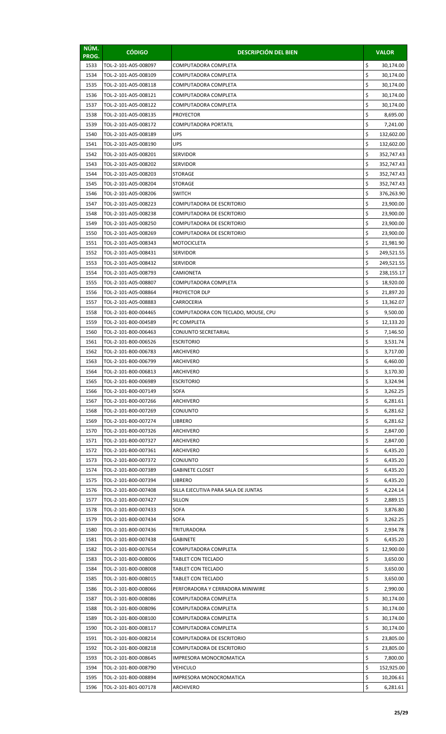| NÚM. PROG. | CÓDIGO | DESCRIPCIÓN DEL BIEN | VALOR |
|---|---|---|---|
| 1533 | TOL-2-101-A05-008097 | COMPUTADORA COMPLETA | $ 30,174.00 |
| 1534 | TOL-2-101-A05-008109 | COMPUTADORA COMPLETA | $ 30,174.00 |
| 1535 | TOL-2-101-A05-008118 | COMPUTADORA COMPLETA | $ 30,174.00 |
| 1536 | TOL-2-101-A05-008121 | COMPUTADORA COMPLETA | $ 30,174.00 |
| 1537 | TOL-2-101-A05-008122 | COMPUTADORA COMPLETA | $ 30,174.00 |
| 1538 | TOL-2-101-A05-008135 | PROYECTOR | $ 8,695.00 |
| 1539 | TOL-2-101-A05-008172 | COMPUTADORA PORTATIL | $ 7,241.00 |
| 1540 | TOL-2-101-A05-008189 | UPS | $ 132,602.00 |
| 1541 | TOL-2-101-A05-008190 | UPS | $ 132,602.00 |
| 1542 | TOL-2-101-A05-008201 | SERVIDOR | $ 352,747.43 |
| 1543 | TOL-2-101-A05-008202 | SERVIDOR | $ 352,747.43 |
| 1544 | TOL-2-101-A05-008203 | STORAGE | $ 352,747.43 |
| 1545 | TOL-2-101-A05-008204 | STORAGE | $ 352,747.43 |
| 1546 | TOL-2-101-A05-008206 | SWITCH | $ 376,263.90 |
| 1547 | TOL-2-101-A05-008223 | COMPUTADORA DE ESCRITORIO | $ 23,900.00 |
| 1548 | TOL-2-101-A05-008238 | COMPUTADORA DE ESCRITORIO | $ 23,900.00 |
| 1549 | TOL-2-101-A05-008250 | COMPUTADORA DE ESCRITORIO | $ 23,900.00 |
| 1550 | TOL-2-101-A05-008269 | COMPUTADORA DE ESCRITORIO | $ 23,900.00 |
| 1551 | TOL-2-101-A05-008343 | MOTOCICLETA | $ 21,981.90 |
| 1552 | TOL-2-101-A05-008431 | SERVIDOR | $ 249,521.55 |
| 1553 | TOL-2-101-A05-008432 | SERVIDOR | $ 249,521.55 |
| 1554 | TOL-2-101-A05-008793 | CAMIONETA | $ 238,155.17 |
| 1555 | TOL-2-101-A05-008807 | COMPUTADORA COMPLETA | $ 18,920.00 |
| 1556 | TOL-2-101-A05-008864 | PROYECTOR DLP | $ 21,897.20 |
| 1557 | TOL-2-101-A05-008883 | CARROCERIA | $ 13,362.07 |
| 1558 | TOL-2-101-B00-004465 | COMPUTADORA CON TECLADO, MOUSE, CPU | $ 9,500.00 |
| 1559 | TOL-2-101-B00-004589 | PC COMPLETA | $ 12,133.20 |
| 1560 | TOL-2-101-B00-006463 | CONJUNTO SECRETARIAL | $ 7,146.50 |
| 1561 | TOL-2-101-B00-006526 | ESCRITORIO | $ 3,531.74 |
| 1562 | TOL-2-101-B00-006783 | ARCHIVERO | $ 3,717.00 |
| 1563 | TOL-2-101-B00-006799 | ARCHIVERO | $ 6,460.00 |
| 1564 | TOL-2-101-B00-006813 | ARCHIVERO | $ 3,170.30 |
| 1565 | TOL-2-101-B00-006989 | ESCRITORIO | $ 3,324.94 |
| 1566 | TOL-2-101-B00-007149 | SOFA | $ 3,262.25 |
| 1567 | TOL-2-101-B00-007266 | ARCHIVERO | $ 6,281.61 |
| 1568 | TOL-2-101-B00-007269 | CONJUNTO | $ 6,281.62 |
| 1569 | TOL-2-101-B00-007274 | LIBRERO | $ 6,281.62 |
| 1570 | TOL-2-101-B00-007326 | ARCHIVERO | $ 2,847.00 |
| 1571 | TOL-2-101-B00-007327 | ARCHIVERO | $ 2,847.00 |
| 1572 | TOL-2-101-B00-007361 | ARCHIVERO | $ 6,435.20 |
| 1573 | TOL-2-101-B00-007372 | CONJUNTO | $ 6,435.20 |
| 1574 | TOL-2-101-B00-007389 | GABINETE CLOSET | $ 6,435.20 |
| 1575 | TOL-2-101-B00-007394 | LIBRERO | $ 6,435.20 |
| 1576 | TOL-2-101-B00-007408 | SILLA EJECUTIVA PARA SALA DE JUNTAS | $ 4,224.14 |
| 1577 | TOL-2-101-B00-007427 | SILLON | $ 2,889.15 |
| 1578 | TOL-2-101-B00-007433 | SOFA | $ 3,876.80 |
| 1579 | TOL-2-101-B00-007434 | SOFA | $ 3,262.25 |
| 1580 | TOL-2-101-B00-007436 | TRITURADORA | $ 2,934.78 |
| 1581 | TOL-2-101-B00-007438 | GABINETE | $ 6,435.20 |
| 1582 | TOL-2-101-B00-007654 | COMPUTADORA COMPLETA | $ 12,900.00 |
| 1583 | TOL-2-101-B00-008006 | TABLET CON TECLADO | $ 3,650.00 |
| 1584 | TOL-2-101-B00-008008 | TABLET CON TECLADO | $ 3,650.00 |
| 1585 | TOL-2-101-B00-008015 | TABLET CON TECLADO | $ 3,650.00 |
| 1586 | TOL-2-101-B00-008066 | PERFORADORA Y CERRADORA MINIWIRE | $ 2,990.00 |
| 1587 | TOL-2-101-B00-008086 | COMPUTADORA COMPLETA | $ 30,174.00 |
| 1588 | TOL-2-101-B00-008096 | COMPUTADORA COMPLETA | $ 30,174.00 |
| 1589 | TOL-2-101-B00-008100 | COMPUTADORA COMPLETA | $ 30,174.00 |
| 1590 | TOL-2-101-B00-008117 | COMPUTADORA COMPLETA | $ 30,174.00 |
| 1591 | TOL-2-101-B00-008214 | COMPUTADORA DE ESCRITORIO | $ 23,805.00 |
| 1592 | TOL-2-101-B00-008218 | COMPUTADORA DE ESCRITORIO | $ 23,805.00 |
| 1593 | TOL-2-101-B00-008645 | IMPRESORA MONOCROMATICA | $ 7,800.00 |
| 1594 | TOL-2-101-B00-008790 | VEHICULO | $ 152,925.00 |
| 1595 | TOL-2-101-B00-008894 | IMPRESORA MONOCROMATICA | $ 10,206.61 |
| 1596 | TOL-2-101-B01-007178 | ARCHIVERO | $ 6,281.61 |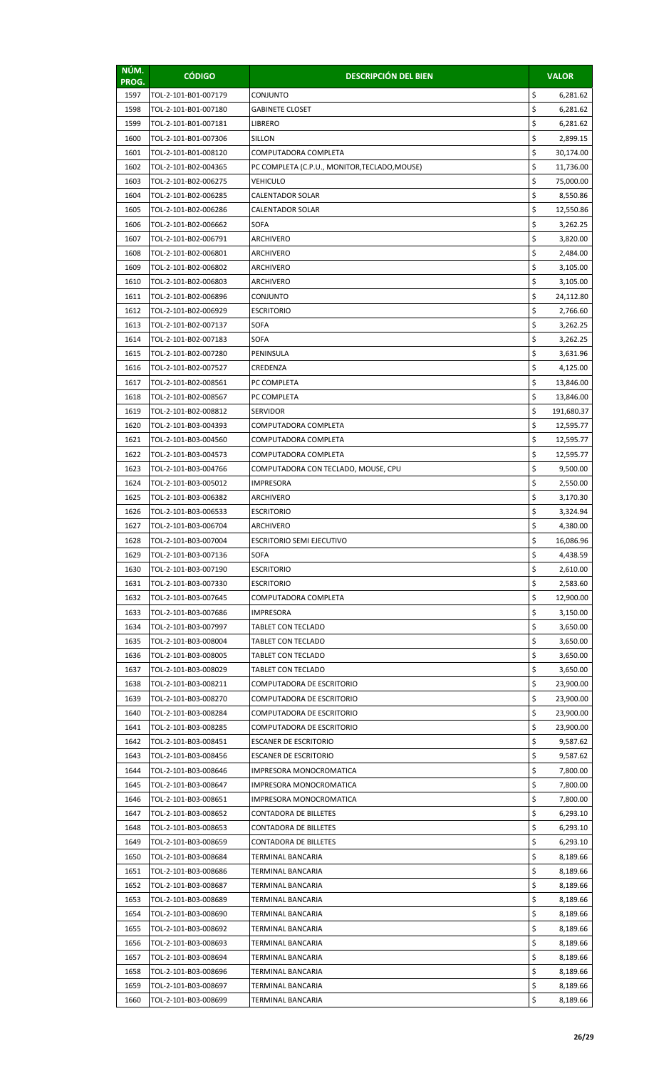| NÚM. PROG. | CÓDIGO | DESCRIPCIÓN DEL BIEN | VALOR |
| --- | --- | --- | --- |
| 1597 | TOL-2-101-B01-007179 | CONJUNTO | $ 6,281.62 |
| 1598 | TOL-2-101-B01-007180 | GABINETE CLOSET | $ 6,281.62 |
| 1599 | TOL-2-101-B01-007181 | LIBRERO | $ 6,281.62 |
| 1600 | TOL-2-101-B01-007306 | SILLON | $ 2,899.15 |
| 1601 | TOL-2-101-B01-008120 | COMPUTADORA COMPLETA | $ 30,174.00 |
| 1602 | TOL-2-101-B02-004365 | PC COMPLETA (C.P.U., MONITOR,TECLADO,MOUSE) | $ 11,736.00 |
| 1603 | TOL-2-101-B02-006275 | VEHICULO | $ 75,000.00 |
| 1604 | TOL-2-101-B02-006285 | CALENTADOR SOLAR | $ 8,550.86 |
| 1605 | TOL-2-101-B02-006286 | CALENTADOR SOLAR | $ 12,550.86 |
| 1606 | TOL-2-101-B02-006662 | SOFA | $ 3,262.25 |
| 1607 | TOL-2-101-B02-006791 | ARCHIVERO | $ 3,820.00 |
| 1608 | TOL-2-101-B02-006801 | ARCHIVERO | $ 2,484.00 |
| 1609 | TOL-2-101-B02-006802 | ARCHIVERO | $ 3,105.00 |
| 1610 | TOL-2-101-B02-006803 | ARCHIVERO | $ 3,105.00 |
| 1611 | TOL-2-101-B02-006896 | CONJUNTO | $ 24,112.80 |
| 1612 | TOL-2-101-B02-006929 | ESCRITORIO | $ 2,766.60 |
| 1613 | TOL-2-101-B02-007137 | SOFA | $ 3,262.25 |
| 1614 | TOL-2-101-B02-007183 | SOFA | $ 3,262.25 |
| 1615 | TOL-2-101-B02-007280 | PENINSULA | $ 3,631.96 |
| 1616 | TOL-2-101-B02-007527 | CREDENZA | $ 4,125.00 |
| 1617 | TOL-2-101-B02-008561 | PC COMPLETA | $ 13,846.00 |
| 1618 | TOL-2-101-B02-008567 | PC COMPLETA | $ 13,846.00 |
| 1619 | TOL-2-101-B02-008812 | SERVIDOR | $ 191,680.37 |
| 1620 | TOL-2-101-B03-004393 | COMPUTADORA COMPLETA | $ 12,595.77 |
| 1621 | TOL-2-101-B03-004560 | COMPUTADORA COMPLETA | $ 12,595.77 |
| 1622 | TOL-2-101-B03-004573 | COMPUTADORA COMPLETA | $ 12,595.77 |
| 1623 | TOL-2-101-B03-004766 | COMPUTADORA CON TECLADO, MOUSE, CPU | $ 9,500.00 |
| 1624 | TOL-2-101-B03-005012 | IMPRESORA | $ 2,550.00 |
| 1625 | TOL-2-101-B03-006382 | ARCHIVERO | $ 3,170.30 |
| 1626 | TOL-2-101-B03-006533 | ESCRITORIO | $ 3,324.94 |
| 1627 | TOL-2-101-B03-006704 | ARCHIVERO | $ 4,380.00 |
| 1628 | TOL-2-101-B03-007004 | ESCRITORIO SEMI EJECUTIVO | $ 16,086.96 |
| 1629 | TOL-2-101-B03-007136 | SOFA | $ 4,438.59 |
| 1630 | TOL-2-101-B03-007190 | ESCRITORIO | $ 2,610.00 |
| 1631 | TOL-2-101-B03-007330 | ESCRITORIO | $ 2,583.60 |
| 1632 | TOL-2-101-B03-007645 | COMPUTADORA COMPLETA | $ 12,900.00 |
| 1633 | TOL-2-101-B03-007686 | IMPRESORA | $ 3,150.00 |
| 1634 | TOL-2-101-B03-007997 | TABLET CON TECLADO | $ 3,650.00 |
| 1635 | TOL-2-101-B03-008004 | TABLET CON TECLADO | $ 3,650.00 |
| 1636 | TOL-2-101-B03-008005 | TABLET CON TECLADO | $ 3,650.00 |
| 1637 | TOL-2-101-B03-008029 | TABLET CON TECLADO | $ 3,650.00 |
| 1638 | TOL-2-101-B03-008211 | COMPUTADORA DE ESCRITORIO | $ 23,900.00 |
| 1639 | TOL-2-101-B03-008270 | COMPUTADORA DE ESCRITORIO | $ 23,900.00 |
| 1640 | TOL-2-101-B03-008284 | COMPUTADORA DE ESCRITORIO | $ 23,900.00 |
| 1641 | TOL-2-101-B03-008285 | COMPUTADORA DE ESCRITORIO | $ 23,900.00 |
| 1642 | TOL-2-101-B03-008451 | ESCANER DE ESCRITORIO | $ 9,587.62 |
| 1643 | TOL-2-101-B03-008456 | ESCANER DE ESCRITORIO | $ 9,587.62 |
| 1644 | TOL-2-101-B03-008646 | IMPRESORA MONOCROMATICA | $ 7,800.00 |
| 1645 | TOL-2-101-B03-008647 | IMPRESORA MONOCROMATICA | $ 7,800.00 |
| 1646 | TOL-2-101-B03-008651 | IMPRESORA MONOCROMATICA | $ 7,800.00 |
| 1647 | TOL-2-101-B03-008652 | CONTADORA DE BILLETES | $ 6,293.10 |
| 1648 | TOL-2-101-B03-008653 | CONTADORA DE BILLETES | $ 6,293.10 |
| 1649 | TOL-2-101-B03-008659 | CONTADORA DE BILLETES | $ 6,293.10 |
| 1650 | TOL-2-101-B03-008684 | TERMINAL BANCARIA | $ 8,189.66 |
| 1651 | TOL-2-101-B03-008686 | TERMINAL BANCARIA | $ 8,189.66 |
| 1652 | TOL-2-101-B03-008687 | TERMINAL BANCARIA | $ 8,189.66 |
| 1653 | TOL-2-101-B03-008689 | TERMINAL BANCARIA | $ 8,189.66 |
| 1654 | TOL-2-101-B03-008690 | TERMINAL BANCARIA | $ 8,189.66 |
| 1655 | TOL-2-101-B03-008692 | TERMINAL BANCARIA | $ 8,189.66 |
| 1656 | TOL-2-101-B03-008693 | TERMINAL BANCARIA | $ 8,189.66 |
| 1657 | TOL-2-101-B03-008694 | TERMINAL BANCARIA | $ 8,189.66 |
| 1658 | TOL-2-101-B03-008696 | TERMINAL BANCARIA | $ 8,189.66 |
| 1659 | TOL-2-101-B03-008697 | TERMINAL BANCARIA | $ 8,189.66 |
| 1660 | TOL-2-101-B03-008699 | TERMINAL BANCARIA | $ 8,189.66 |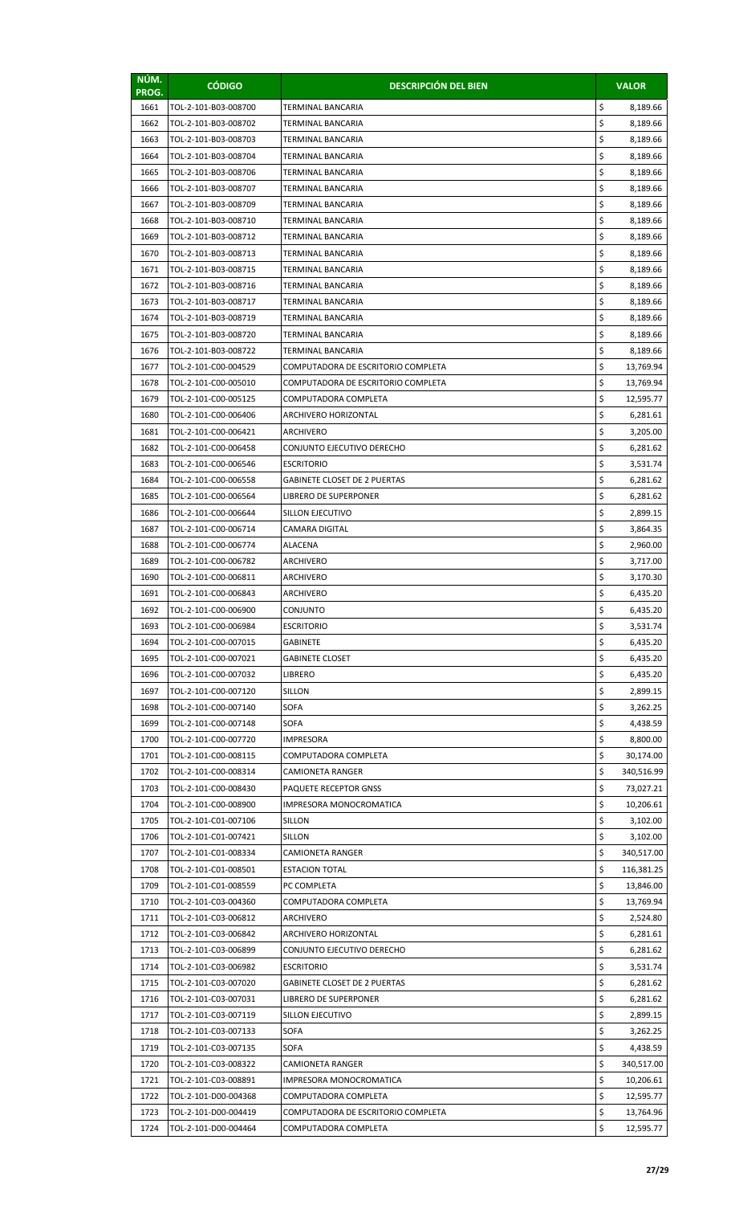| NÚM. PROG. | CÓDIGO | DESCRIPCIÓN DEL BIEN | VALOR |
|---|---|---|---|
| 1661 | TOL-2-101-B03-008700 | TERMINAL BANCARIA | $ 8,189.66 |
| 1662 | TOL-2-101-B03-008702 | TERMINAL BANCARIA | $ 8,189.66 |
| 1663 | TOL-2-101-B03-008703 | TERMINAL BANCARIA | $ 8,189.66 |
| 1664 | TOL-2-101-B03-008704 | TERMINAL BANCARIA | $ 8,189.66 |
| 1665 | TOL-2-101-B03-008706 | TERMINAL BANCARIA | $ 8,189.66 |
| 1666 | TOL-2-101-B03-008707 | TERMINAL BANCARIA | $ 8,189.66 |
| 1667 | TOL-2-101-B03-008709 | TERMINAL BANCARIA | $ 8,189.66 |
| 1668 | TOL-2-101-B03-008710 | TERMINAL BANCARIA | $ 8,189.66 |
| 1669 | TOL-2-101-B03-008712 | TERMINAL BANCARIA | $ 8,189.66 |
| 1670 | TOL-2-101-B03-008713 | TERMINAL BANCARIA | $ 8,189.66 |
| 1671 | TOL-2-101-B03-008715 | TERMINAL BANCARIA | $ 8,189.66 |
| 1672 | TOL-2-101-B03-008716 | TERMINAL BANCARIA | $ 8,189.66 |
| 1673 | TOL-2-101-B03-008717 | TERMINAL BANCARIA | $ 8,189.66 |
| 1674 | TOL-2-101-B03-008719 | TERMINAL BANCARIA | $ 8,189.66 |
| 1675 | TOL-2-101-B03-008720 | TERMINAL BANCARIA | $ 8,189.66 |
| 1676 | TOL-2-101-B03-008722 | TERMINAL BANCARIA | $ 8,189.66 |
| 1677 | TOL-2-101-C00-004529 | COMPUTADORA DE ESCRITORIO COMPLETA | $ 13,769.94 |
| 1678 | TOL-2-101-C00-005010 | COMPUTADORA DE ESCRITORIO COMPLETA | $ 13,769.94 |
| 1679 | TOL-2-101-C00-005125 | COMPUTADORA COMPLETA | $ 12,595.77 |
| 1680 | TOL-2-101-C00-006406 | ARCHIVERO HORIZONTAL | $ 6,281.61 |
| 1681 | TOL-2-101-C00-006421 | ARCHIVERO | $ 3,205.00 |
| 1682 | TOL-2-101-C00-006458 | CONJUNTO EJECUTIVO DERECHO | $ 6,281.62 |
| 1683 | TOL-2-101-C00-006546 | ESCRITORIO | $ 3,531.74 |
| 1684 | TOL-2-101-C00-006558 | GABINETE CLOSET DE 2 PUERTAS | $ 6,281.62 |
| 1685 | TOL-2-101-C00-006564 | LIBRERO DE SUPERPONER | $ 6,281.62 |
| 1686 | TOL-2-101-C00-006644 | SILLON EJECUTIVO | $ 2,899.15 |
| 1687 | TOL-2-101-C00-006714 | CAMARA DIGITAL | $ 3,864.35 |
| 1688 | TOL-2-101-C00-006774 | ALACENA | $ 2,960.00 |
| 1689 | TOL-2-101-C00-006782 | ARCHIVERO | $ 3,717.00 |
| 1690 | TOL-2-101-C00-006811 | ARCHIVERO | $ 3,170.30 |
| 1691 | TOL-2-101-C00-006843 | ARCHIVERO | $ 6,435.20 |
| 1692 | TOL-2-101-C00-006900 | CONJUNTO | $ 6,435.20 |
| 1693 | TOL-2-101-C00-006984 | ESCRITORIO | $ 3,531.74 |
| 1694 | TOL-2-101-C00-007015 | GABINETE | $ 6,435.20 |
| 1695 | TOL-2-101-C00-007021 | GABINETE CLOSET | $ 6,435.20 |
| 1696 | TOL-2-101-C00-007032 | LIBRERO | $ 6,435.20 |
| 1697 | TOL-2-101-C00-007120 | SILLON | $ 2,899.15 |
| 1698 | TOL-2-101-C00-007140 | SOFA | $ 3,262.25 |
| 1699 | TOL-2-101-C00-007148 | SOFA | $ 4,438.59 |
| 1700 | TOL-2-101-C00-007720 | IMPRESORA | $ 8,800.00 |
| 1701 | TOL-2-101-C00-008115 | COMPUTADORA COMPLETA | $ 30,174.00 |
| 1702 | TOL-2-101-C00-008314 | CAMIONETA RANGER | $ 340,516.99 |
| 1703 | TOL-2-101-C00-008430 | PAQUETE RECEPTOR GNSS | $ 73,027.21 |
| 1704 | TOL-2-101-C00-008900 | IMPRESORA MONOCROMATICA | $ 10,206.61 |
| 1705 | TOL-2-101-C01-007106 | SILLON | $ 3,102.00 |
| 1706 | TOL-2-101-C01-007421 | SILLON | $ 3,102.00 |
| 1707 | TOL-2-101-C01-008334 | CAMIONETA RANGER | $ 340,517.00 |
| 1708 | TOL-2-101-C01-008501 | ESTACION TOTAL | $ 116,381.25 |
| 1709 | TOL-2-101-C01-008559 | PC COMPLETA | $ 13,846.00 |
| 1710 | TOL-2-101-C03-004360 | COMPUTADORA COMPLETA | $ 13,769.94 |
| 1711 | TOL-2-101-C03-006812 | ARCHIVERO | $ 2,524.80 |
| 1712 | TOL-2-101-C03-006842 | ARCHIVERO HORIZONTAL | $ 6,281.61 |
| 1713 | TOL-2-101-C03-006899 | CONJUNTO EJECUTIVO DERECHO | $ 6,281.62 |
| 1714 | TOL-2-101-C03-006982 | ESCRITORIO | $ 3,531.74 |
| 1715 | TOL-2-101-C03-007020 | GABINETE CLOSET DE 2 PUERTAS | $ 6,281.62 |
| 1716 | TOL-2-101-C03-007031 | LIBRERO DE SUPERPONER | $ 6,281.62 |
| 1717 | TOL-2-101-C03-007119 | SILLON EJECUTIVO | $ 2,899.15 |
| 1718 | TOL-2-101-C03-007133 | SOFA | $ 3,262.25 |
| 1719 | TOL-2-101-C03-007135 | SOFA | $ 4,438.59 |
| 1720 | TOL-2-101-C03-008322 | CAMIONETA RANGER | $ 340,517.00 |
| 1721 | TOL-2-101-C03-008891 | IMPRESORA MONOCROMATICA | $ 10,206.61 |
| 1722 | TOL-2-101-D00-004368 | COMPUTADORA COMPLETA | $ 12,595.77 |
| 1723 | TOL-2-101-D00-004419 | COMPUTADORA DE ESCRITORIO COMPLETA | $ 13,764.96 |
| 1724 | TOL-2-101-D00-004464 | COMPUTADORA COMPLETA | $ 12,595.77 |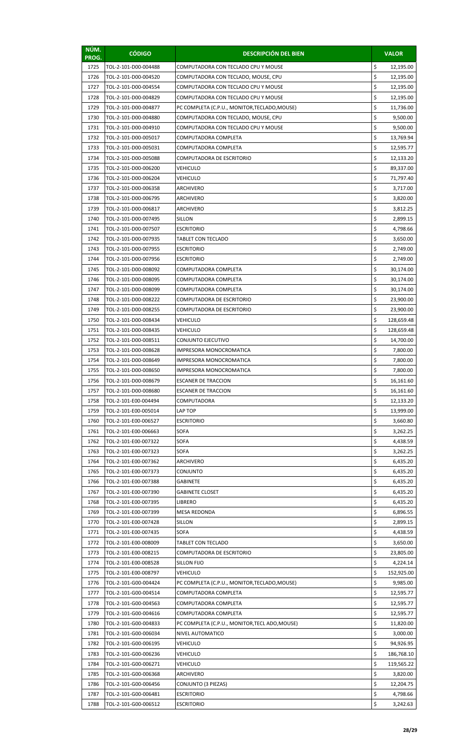| NÚM. PROG. | CÓDIGO | DESCRIPCIÓN DEL BIEN | VALOR |
|---|---|---|---|
| 1725 | TOL-2-101-D00-004488 | COMPUTADORA CON TECLADO CPU Y MOUSE | $ 12,195.00 |
| 1726 | TOL-2-101-D00-004520 | COMPUTADORA CON TECLADO, MOUSE, CPU | $ 12,195.00 |
| 1727 | TOL-2-101-D00-004554 | COMPUTADORA CON TECLADO CPU Y MOUSE | $ 12,195.00 |
| 1728 | TOL-2-101-D00-004829 | COMPUTADORA CON TECLADO CPU Y MOUSE | $ 12,195.00 |
| 1729 | TOL-2-101-D00-004877 | PC COMPLETA (C.P.U., MONITOR,TECLADO,MOUSE) | $ 11,736.00 |
| 1730 | TOL-2-101-D00-004880 | COMPUTADORA CON TECLADO, MOUSE, CPU | $ 9,500.00 |
| 1731 | TOL-2-101-D00-004910 | COMPUTADORA CON TECLADO CPU Y MOUSE | $ 9,500.00 |
| 1732 | TOL-2-101-D00-005017 | COMPUTADORA COMPLETA | $ 13,769.94 |
| 1733 | TOL-2-101-D00-005031 | COMPUTADORA COMPLETA | $ 12,595.77 |
| 1734 | TOL-2-101-D00-005088 | COMPUTADORA DE ESCRITORIO | $ 12,133.20 |
| 1735 | TOL-2-101-D00-006200 | VEHICULO | $ 89,337.00 |
| 1736 | TOL-2-101-D00-006204 | VEHICULO | $ 71,797.40 |
| 1737 | TOL-2-101-D00-006358 | ARCHIVERO | $ 3,717.00 |
| 1738 | TOL-2-101-D00-006795 | ARCHIVERO | $ 3,820.00 |
| 1739 | TOL-2-101-D00-006817 | ARCHIVERO | $ 3,812.25 |
| 1740 | TOL-2-101-D00-007495 | SILLON | $ 2,899.15 |
| 1741 | TOL-2-101-D00-007507 | ESCRITORIO | $ 4,798.66 |
| 1742 | TOL-2-101-D00-007935 | TABLET CON TECLADO | $ 3,650.00 |
| 1743 | TOL-2-101-D00-007955 | ESCRITORIO | $ 2,749.00 |
| 1744 | TOL-2-101-D00-007956 | ESCRITORIO | $ 2,749.00 |
| 1745 | TOL-2-101-D00-008092 | COMPUTADORA COMPLETA | $ 30,174.00 |
| 1746 | TOL-2-101-D00-008095 | COMPUTADORA COMPLETA | $ 30,174.00 |
| 1747 | TOL-2-101-D00-008099 | COMPUTADORA COMPLETA | $ 30,174.00 |
| 1748 | TOL-2-101-D00-008222 | COMPUTADORA DE ESCRITORIO | $ 23,900.00 |
| 1749 | TOL-2-101-D00-008255 | COMPUTADORA DE ESCRITORIO | $ 23,900.00 |
| 1750 | TOL-2-101-D00-008434 | VEHICULO | $ 128,659.48 |
| 1751 | TOL-2-101-D00-008435 | VEHICULO | $ 128,659.48 |
| 1752 | TOL-2-101-D00-008511 | CONJUNTO EJECUTIVO | $ 14,700.00 |
| 1753 | TOL-2-101-D00-008628 | IMPRESORA MONOCROMATICA | $ 7,800.00 |
| 1754 | TOL-2-101-D00-008649 | IMPRESORA MONOCROMATICA | $ 7,800.00 |
| 1755 | TOL-2-101-D00-008650 | IMPRESORA MONOCROMATICA | $ 7,800.00 |
| 1756 | TOL-2-101-D00-008679 | ESCANER DE TRACCION | $ 16,161.60 |
| 1757 | TOL-2-101-D00-008680 | ESCANER DE TRACCION | $ 16,161.60 |
| 1758 | TOL-2-101-E00-004494 | COMPUTADORA | $ 12,133.20 |
| 1759 | TOL-2-101-E00-005014 | LAP TOP | $ 13,999.00 |
| 1760 | TOL-2-101-E00-006527 | ESCRITORIO | $ 3,660.80 |
| 1761 | TOL-2-101-E00-006663 | SOFA | $ 3,262.25 |
| 1762 | TOL-2-101-E00-007322 | SOFA | $ 4,438.59 |
| 1763 | TOL-2-101-E00-007323 | SOFA | $ 3,262.25 |
| 1764 | TOL-2-101-E00-007362 | ARCHIVERO | $ 6,435.20 |
| 1765 | TOL-2-101-E00-007373 | CONJUNTO | $ 6,435.20 |
| 1766 | TOL-2-101-E00-007388 | GABINETE | $ 6,435.20 |
| 1767 | TOL-2-101-E00-007390 | GABINETE CLOSET | $ 6,435.20 |
| 1768 | TOL-2-101-E00-007395 | LIBRERO | $ 6,435.20 |
| 1769 | TOL-2-101-E00-007399 | MESA REDONDA | $ 6,896.55 |
| 1770 | TOL-2-101-E00-007428 | SILLON | $ 2,899.15 |
| 1771 | TOL-2-101-E00-007435 | SOFA | $ 4,438.59 |
| 1772 | TOL-2-101-E00-008009 | TABLET CON TECLADO | $ 3,650.00 |
| 1773 | TOL-2-101-E00-008215 | COMPUTADORA DE ESCRITORIO | $ 23,805.00 |
| 1774 | TOL-2-101-E00-008528 | SILLON FIJO | $ 4,224.14 |
| 1775 | TOL-2-101-E00-008797 | VEHICULO | $ 152,925.00 |
| 1776 | TOL-2-101-G00-004424 | PC COMPLETA (C.P.U., MONITOR,TECLADO,MOUSE) | $ 9,985.00 |
| 1777 | TOL-2-101-G00-004514 | COMPUTADORA COMPLETA | $ 12,595.77 |
| 1778 | TOL-2-101-G00-004563 | COMPUTADORA COMPLETA | $ 12,595.77 |
| 1779 | TOL-2-101-G00-004616 | COMPUTADORA COMPLETA | $ 12,595.77 |
| 1780 | TOL-2-101-G00-004833 | PC COMPLETA (C.P.U., MONITOR,TECL ADO,MOUSE) | $ 11,820.00 |
| 1781 | TOL-2-101-G00-006034 | NIVEL AUTOMATICO | $ 3,000.00 |
| 1782 | TOL-2-101-G00-006195 | VEHICULO | $ 94,926.95 |
| 1783 | TOL-2-101-G00-006236 | VEHICULO | $ 186,768.10 |
| 1784 | TOL-2-101-G00-006271 | VEHICULO | $ 119,565.22 |
| 1785 | TOL-2-101-G00-006368 | ARCHIVERO | $ 3,820.00 |
| 1786 | TOL-2-101-G00-006456 | CONJUNTO (3 PIEZAS) | $ 12,204.75 |
| 1787 | TOL-2-101-G00-006481 | ESCRITORIO | $ 4,798.66 |
| 1788 | TOL-2-101-G00-006512 | ESCRITORIO | $ 3,242.63 |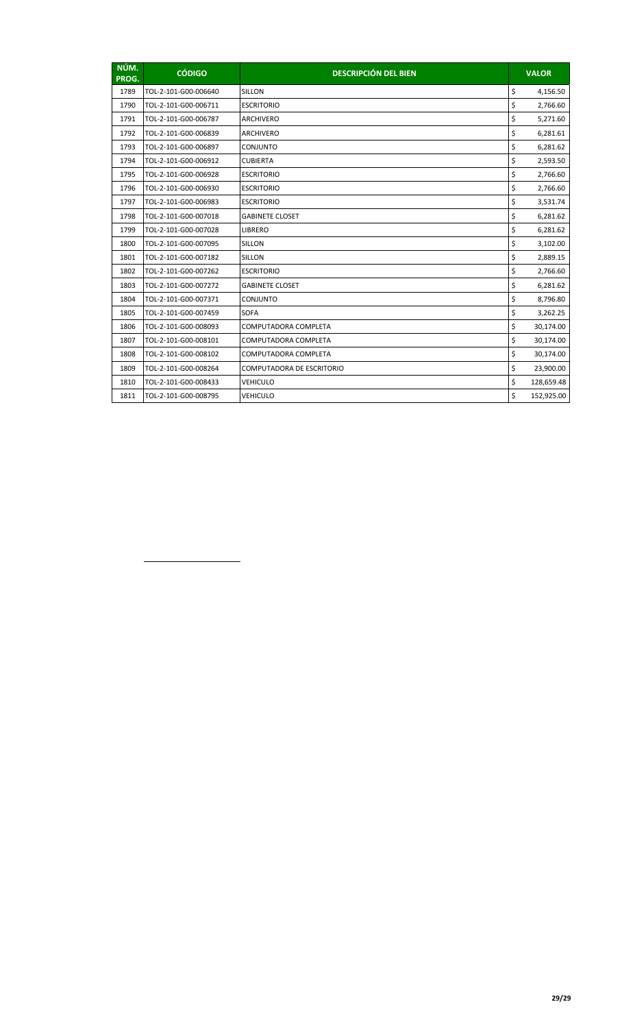| NÚM. PROG. | CÓDIGO | DESCRIPCIÓN DEL BIEN | VALOR |
|---|---|---|---|
| 1789 | TOL-2-101-G00-006640 | SILLON | $ 4,156.50 |
| 1790 | TOL-2-101-G00-006711 | ESCRITORIO | $ 2,766.60 |
| 1791 | TOL-2-101-G00-006787 | ARCHIVERO | $ 5,271.60 |
| 1792 | TOL-2-101-G00-006839 | ARCHIVERO | $ 6,281.61 |
| 1793 | TOL-2-101-G00-006897 | CONJUNTO | $ 6,281.62 |
| 1794 | TOL-2-101-G00-006912 | CUBIERTA | $ 2,593.50 |
| 1795 | TOL-2-101-G00-006928 | ESCRITORIO | $ 2,766.60 |
| 1796 | TOL-2-101-G00-006930 | ESCRITORIO | $ 2,766.60 |
| 1797 | TOL-2-101-G00-006983 | ESCRITORIO | $ 3,531.74 |
| 1798 | TOL-2-101-G00-007018 | GABINETE CLOSET | $ 6,281.62 |
| 1799 | TOL-2-101-G00-007028 | LIBRERO | $ 6,281.62 |
| 1800 | TOL-2-101-G00-007095 | SILLON | $ 3,102.00 |
| 1801 | TOL-2-101-G00-007182 | SILLON | $ 2,889.15 |
| 1802 | TOL-2-101-G00-007262 | ESCRITORIO | $ 2,766.60 |
| 1803 | TOL-2-101-G00-007272 | GABINETE CLOSET | $ 6,281.62 |
| 1804 | TOL-2-101-G00-007371 | CONJUNTO | $ 8,796.80 |
| 1805 | TOL-2-101-G00-007459 | SOFA | $ 3,262.25 |
| 1806 | TOL-2-101-G00-008093 | COMPUTADORA COMPLETA | $ 30,174.00 |
| 1807 | TOL-2-101-G00-008101 | COMPUTADORA COMPLETA | $ 30,174.00 |
| 1808 | TOL-2-101-G00-008102 | COMPUTADORA COMPLETA | $ 30,174.00 |
| 1809 | TOL-2-101-G00-008264 | COMPUTADORA DE ESCRITORIO | $ 23,900.00 |
| 1810 | TOL-2-101-G00-008433 | VEHICULO | $ 128,659.48 |
| 1811 | TOL-2-101-G00-008795 | VEHICULO | $ 152,925.00 |